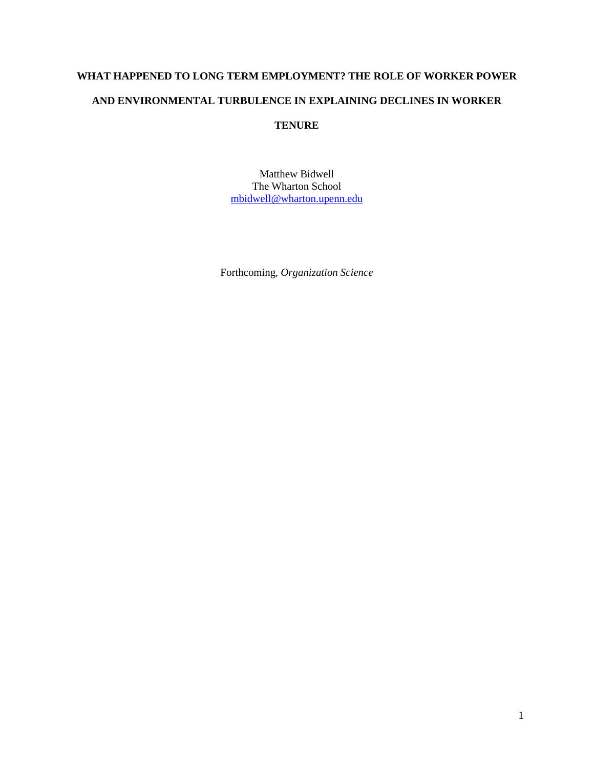# WHAT HAPPENED TO LONG TERM EMPLOYMENT? THE ROLE OF WORKER POWER AND ENVIRONMENTAL TURBULENCE IN EXPLAINING DECLINES IN WORKER TENURE

Matthew Bidwell
The Wharton School
mbidwell@wharton.upenn.edu

Forthcoming, *Organization Science*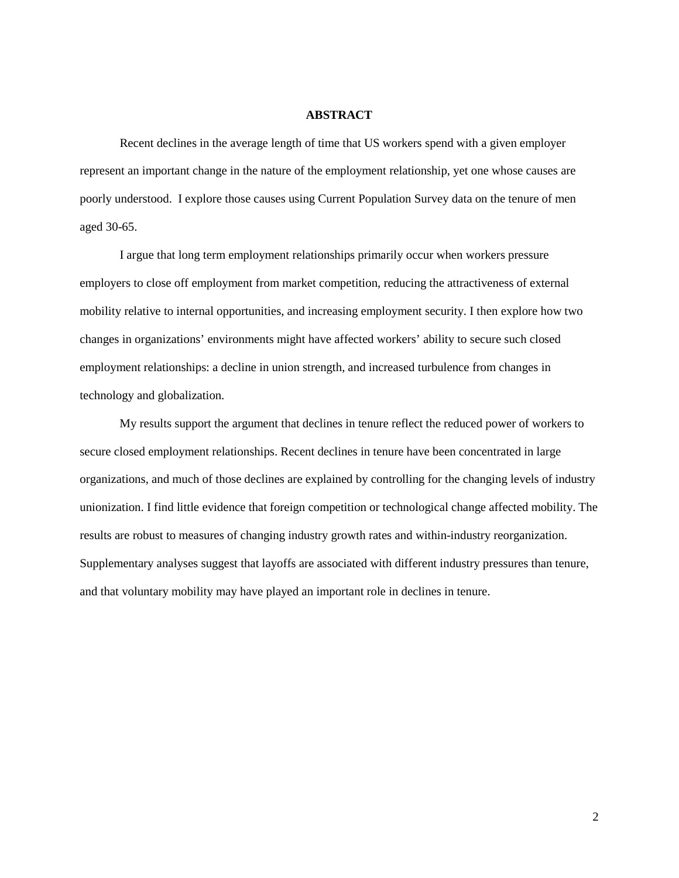## ABSTRACT

Recent declines in the average length of time that US workers spend with a given employer represent an important change in the nature of the employment relationship, yet one whose causes are poorly understood. I explore those causes using Current Population Survey data on the tenure of men aged 30-65.

I argue that long term employment relationships primarily occur when workers pressure employers to close off employment from market competition, reducing the attractiveness of external mobility relative to internal opportunities, and increasing employment security. I then explore how two changes in organizations' environments might have affected workers' ability to secure such closed employment relationships: a decline in union strength, and increased turbulence from changes in technology and globalization.

My results support the argument that declines in tenure reflect the reduced power of workers to secure closed employment relationships. Recent declines in tenure have been concentrated in large organizations, and much of those declines are explained by controlling for the changing levels of industry unionization. I find little evidence that foreign competition or technological change affected mobility. The results are robust to measures of changing industry growth rates and within-industry reorganization. Supplementary analyses suggest that layoffs are associated with different industry pressures than tenure, and that voluntary mobility may have played an important role in declines in tenure.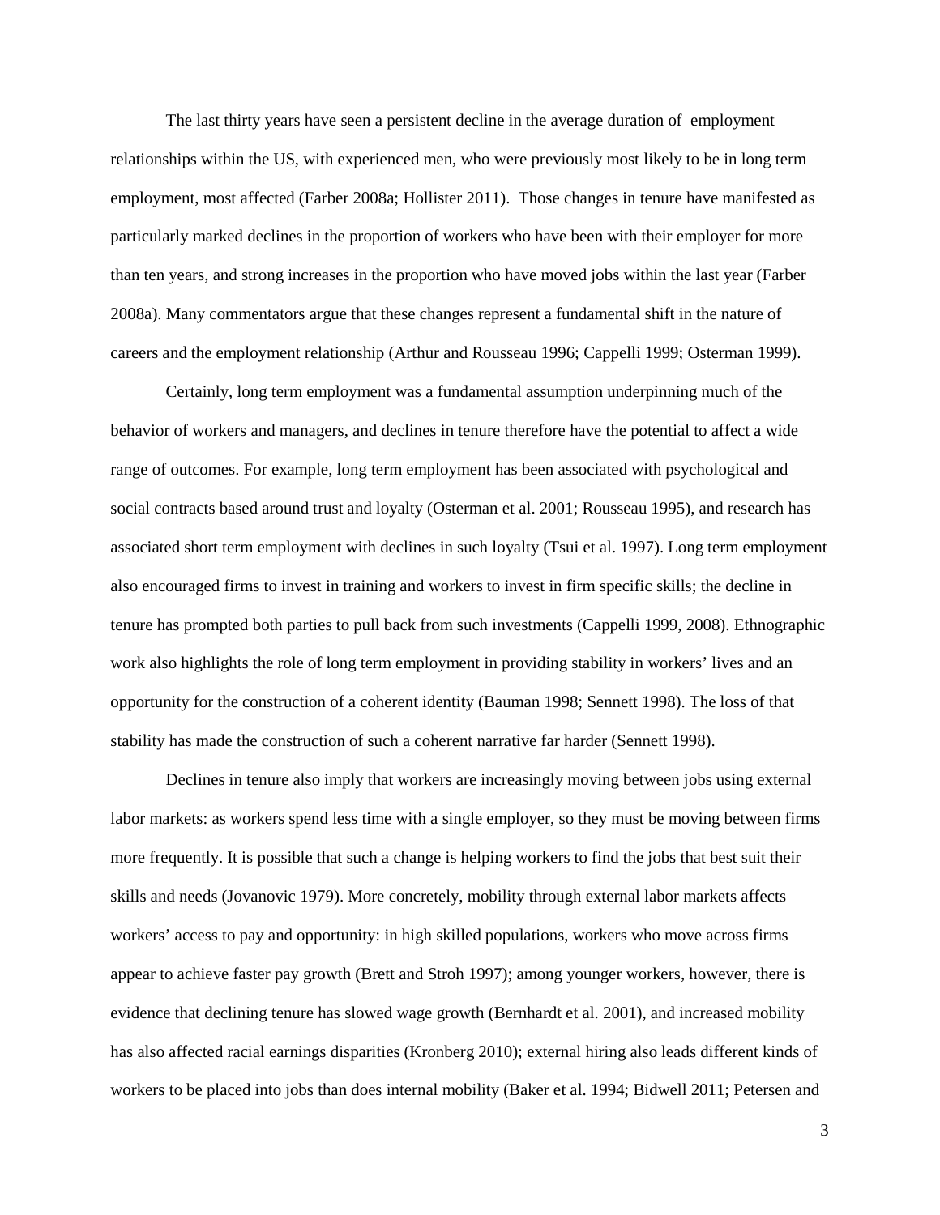The last thirty years have seen a persistent decline in the average duration of employment relationships within the US, with experienced men, who were previously most likely to be in long term employment, most affected (Farber 2008a; Hollister 2011). Those changes in tenure have manifested as particularly marked declines in the proportion of workers who have been with their employer for more than ten years, and strong increases in the proportion who have moved jobs within the last year (Farber 2008a). Many commentators argue that these changes represent a fundamental shift in the nature of careers and the employment relationship (Arthur and Rousseau 1996; Cappelli 1999; Osterman 1999).

Certainly, long term employment was a fundamental assumption underpinning much of the behavior of workers and managers, and declines in tenure therefore have the potential to affect a wide range of outcomes. For example, long term employment has been associated with psychological and social contracts based around trust and loyalty (Osterman et al. 2001; Rousseau 1995), and research has associated short term employment with declines in such loyalty (Tsui et al. 1997). Long term employment also encouraged firms to invest in training and workers to invest in firm specific skills; the decline in tenure has prompted both parties to pull back from such investments (Cappelli 1999, 2008). Ethnographic work also highlights the role of long term employment in providing stability in workers' lives and an opportunity for the construction of a coherent identity (Bauman 1998; Sennett 1998). The loss of that stability has made the construction of such a coherent narrative far harder (Sennett 1998).

Declines in tenure also imply that workers are increasingly moving between jobs using external labor markets: as workers spend less time with a single employer, so they must be moving between firms more frequently. It is possible that such a change is helping workers to find the jobs that best suit their skills and needs (Jovanovic 1979). More concretely, mobility through external labor markets affects workers' access to pay and opportunity: in high skilled populations, workers who move across firms appear to achieve faster pay growth (Brett and Stroh 1997); among younger workers, however, there is evidence that declining tenure has slowed wage growth (Bernhardt et al. 2001), and increased mobility has also affected racial earnings disparities (Kronberg 2010); external hiring also leads different kinds of workers to be placed into jobs than does internal mobility (Baker et al. 1994; Bidwell 2011; Petersen and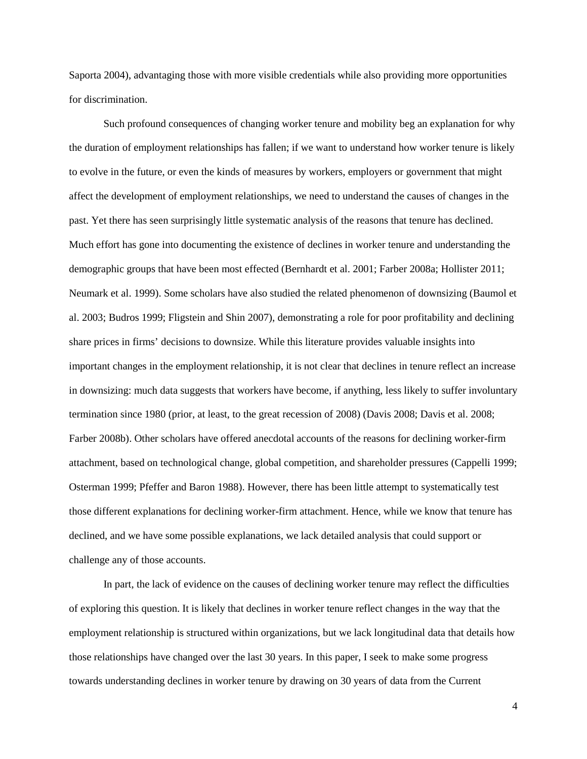Saporta 2004), advantaging those with more visible credentials while also providing more opportunities for discrimination.

Such profound consequences of changing worker tenure and mobility beg an explanation for why the duration of employment relationships has fallen; if we want to understand how worker tenure is likely to evolve in the future, or even the kinds of measures by workers, employers or government that might affect the development of employment relationships, we need to understand the causes of changes in the past. Yet there has seen surprisingly little systematic analysis of the reasons that tenure has declined. Much effort has gone into documenting the existence of declines in worker tenure and understanding the demographic groups that have been most effected (Bernhardt et al. 2001; Farber 2008a; Hollister 2011; Neumark et al. 1999). Some scholars have also studied the related phenomenon of downsizing (Baumol et al. 2003; Budros 1999; Fligstein and Shin 2007), demonstrating a role for poor profitability and declining share prices in firms' decisions to downsize. While this literature provides valuable insights into important changes in the employment relationship, it is not clear that declines in tenure reflect an increase in downsizing: much data suggests that workers have become, if anything, less likely to suffer involuntary termination since 1980 (prior, at least, to the great recession of 2008) (Davis 2008; Davis et al. 2008; Farber 2008b). Other scholars have offered anecdotal accounts of the reasons for declining worker-firm attachment, based on technological change, global competition, and shareholder pressures (Cappelli 1999; Osterman 1999; Pfeffer and Baron 1988). However, there has been little attempt to systematically test those different explanations for declining worker-firm attachment. Hence, while we know that tenure has declined, and we have some possible explanations, we lack detailed analysis that could support or challenge any of those accounts.

In part, the lack of evidence on the causes of declining worker tenure may reflect the difficulties of exploring this question. It is likely that declines in worker tenure reflect changes in the way that the employment relationship is structured within organizations, but we lack longitudinal data that details how those relationships have changed over the last 30 years. In this paper, I seek to make some progress towards understanding declines in worker tenure by drawing on 30 years of data from the Current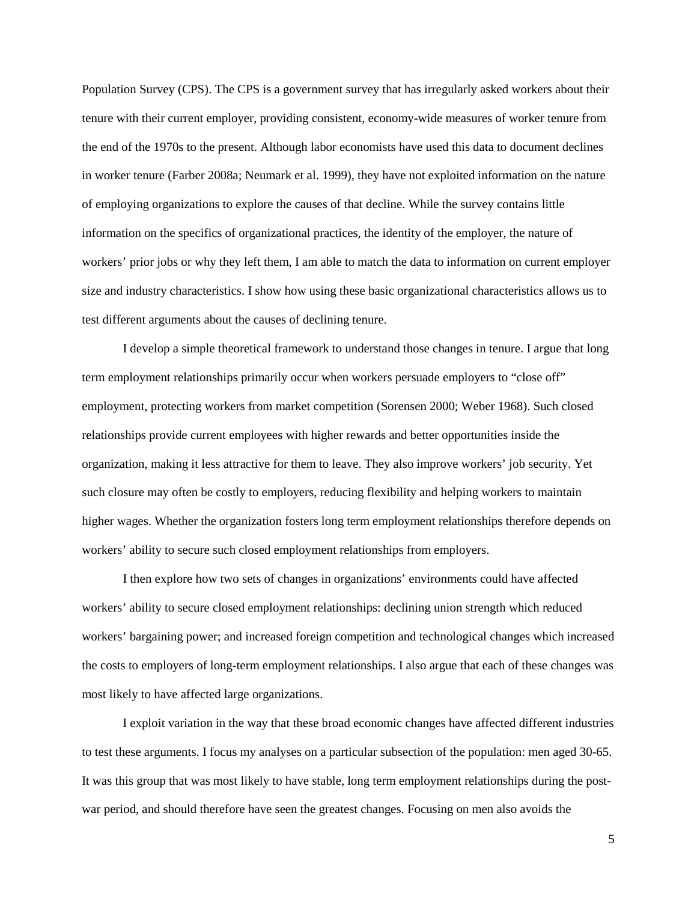Population Survey (CPS). The CPS is a government survey that has irregularly asked workers about their tenure with their current employer, providing consistent, economy-wide measures of worker tenure from the end of the 1970s to the present. Although labor economists have used this data to document declines in worker tenure (Farber 2008a; Neumark et al. 1999), they have not exploited information on the nature of employing organizations to explore the causes of that decline. While the survey contains little information on the specifics of organizational practices, the identity of the employer, the nature of workers' prior jobs or why they left them, I am able to match the data to information on current employer size and industry characteristics. I show how using these basic organizational characteristics allows us to test different arguments about the causes of declining tenure.

I develop a simple theoretical framework to understand those changes in tenure. I argue that long term employment relationships primarily occur when workers persuade employers to "close off" employment, protecting workers from market competition (Sorensen 2000; Weber 1968). Such closed relationships provide current employees with higher rewards and better opportunities inside the organization, making it less attractive for them to leave. They also improve workers' job security. Yet such closure may often be costly to employers, reducing flexibility and helping workers to maintain higher wages. Whether the organization fosters long term employment relationships therefore depends on workers' ability to secure such closed employment relationships from employers.

I then explore how two sets of changes in organizations' environments could have affected workers' ability to secure closed employment relationships: declining union strength which reduced workers' bargaining power; and increased foreign competition and technological changes which increased the costs to employers of long-term employment relationships. I also argue that each of these changes was most likely to have affected large organizations.

I exploit variation in the way that these broad economic changes have affected different industries to test these arguments. I focus my analyses on a particular subsection of the population: men aged 30-65. It was this group that was most likely to have stable, long term employment relationships during the post-war period, and should therefore have seen the greatest changes. Focusing on men also avoids the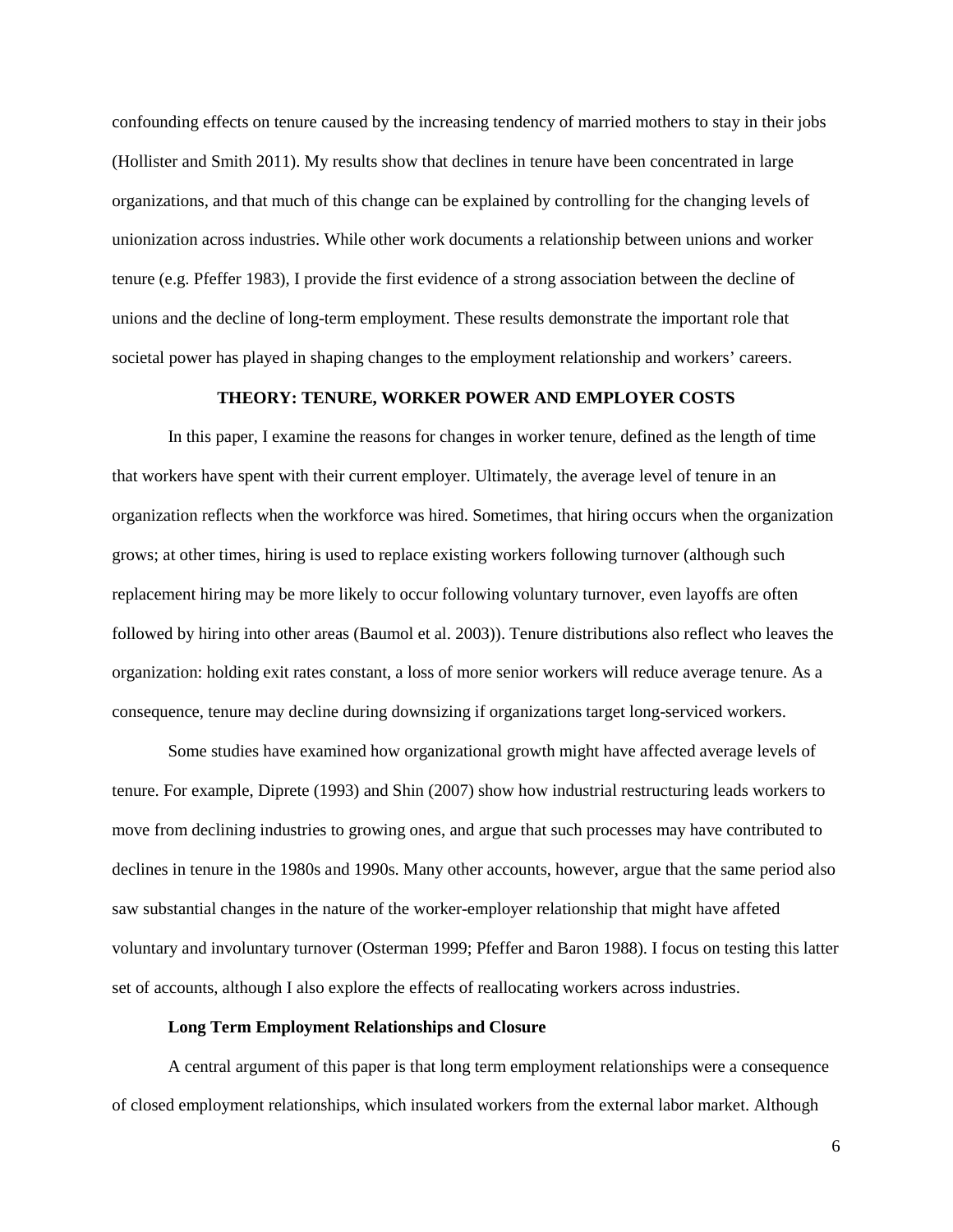confounding effects on tenure caused by the increasing tendency of married mothers to stay in their jobs (Hollister and Smith 2011). My results show that declines in tenure have been concentrated in large organizations, and that much of this change can be explained by controlling for the changing levels of unionization across industries. While other work documents a relationship between unions and worker tenure (e.g. Pfeffer 1983), I provide the first evidence of a strong association between the decline of unions and the decline of long-term employment. These results demonstrate the important role that societal power has played in shaping changes to the employment relationship and workers' careers.

## THEORY: TENURE, WORKER POWER AND EMPLOYER COSTS

In this paper, I examine the reasons for changes in worker tenure, defined as the length of time that workers have spent with their current employer. Ultimately, the average level of tenure in an organization reflects when the workforce was hired. Sometimes, that hiring occurs when the organization grows; at other times, hiring is used to replace existing workers following turnover (although such replacement hiring may be more likely to occur following voluntary turnover, even layoffs are often followed by hiring into other areas (Baumol et al. 2003)). Tenure distributions also reflect who leaves the organization: holding exit rates constant, a loss of more senior workers will reduce average tenure. As a consequence, tenure may decline during downsizing if organizations target long-serviced workers.

Some studies have examined how organizational growth might have affected average levels of tenure. For example, Diprete (1993) and Shin (2007) show how industrial restructuring leads workers to move from declining industries to growing ones, and argue that such processes may have contributed to declines in tenure in the 1980s and 1990s. Many other accounts, however, argue that the same period also saw substantial changes in the nature of the worker-employer relationship that might have affeted voluntary and involuntary turnover (Osterman 1999; Pfeffer and Baron 1988). I focus on testing this latter set of accounts, although I also explore the effects of reallocating workers across industries.

### Long Term Employment Relationships and Closure

A central argument of this paper is that long term employment relationships were a consequence of closed employment relationships, which insulated workers from the external labor market. Although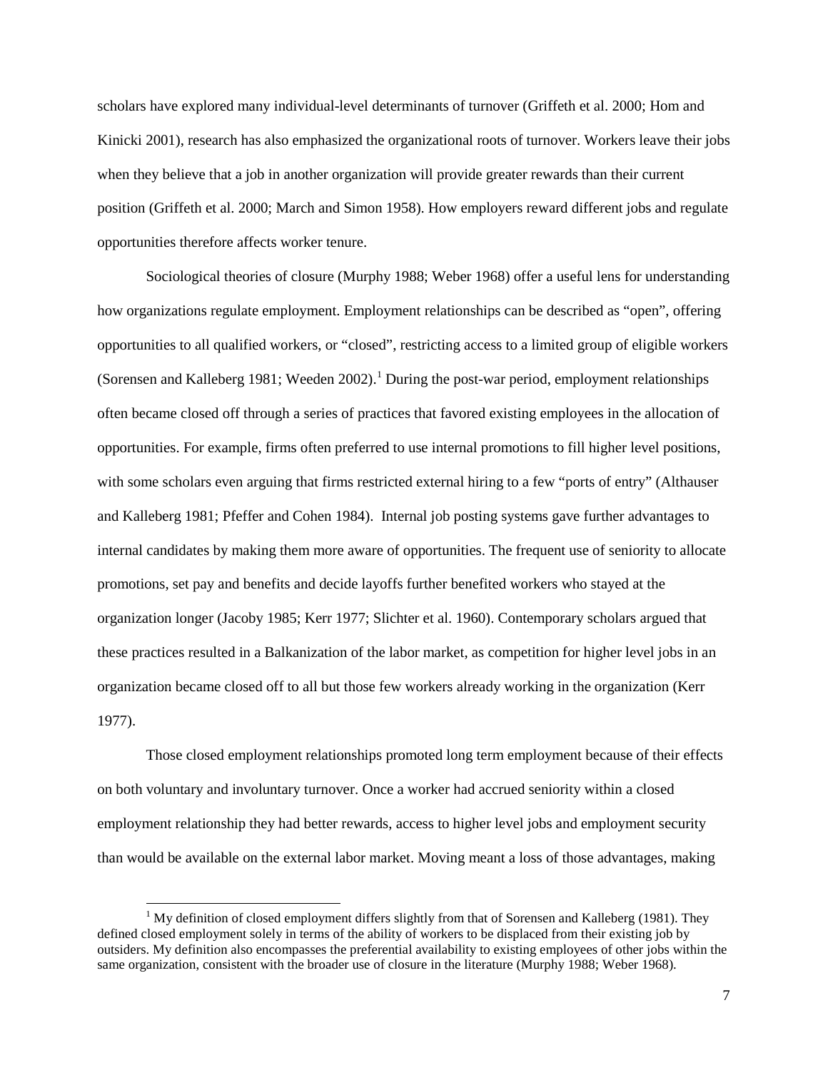scholars have explored many individual-level determinants of turnover (Griffeth et al. 2000; Hom and Kinicki 2001), research has also emphasized the organizational roots of turnover. Workers leave their jobs when they believe that a job in another organization will provide greater rewards than their current position (Griffeth et al. 2000; March and Simon 1958). How employers reward different jobs and regulate opportunities therefore affects worker tenure.

Sociological theories of closure (Murphy 1988; Weber 1968) offer a useful lens for understanding how organizations regulate employment. Employment relationships can be described as "open", offering opportunities to all qualified workers, or "closed", restricting access to a limited group of eligible workers (Sorensen and Kalleberg 1981; Weeden 2002).[1] During the post-war period, employment relationships often became closed off through a series of practices that favored existing employees in the allocation of opportunities. For example, firms often preferred to use internal promotions to fill higher level positions, with some scholars even arguing that firms restricted external hiring to a few "ports of entry" (Althauser and Kalleberg 1981; Pfeffer and Cohen 1984). Internal job posting systems gave further advantages to internal candidates by making them more aware of opportunities. The frequent use of seniority to allocate promotions, set pay and benefits and decide layoffs further benefited workers who stayed at the organization longer (Jacoby 1985; Kerr 1977; Slichter et al. 1960). Contemporary scholars argued that these practices resulted in a Balkanization of the labor market, as competition for higher level jobs in an organization became closed off to all but those few workers already working in the organization (Kerr 1977).

Those closed employment relationships promoted long term employment because of their effects on both voluntary and involuntary turnover. Once a worker had accrued seniority within a closed employment relationship they had better rewards, access to higher level jobs and employment security than would be available on the external labor market. Moving meant a loss of those advantages, making

[1] My definition of closed employment differs slightly from that of Sorensen and Kalleberg (1981). They defined closed employment solely in terms of the ability of workers to be displaced from their existing job by outsiders. My definition also encompasses the preferential availability to existing employees of other jobs within the same organization, consistent with the broader use of closure in the literature (Murphy 1988; Weber 1968).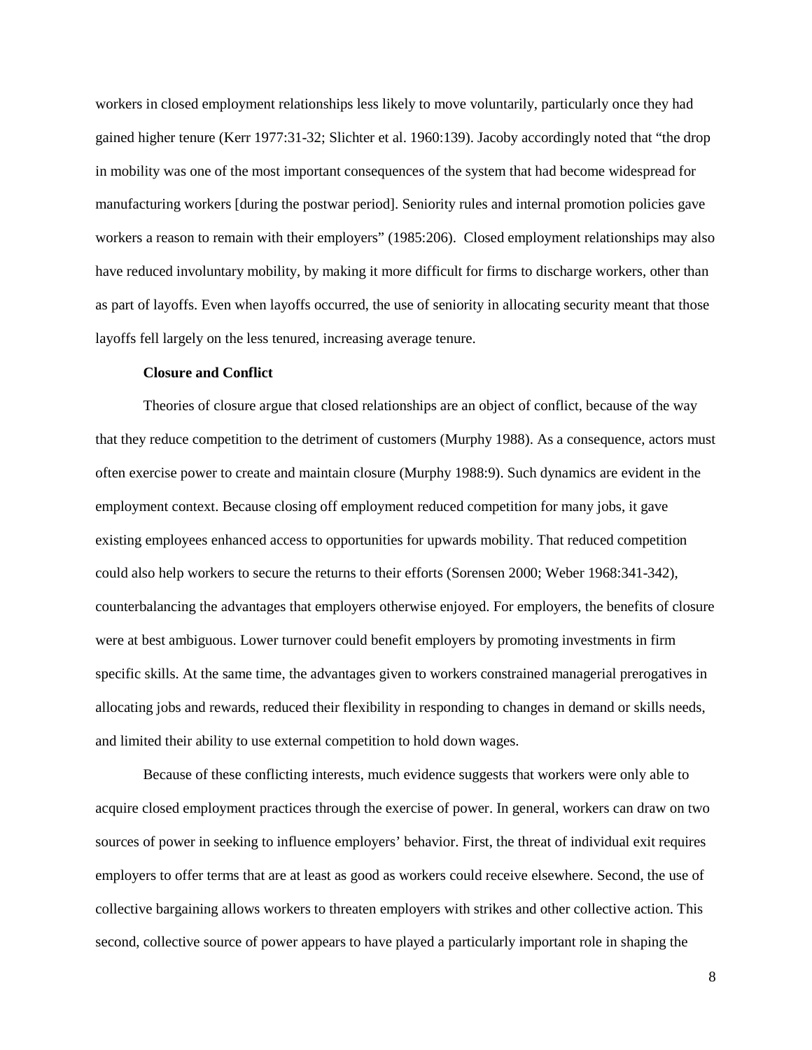workers in closed employment relationships less likely to move voluntarily, particularly once they had gained higher tenure (Kerr 1977:31-32; Slichter et al. 1960:139). Jacoby accordingly noted that "the drop in mobility was one of the most important consequences of the system that had become widespread for manufacturing workers [during the postwar period]. Seniority rules and internal promotion policies gave workers a reason to remain with their employers" (1985:206). Closed employment relationships may also have reduced involuntary mobility, by making it more difficult for firms to discharge workers, other than as part of layoffs. Even when layoffs occurred, the use of seniority in allocating security meant that those layoffs fell largely on the less tenured, increasing average tenure.

**Closure and Conflict**

Theories of closure argue that closed relationships are an object of conflict, because of the way that they reduce competition to the detriment of customers (Murphy 1988). As a consequence, actors must often exercise power to create and maintain closure (Murphy 1988:9). Such dynamics are evident in the employment context. Because closing off employment reduced competition for many jobs, it gave existing employees enhanced access to opportunities for upwards mobility. That reduced competition could also help workers to secure the returns to their efforts (Sorensen 2000; Weber 1968:341-342), counterbalancing the advantages that employers otherwise enjoyed. For employers, the benefits of closure were at best ambiguous. Lower turnover could benefit employers by promoting investments in firm specific skills. At the same time, the advantages given to workers constrained managerial prerogatives in allocating jobs and rewards, reduced their flexibility in responding to changes in demand or skills needs, and limited their ability to use external competition to hold down wages.

Because of these conflicting interests, much evidence suggests that workers were only able to acquire closed employment practices through the exercise of power. In general, workers can draw on two sources of power in seeking to influence employers' behavior. First, the threat of individual exit requires employers to offer terms that are at least as good as workers could receive elsewhere. Second, the use of collective bargaining allows workers to threaten employers with strikes and other collective action. This second, collective source of power appears to have played a particularly important role in shaping the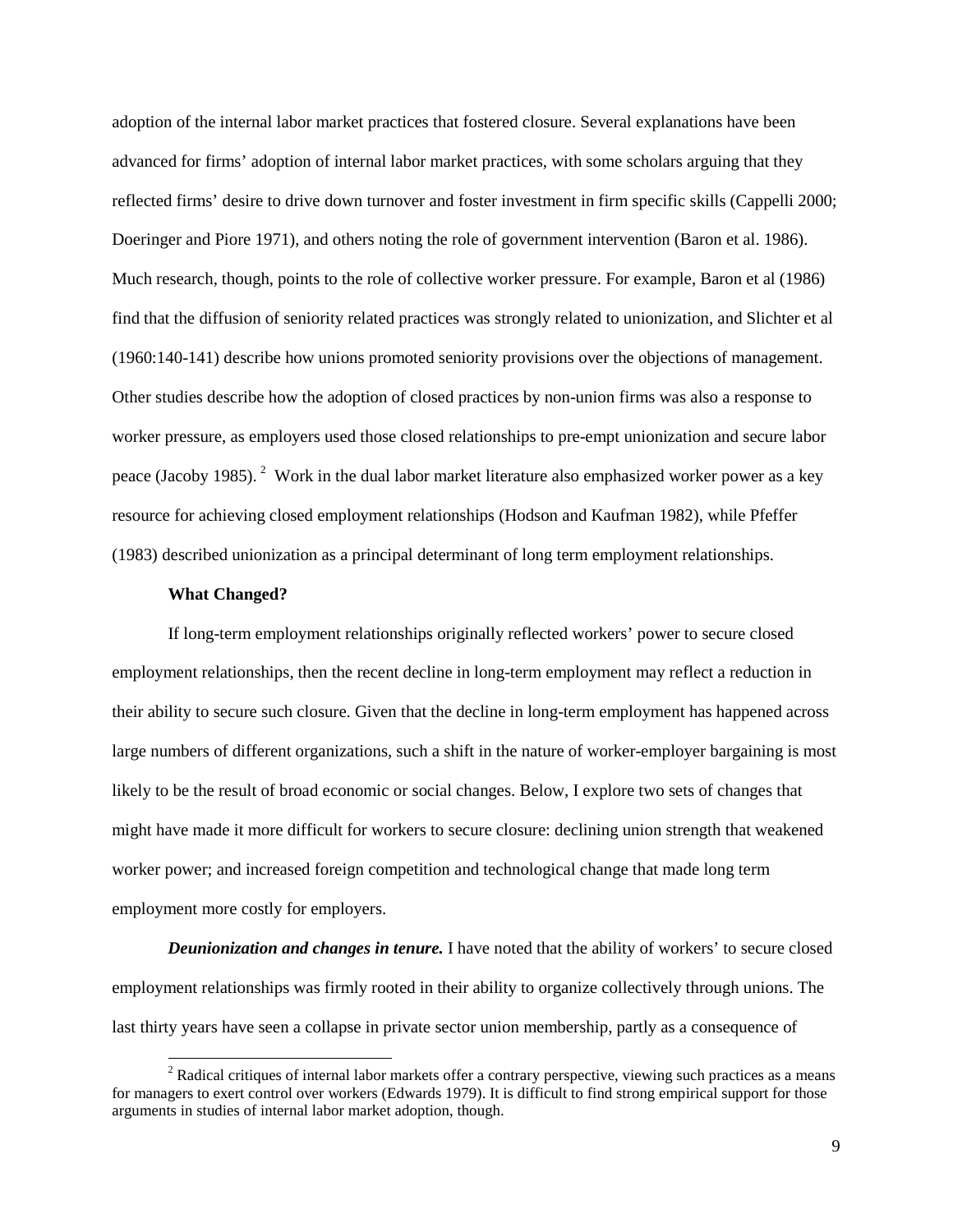adoption of the internal labor market practices that fostered closure. Several explanations have been advanced for firms' adoption of internal labor market practices, with some scholars arguing that they reflected firms' desire to drive down turnover and foster investment in firm specific skills (Cappelli 2000; Doeringer and Piore 1971), and others noting the role of government intervention (Baron et al. 1986). Much research, though, points to the role of collective worker pressure. For example, Baron et al (1986) find that the diffusion of seniority related practices was strongly related to unionization, and Slichter et al (1960:140-141) describe how unions promoted seniority provisions over the objections of management. Other studies describe how the adoption of closed practices by non-union firms was also a response to worker pressure, as employers used those closed relationships to pre-empt unionization and secure labor peace (Jacoby 1985).[2] Work in the dual labor market literature also emphasized worker power as a key resource for achieving closed employment relationships (Hodson and Kaufman 1982), while Pfeffer (1983) described unionization as a principal determinant of long term employment relationships.

**What Changed?**

If long-term employment relationships originally reflected workers' power to secure closed employment relationships, then the recent decline in long-term employment may reflect a reduction in their ability to secure such closure. Given that the decline in long-term employment has happened across large numbers of different organizations, such a shift in the nature of worker-employer bargaining is most likely to be the result of broad economic or social changes. Below, I explore two sets of changes that might have made it more difficult for workers to secure closure: declining union strength that weakened worker power; and increased foreign competition and technological change that made long term employment more costly for employers.

***Deunionization and changes in tenure.*** I have noted that the ability of workers' to secure closed employment relationships was firmly rooted in their ability to organize collectively through unions. The last thirty years have seen a collapse in private sector union membership, partly as a consequence of

[2] Radical critiques of internal labor markets offer a contrary perspective, viewing such practices as a means for managers to exert control over workers (Edwards 1979). It is difficult to find strong empirical support for those arguments in studies of internal labor market adoption, though.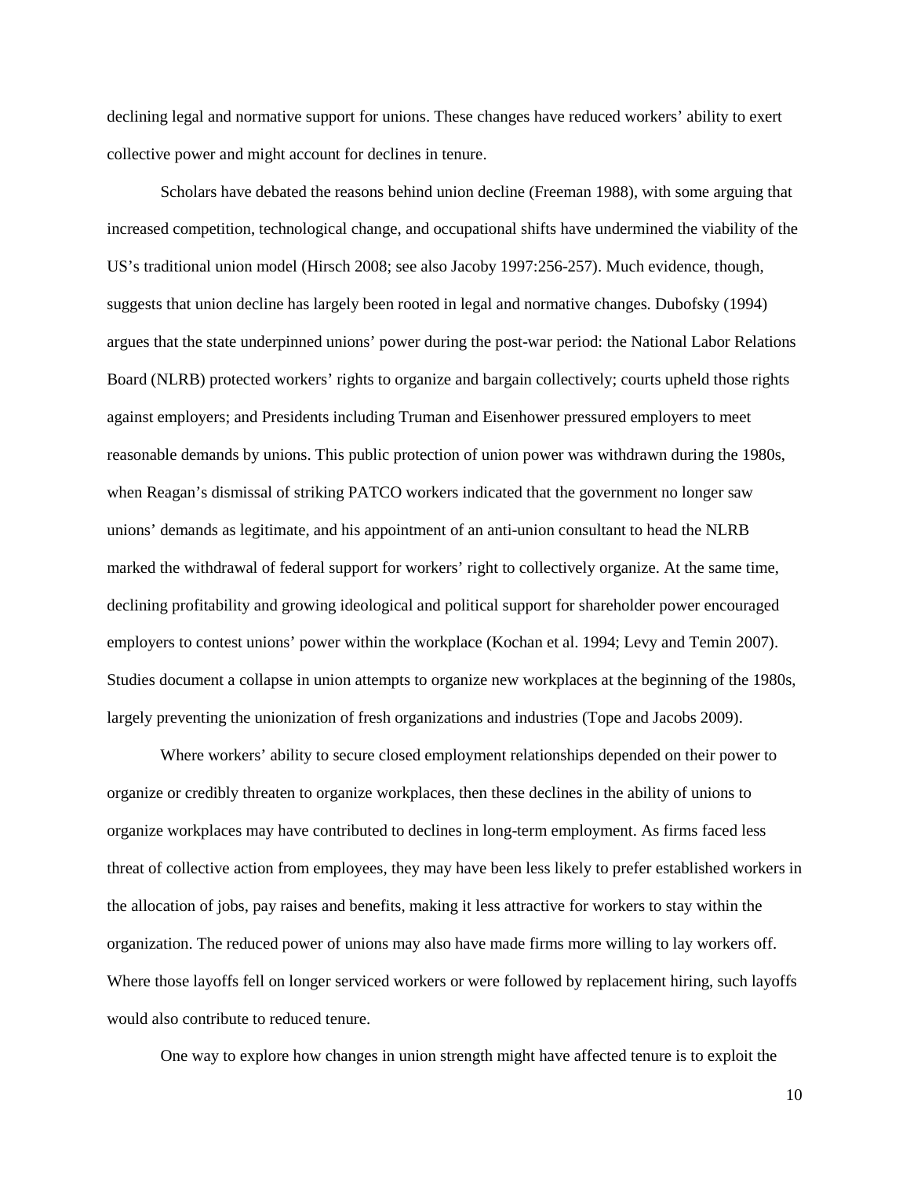declining legal and normative support for unions. These changes have reduced workers' ability to exert collective power and might account for declines in tenure.

Scholars have debated the reasons behind union decline (Freeman 1988), with some arguing that increased competition, technological change, and occupational shifts have undermined the viability of the US's traditional union model (Hirsch 2008; see also Jacoby 1997:256-257). Much evidence, though, suggests that union decline has largely been rooted in legal and normative changes. Dubofsky (1994) argues that the state underpinned unions' power during the post-war period: the National Labor Relations Board (NLRB) protected workers' rights to organize and bargain collectively; courts upheld those rights against employers; and Presidents including Truman and Eisenhower pressured employers to meet reasonable demands by unions. This public protection of union power was withdrawn during the 1980s, when Reagan's dismissal of striking PATCO workers indicated that the government no longer saw unions' demands as legitimate, and his appointment of an anti-union consultant to head the NLRB marked the withdrawal of federal support for workers' right to collectively organize. At the same time, declining profitability and growing ideological and political support for shareholder power encouraged employers to contest unions' power within the workplace (Kochan et al. 1994; Levy and Temin 2007). Studies document a collapse in union attempts to organize new workplaces at the beginning of the 1980s, largely preventing the unionization of fresh organizations and industries (Tope and Jacobs 2009).

Where workers' ability to secure closed employment relationships depended on their power to organize or credibly threaten to organize workplaces, then these declines in the ability of unions to organize workplaces may have contributed to declines in long-term employment. As firms faced less threat of collective action from employees, they may have been less likely to prefer established workers in the allocation of jobs, pay raises and benefits, making it less attractive for workers to stay within the organization. The reduced power of unions may also have made firms more willing to lay workers off. Where those layoffs fell on longer serviced workers or were followed by replacement hiring, such layoffs would also contribute to reduced tenure.

One way to explore how changes in union strength might have affected tenure is to exploit the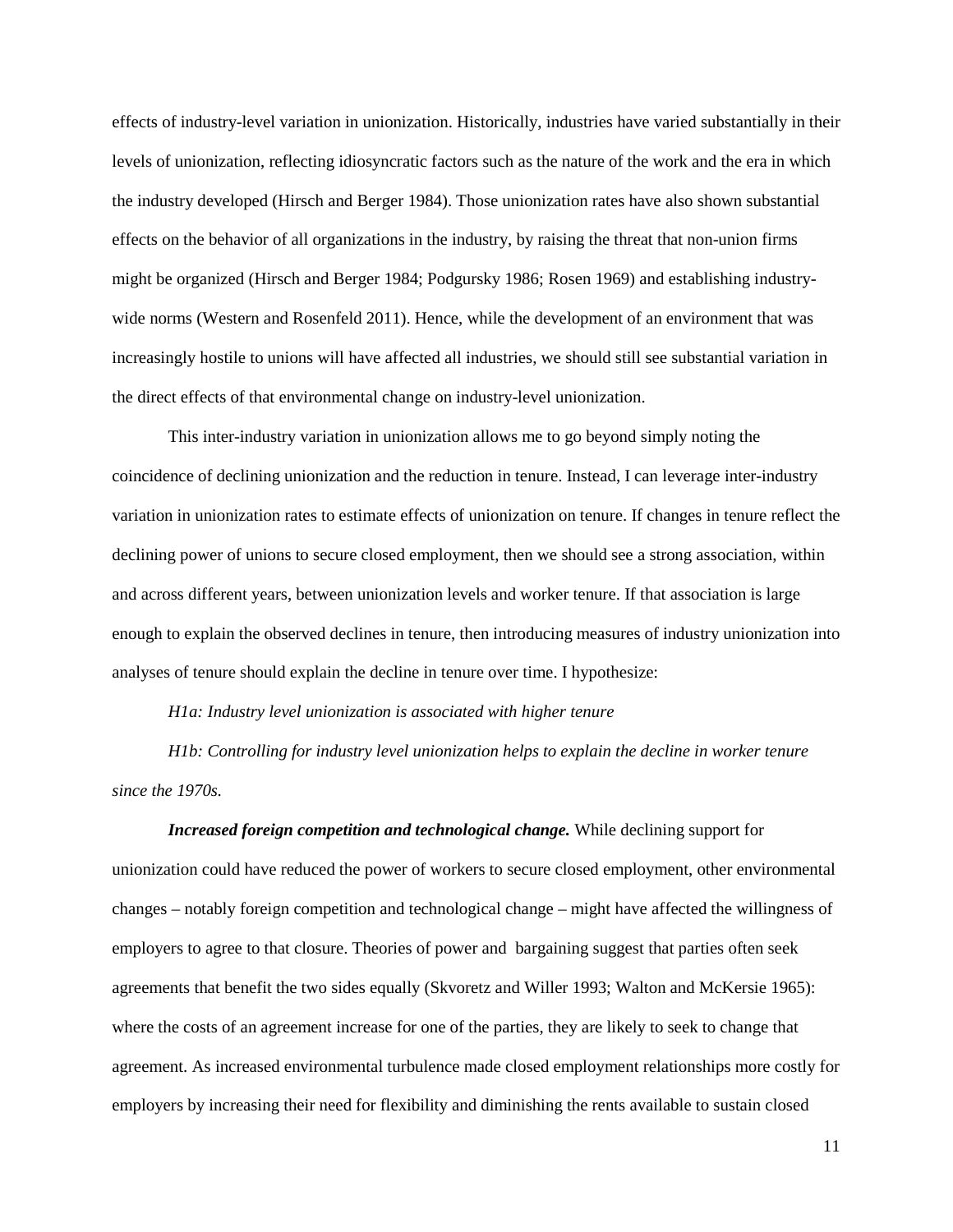effects of industry-level variation in unionization. Historically, industries have varied substantially in their levels of unionization, reflecting idiosyncratic factors such as the nature of the work and the era in which the industry developed (Hirsch and Berger 1984). Those unionization rates have also shown substantial effects on the behavior of all organizations in the industry, by raising the threat that non-union firms might be organized (Hirsch and Berger 1984; Podgursky 1986; Rosen 1969) and establishing industry-wide norms (Western and Rosenfeld 2011). Hence, while the development of an environment that was increasingly hostile to unions will have affected all industries, we should still see substantial variation in the direct effects of that environmental change on industry-level unionization.

This inter-industry variation in unionization allows me to go beyond simply noting the coincidence of declining unionization and the reduction in tenure. Instead, I can leverage inter-industry variation in unionization rates to estimate effects of unionization on tenure. If changes in tenure reflect the declining power of unions to secure closed employment, then we should see a strong association, within and across different years, between unionization levels and worker tenure. If that association is large enough to explain the observed declines in tenure, then introducing measures of industry unionization into analyses of tenure should explain the decline in tenure over time. I hypothesize:

*H1a: Industry level unionization is associated with higher tenure*

*H1b: Controlling for industry level unionization helps to explain the decline in worker tenure since the 1970s.*

***Increased foreign competition and technological change.*** While declining support for unionization could have reduced the power of workers to secure closed employment, other environmental changes – notably foreign competition and technological change – might have affected the willingness of employers to agree to that closure. Theories of power and bargaining suggest that parties often seek agreements that benefit the two sides equally (Skvoretz and Willer 1993; Walton and McKersie 1965): where the costs of an agreement increase for one of the parties, they are likely to seek to change that agreement. As increased environmental turbulence made closed employment relationships more costly for employers by increasing their need for flexibility and diminishing the rents available to sustain closed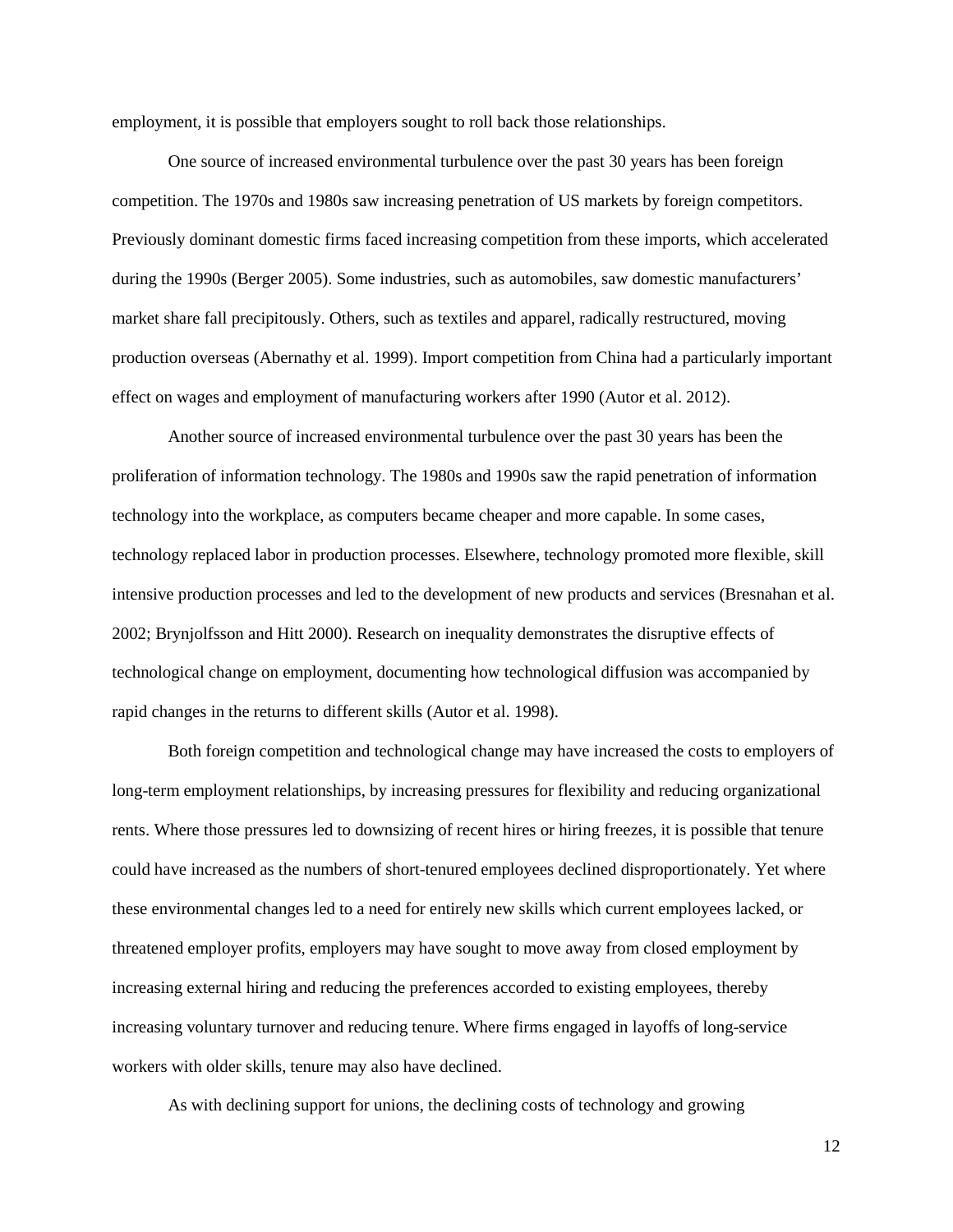employment, it is possible that employers sought to roll back those relationships.

One source of increased environmental turbulence over the past 30 years has been foreign competition. The 1970s and 1980s saw increasing penetration of US markets by foreign competitors. Previously dominant domestic firms faced increasing competition from these imports, which accelerated during the 1990s (Berger 2005). Some industries, such as automobiles, saw domestic manufacturers' market share fall precipitously. Others, such as textiles and apparel, radically restructured, moving production overseas (Abernathy et al. 1999). Import competition from China had a particularly important effect on wages and employment of manufacturing workers after 1990 (Autor et al. 2012).

Another source of increased environmental turbulence over the past 30 years has been the proliferation of information technology. The 1980s and 1990s saw the rapid penetration of information technology into the workplace, as computers became cheaper and more capable. In some cases, technology replaced labor in production processes. Elsewhere, technology promoted more flexible, skill intensive production processes and led to the development of new products and services (Bresnahan et al. 2002; Brynjolfsson and Hitt 2000). Research on inequality demonstrates the disruptive effects of technological change on employment, documenting how technological diffusion was accompanied by rapid changes in the returns to different skills (Autor et al. 1998).

Both foreign competition and technological change may have increased the costs to employers of long-term employment relationships, by increasing pressures for flexibility and reducing organizational rents. Where those pressures led to downsizing of recent hires or hiring freezes, it is possible that tenure could have increased as the numbers of short-tenured employees declined disproportionately. Yet where these environmental changes led to a need for entirely new skills which current employees lacked, or threatened employer profits, employers may have sought to move away from closed employment by increasing external hiring and reducing the preferences accorded to existing employees, thereby increasing voluntary turnover and reducing tenure. Where firms engaged in layoffs of long-service workers with older skills, tenure may also have declined.

As with declining support for unions, the declining costs of technology and growing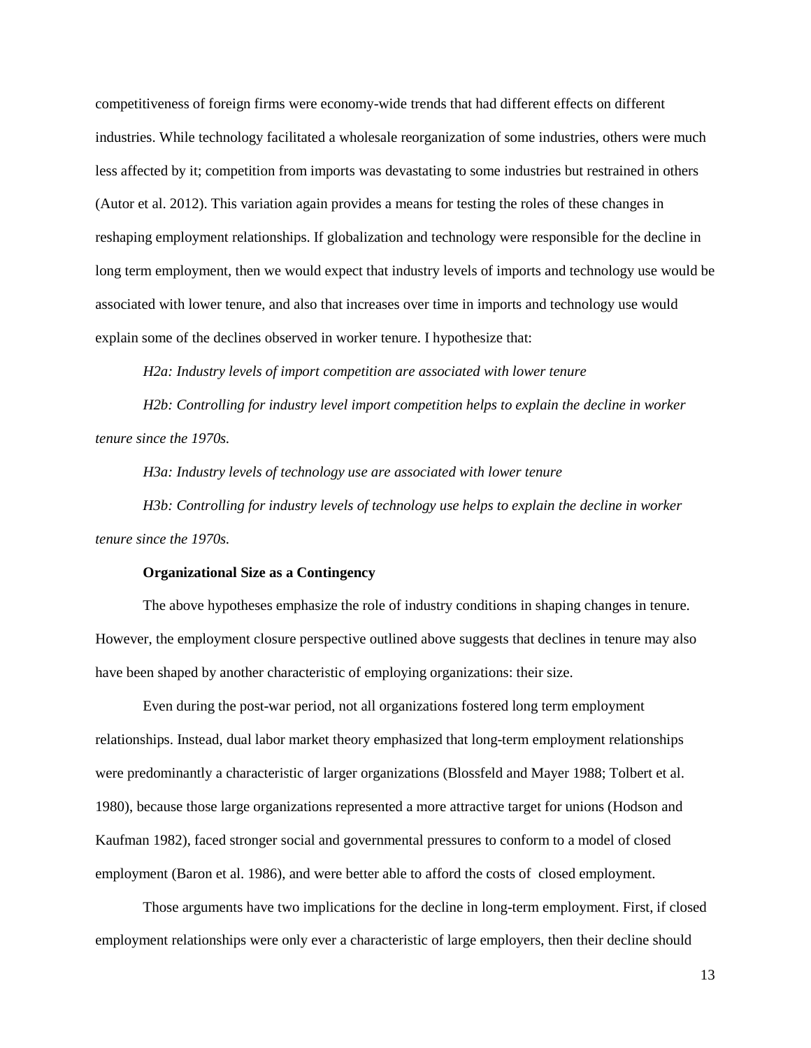competitiveness of foreign firms were economy-wide trends that had different effects on different industries. While technology facilitated a wholesale reorganization of some industries, others were much less affected by it; competition from imports was devastating to some industries but restrained in others (Autor et al. 2012). This variation again provides a means for testing the roles of these changes in reshaping employment relationships. If globalization and technology were responsible for the decline in long term employment, then we would expect that industry levels of imports and technology use would be associated with lower tenure, and also that increases over time in imports and technology use would explain some of the declines observed in worker tenure. I hypothesize that:

*H2a: Industry levels of import competition are associated with lower tenure*

*H2b: Controlling for industry level import competition helps to explain the decline in worker tenure since the 1970s.*

*H3a: Industry levels of technology use are associated with lower tenure*

*H3b: Controlling for industry levels of technology use helps to explain the decline in worker tenure since the 1970s.*

**Organizational Size as a Contingency**

The above hypotheses emphasize the role of industry conditions in shaping changes in tenure. However, the employment closure perspective outlined above suggests that declines in tenure may also have been shaped by another characteristic of employing organizations: their size.

Even during the post-war period, not all organizations fostered long term employment relationships. Instead, dual labor market theory emphasized that long-term employment relationships were predominantly a characteristic of larger organizations (Blossfeld and Mayer 1988; Tolbert et al. 1980), because those large organizations represented a more attractive target for unions (Hodson and Kaufman 1982), faced stronger social and governmental pressures to conform to a model of closed employment (Baron et al. 1986), and were better able to afford the costs of closed employment.

Those arguments have two implications for the decline in long-term employment. First, if closed employment relationships were only ever a characteristic of large employers, then their decline should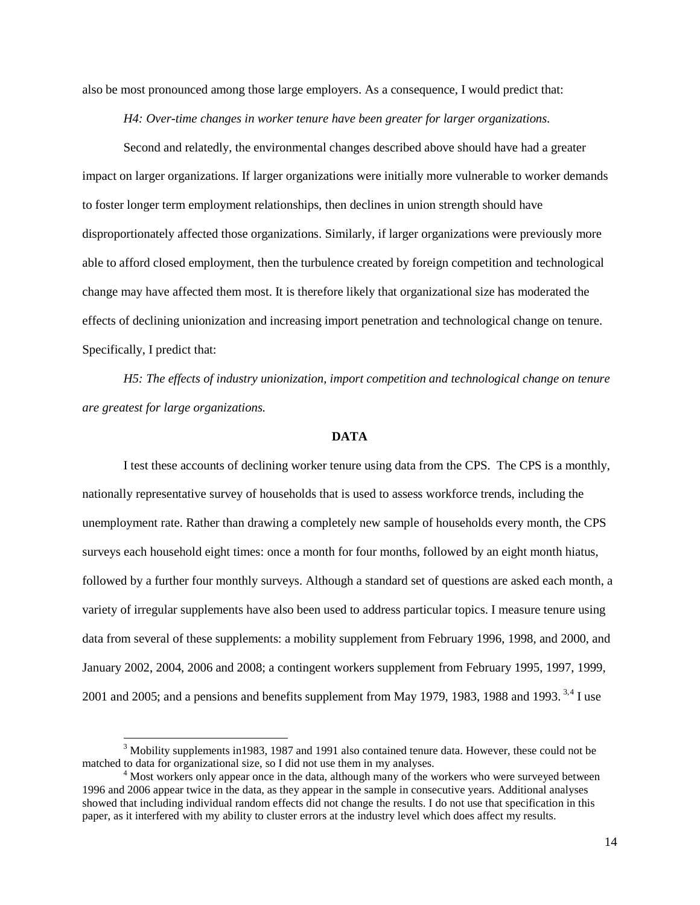also be most pronounced among those large employers. As a consequence, I would predict that:

*H4: Over-time changes in worker tenure have been greater for larger organizations.*

Second and relatedly, the environmental changes described above should have had a greater impact on larger organizations. If larger organizations were initially more vulnerable to worker demands to foster longer term employment relationships, then declines in union strength should have disproportionately affected those organizations. Similarly, if larger organizations were previously more able to afford closed employment, then the turbulence created by foreign competition and technological change may have affected them most. It is therefore likely that organizational size has moderated the effects of declining unionization and increasing import penetration and technological change on tenure. Specifically, I predict that:

*H5: The effects of industry unionization, import competition and technological change on tenure are greatest for large organizations.*

## DATA

I test these accounts of declining worker tenure using data from the CPS. The CPS is a monthly, nationally representative survey of households that is used to assess workforce trends, including the unemployment rate. Rather than drawing a completely new sample of households every month, the CPS surveys each household eight times: once a month for four months, followed by an eight month hiatus, followed by a further four monthly surveys. Although a standard set of questions are asked each month, a variety of irregular supplements have also been used to address particular topics. I measure tenure using data from several of these supplements: a mobility supplement from February 1996, 1998, and 2000, and January 2002, 2004, 2006 and 2008; a contingent workers supplement from February 1995, 1997, 1999, 2001 and 2005; and a pensions and benefits supplement from May 1979, 1983, 1988 and 1993. [3,4] I use

---

[3] Mobility supplements in1983, 1987 and 1991 also contained tenure data. However, these could not be matched to data for organizational size, so I did not use them in my analyses.

[4] Most workers only appear once in the data, although many of the workers who were surveyed between 1996 and 2006 appear twice in the data, as they appear in the sample in consecutive years. Additional analyses showed that including individual random effects did not change the results. I do not use that specification in this paper, as it interfered with my ability to cluster errors at the industry level which does affect my results.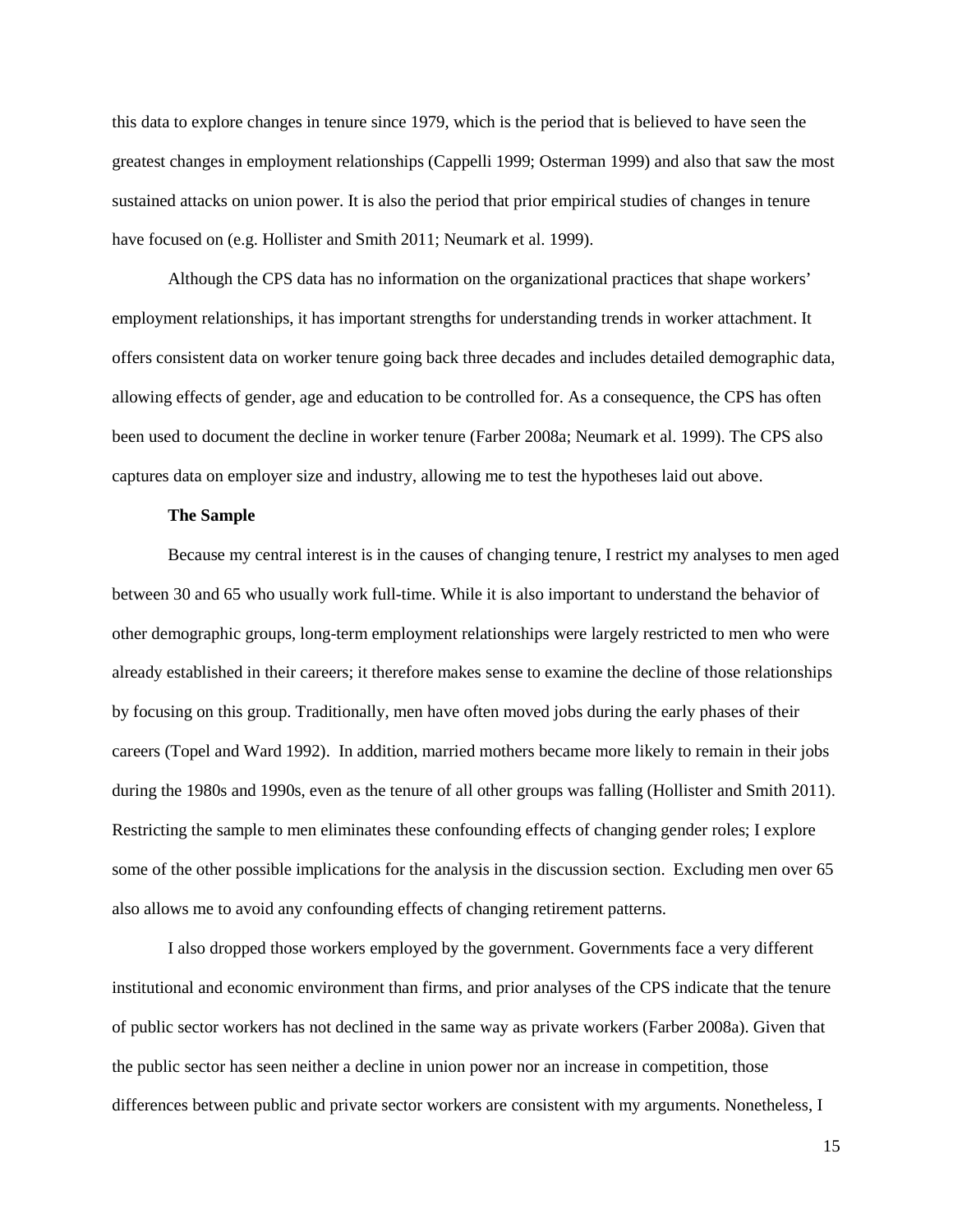this data to explore changes in tenure since 1979, which is the period that is believed to have seen the greatest changes in employment relationships (Cappelli 1999; Osterman 1999) and also that saw the most sustained attacks on union power. It is also the period that prior empirical studies of changes in tenure have focused on (e.g. Hollister and Smith 2011; Neumark et al. 1999).

Although the CPS data has no information on the organizational practices that shape workers' employment relationships, it has important strengths for understanding trends in worker attachment. It offers consistent data on worker tenure going back three decades and includes detailed demographic data, allowing effects of gender, age and education to be controlled for. As a consequence, the CPS has often been used to document the decline in worker tenure (Farber 2008a; Neumark et al. 1999). The CPS also captures data on employer size and industry, allowing me to test the hypotheses laid out above.

**The Sample**

Because my central interest is in the causes of changing tenure, I restrict my analyses to men aged between 30 and 65 who usually work full-time. While it is also important to understand the behavior of other demographic groups, long-term employment relationships were largely restricted to men who were already established in their careers; it therefore makes sense to examine the decline of those relationships by focusing on this group. Traditionally, men have often moved jobs during the early phases of their careers (Topel and Ward 1992). In addition, married mothers became more likely to remain in their jobs during the 1980s and 1990s, even as the tenure of all other groups was falling (Hollister and Smith 2011). Restricting the sample to men eliminates these confounding effects of changing gender roles; I explore some of the other possible implications for the analysis in the discussion section. Excluding men over 65 also allows me to avoid any confounding effects of changing retirement patterns.

I also dropped those workers employed by the government. Governments face a very different institutional and economic environment than firms, and prior analyses of the CPS indicate that the tenure of public sector workers has not declined in the same way as private workers (Farber 2008a). Given that the public sector has seen neither a decline in union power nor an increase in competition, those differences between public and private sector workers are consistent with my arguments. Nonetheless, I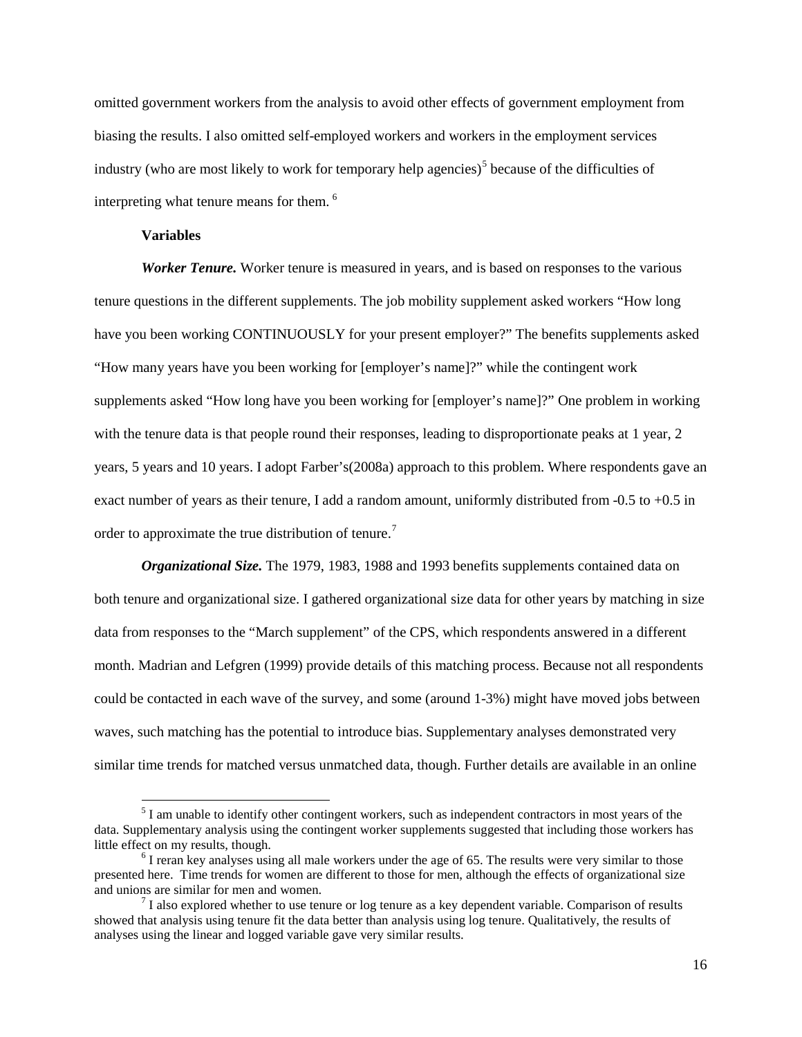omitted government workers from the analysis to avoid other effects of government employment from biasing the results. I also omitted self-employed workers and workers in the employment services industry (who are most likely to work for temporary help agencies)[5] because of the difficulties of interpreting what tenure means for them. [6]

**Variables**

***Worker Tenure.*** Worker tenure is measured in years, and is based on responses to the various tenure questions in the different supplements. The job mobility supplement asked workers "How long have you been working CONTINUOUSLY for your present employer?" The benefits supplements asked "How many years have you been working for [employer's name]?" while the contingent work supplements asked "How long have you been working for [employer's name]?" One problem in working with the tenure data is that people round their responses, leading to disproportionate peaks at 1 year, 2 years, 5 years and 10 years. I adopt Farber's(2008a) approach to this problem. Where respondents gave an exact number of years as their tenure, I add a random amount, uniformly distributed from -0.5 to +0.5 in order to approximate the true distribution of tenure.[7]

***Organizational Size.*** The 1979, 1983, 1988 and 1993 benefits supplements contained data on both tenure and organizational size. I gathered organizational size data for other years by matching in size data from responses to the "March supplement" of the CPS, which respondents answered in a different month. Madrian and Lefgren (1999) provide details of this matching process. Because not all respondents could be contacted in each wave of the survey, and some (around 1-3%) might have moved jobs between waves, such matching has the potential to introduce bias. Supplementary analyses demonstrated very similar time trends for matched versus unmatched data, though. Further details are available in an online

---

[5] I am unable to identify other contingent workers, such as independent contractors in most years of the data. Supplementary analysis using the contingent worker supplements suggested that including those workers has little effect on my results, though.

[6] I reran key analyses using all male workers under the age of 65. The results were very similar to those presented here. Time trends for women are different to those for men, although the effects of organizational size and unions are similar for men and women.

[7] I also explored whether to use tenure or log tenure as a key dependent variable. Comparison of results showed that analysis using tenure fit the data better than analysis using log tenure. Qualitatively, the results of analyses using the linear and logged variable gave very similar results.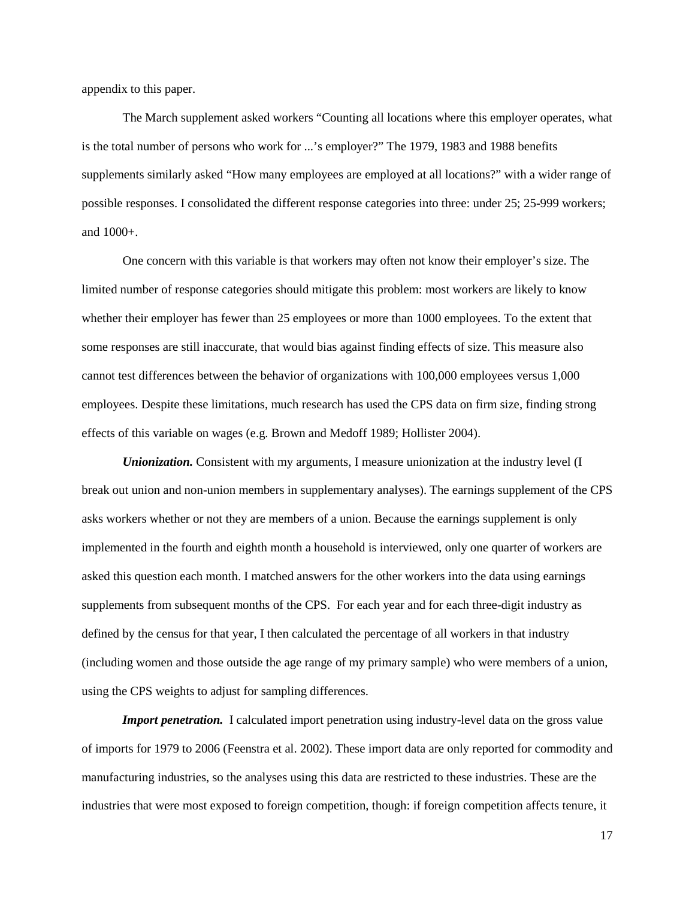appendix to this paper.

The March supplement asked workers "Counting all locations where this employer operates, what is the total number of persons who work for ...'s employer?" The 1979, 1983 and 1988 benefits supplements similarly asked "How many employees are employed at all locations?" with a wider range of possible responses. I consolidated the different response categories into three: under 25; 25-999 workers; and 1000+.

One concern with this variable is that workers may often not know their employer's size. The limited number of response categories should mitigate this problem: most workers are likely to know whether their employer has fewer than 25 employees or more than 1000 employees. To the extent that some responses are still inaccurate, that would bias against finding effects of size. This measure also cannot test differences between the behavior of organizations with 100,000 employees versus 1,000 employees. Despite these limitations, much research has used the CPS data on firm size, finding strong effects of this variable on wages (e.g. Brown and Medoff 1989; Hollister 2004).

***Unionization.*** Consistent with my arguments, I measure unionization at the industry level (I break out union and non-union members in supplementary analyses). The earnings supplement of the CPS asks workers whether or not they are members of a union. Because the earnings supplement is only implemented in the fourth and eighth month a household is interviewed, only one quarter of workers are asked this question each month. I matched answers for the other workers into the data using earnings supplements from subsequent months of the CPS. For each year and for each three-digit industry as defined by the census for that year, I then calculated the percentage of all workers in that industry (including women and those outside the age range of my primary sample) who were members of a union, using the CPS weights to adjust for sampling differences.

***Import penetration.*** I calculated import penetration using industry-level data on the gross value of imports for 1979 to 2006 (Feenstra et al. 2002). These import data are only reported for commodity and manufacturing industries, so the analyses using this data are restricted to these industries. These are the industries that were most exposed to foreign competition, though: if foreign competition affects tenure, it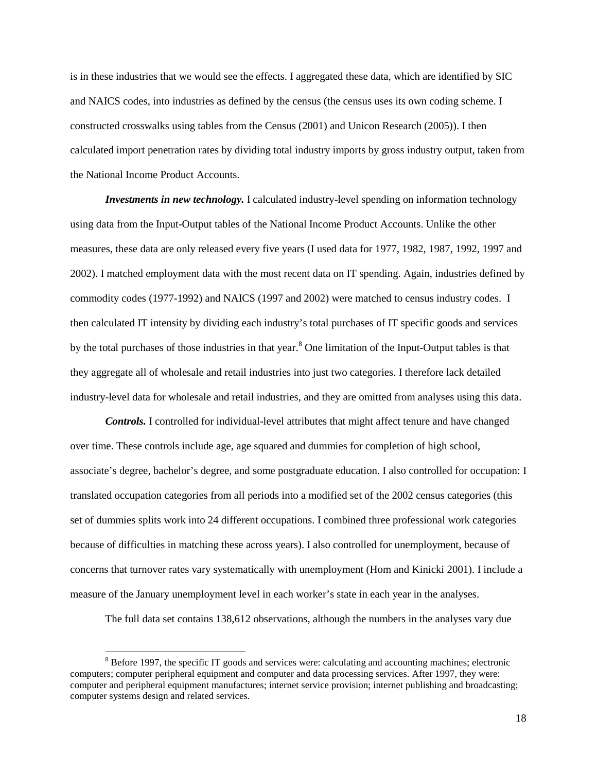is in these industries that we would see the effects. I aggregated these data, which are identified by SIC and NAICS codes, into industries as defined by the census (the census uses its own coding scheme. I constructed crosswalks using tables from the Census (2001) and Unicon Research (2005)). I then calculated import penetration rates by dividing total industry imports by gross industry output, taken from the National Income Product Accounts.

***Investments in new technology.*** I calculated industry-level spending on information technology using data from the Input-Output tables of the National Income Product Accounts. Unlike the other measures, these data are only released every five years (I used data for 1977, 1982, 1987, 1992, 1997 and 2002). I matched employment data with the most recent data on IT spending. Again, industries defined by commodity codes (1977-1992) and NAICS (1997 and 2002) were matched to census industry codes. I then calculated IT intensity by dividing each industry's total purchases of IT specific goods and services by the total purchases of those industries in that year.[8] One limitation of the Input-Output tables is that they aggregate all of wholesale and retail industries into just two categories. I therefore lack detailed industry-level data for wholesale and retail industries, and they are omitted from analyses using this data.

***Controls.*** I controlled for individual-level attributes that might affect tenure and have changed over time. These controls include age, age squared and dummies for completion of high school, associate's degree, bachelor's degree, and some postgraduate education. I also controlled for occupation: I translated occupation categories from all periods into a modified set of the 2002 census categories (this set of dummies splits work into 24 different occupations. I combined three professional work categories because of difficulties in matching these across years). I also controlled for unemployment, because of concerns that turnover rates vary systematically with unemployment (Hom and Kinicki 2001). I include a measure of the January unemployment level in each worker's state in each year in the analyses.

The full data set contains 138,612 observations, although the numbers in the analyses vary due

---

[8] Before 1997, the specific IT goods and services were: calculating and accounting machines; electronic computers; computer peripheral equipment and computer and data processing services. After 1997, they were: computer and peripheral equipment manufactures; internet service provision; internet publishing and broadcasting; computer systems design and related services.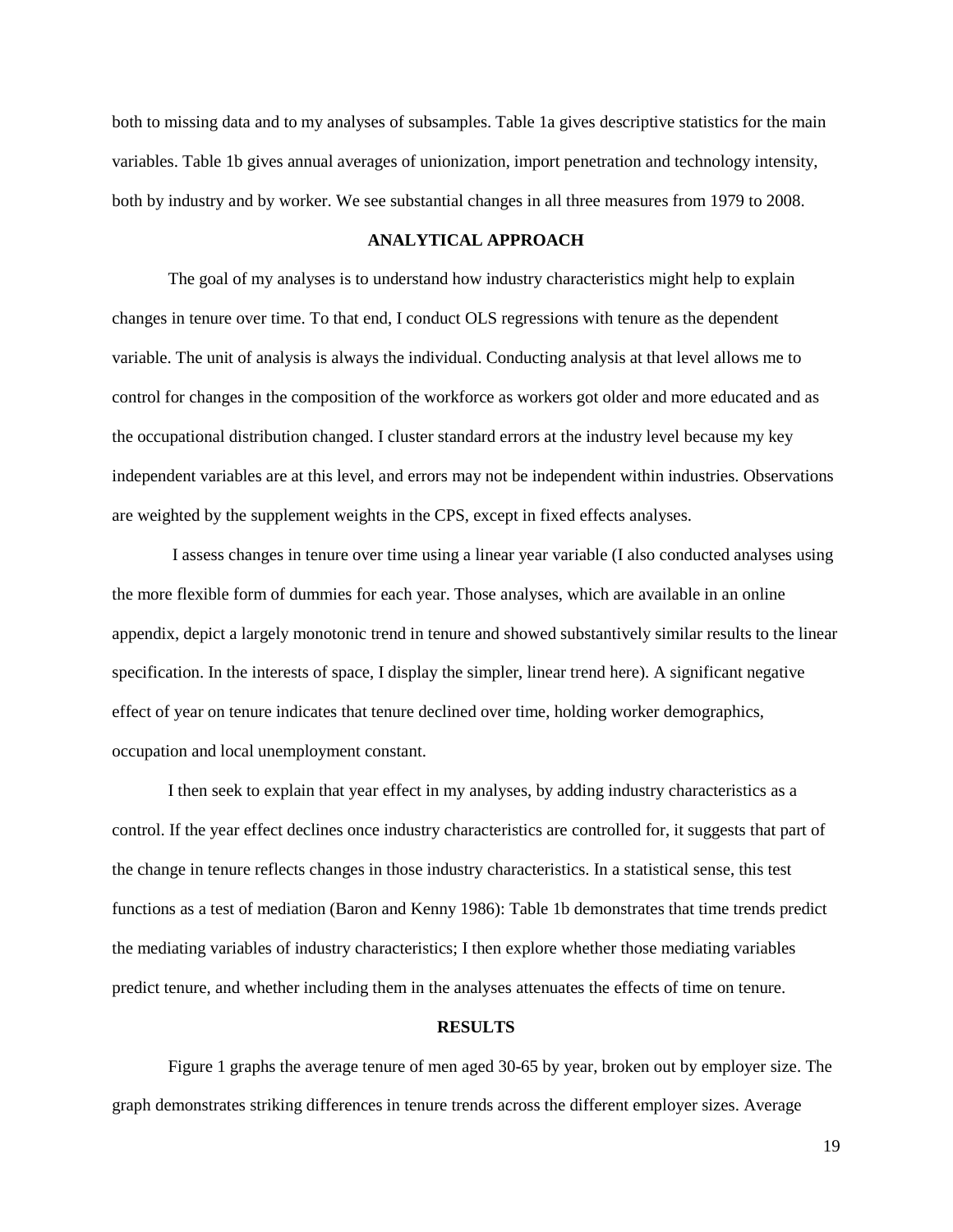both to missing data and to my analyses of subsamples. Table 1a gives descriptive statistics for the main variables. Table 1b gives annual averages of unionization, import penetration and technology intensity, both by industry and by worker. We see substantial changes in all three measures from 1979 to 2008.

## ANALYTICAL APPROACH

The goal of my analyses is to understand how industry characteristics might help to explain changes in tenure over time. To that end, I conduct OLS regressions with tenure as the dependent variable. The unit of analysis is always the individual. Conducting analysis at that level allows me to control for changes in the composition of the workforce as workers got older and more educated and as the occupational distribution changed. I cluster standard errors at the industry level because my key independent variables are at this level, and errors may not be independent within industries. Observations are weighted by the supplement weights in the CPS, except in fixed effects analyses.

I assess changes in tenure over time using a linear year variable (I also conducted analyses using the more flexible form of dummies for each year. Those analyses, which are available in an online appendix, depict a largely monotonic trend in tenure and showed substantively similar results to the linear specification. In the interests of space, I display the simpler, linear trend here). A significant negative effect of year on tenure indicates that tenure declined over time, holding worker demographics, occupation and local unemployment constant.

I then seek to explain that year effect in my analyses, by adding industry characteristics as a control. If the year effect declines once industry characteristics are controlled for, it suggests that part of the change in tenure reflects changes in those industry characteristics. In a statistical sense, this test functions as a test of mediation (Baron and Kenny 1986): Table 1b demonstrates that time trends predict the mediating variables of industry characteristics; I then explore whether those mediating variables predict tenure, and whether including them in the analyses attenuates the effects of time on tenure.

## RESULTS

Figure 1 graphs the average tenure of men aged 30-65 by year, broken out by employer size. The graph demonstrates striking differences in tenure trends across the different employer sizes. Average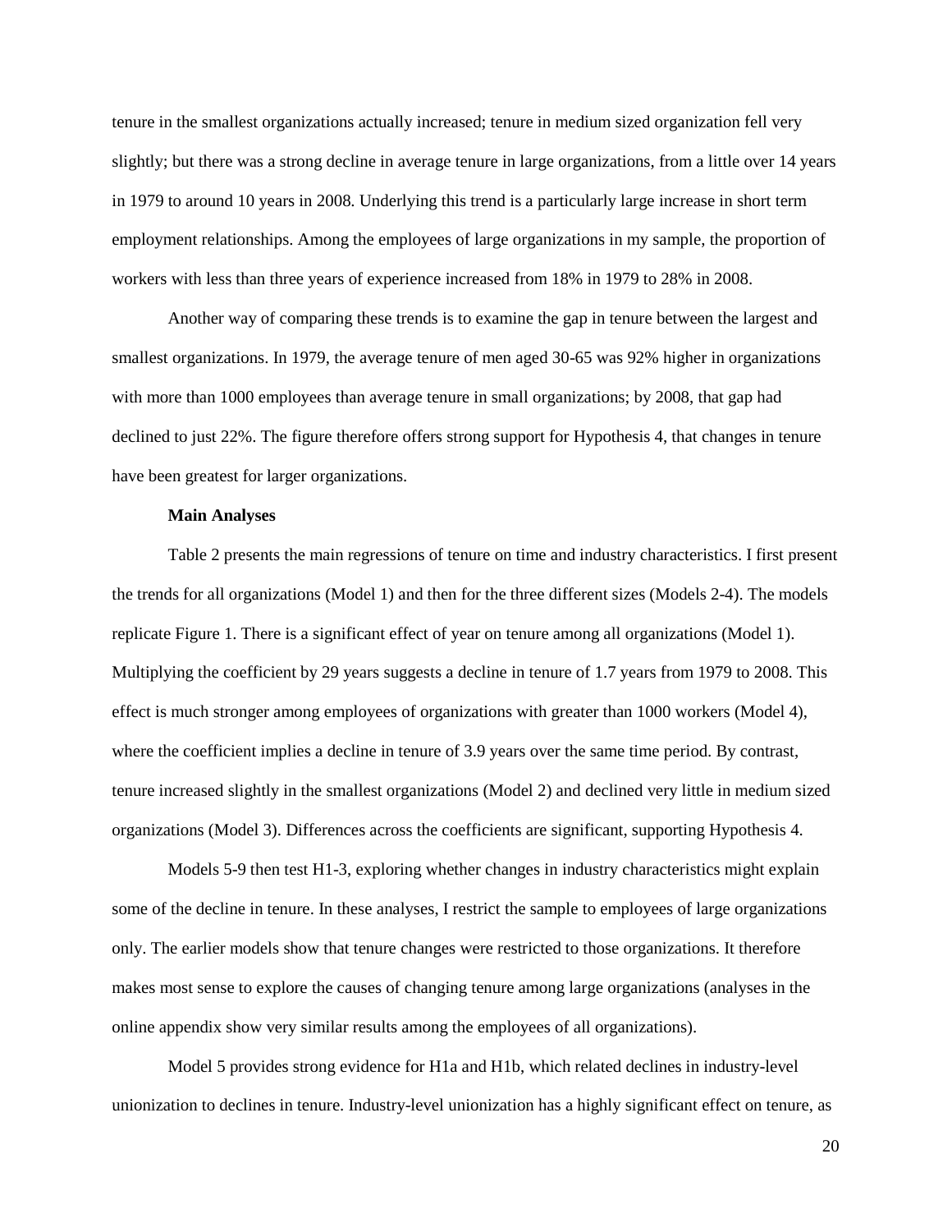tenure in the smallest organizations actually increased; tenure in medium sized organization fell very slightly; but there was a strong decline in average tenure in large organizations, from a little over 14 years in 1979 to around 10 years in 2008. Underlying this trend is a particularly large increase in short term employment relationships. Among the employees of large organizations in my sample, the proportion of workers with less than three years of experience increased from 18% in 1979 to 28% in 2008.

Another way of comparing these trends is to examine the gap in tenure between the largest and smallest organizations. In 1979, the average tenure of men aged 30-65 was 92% higher in organizations with more than 1000 employees than average tenure in small organizations; by 2008, that gap had declined to just 22%. The figure therefore offers strong support for Hypothesis 4, that changes in tenure have been greatest for larger organizations.

**Main Analyses**

Table 2 presents the main regressions of tenure on time and industry characteristics. I first present the trends for all organizations (Model 1) and then for the three different sizes (Models 2-4). The models replicate Figure 1. There is a significant effect of year on tenure among all organizations (Model 1). Multiplying the coefficient by 29 years suggests a decline in tenure of 1.7 years from 1979 to 2008. This effect is much stronger among employees of organizations with greater than 1000 workers (Model 4), where the coefficient implies a decline in tenure of 3.9 years over the same time period. By contrast, tenure increased slightly in the smallest organizations (Model 2) and declined very little in medium sized organizations (Model 3). Differences across the coefficients are significant, supporting Hypothesis 4.

Models 5-9 then test H1-3, exploring whether changes in industry characteristics might explain some of the decline in tenure. In these analyses, I restrict the sample to employees of large organizations only. The earlier models show that tenure changes were restricted to those organizations. It therefore makes most sense to explore the causes of changing tenure among large organizations (analyses in the online appendix show very similar results among the employees of all organizations).

Model 5 provides strong evidence for H1a and H1b, which related declines in industry-level unionization to declines in tenure. Industry-level unionization has a highly significant effect on tenure, as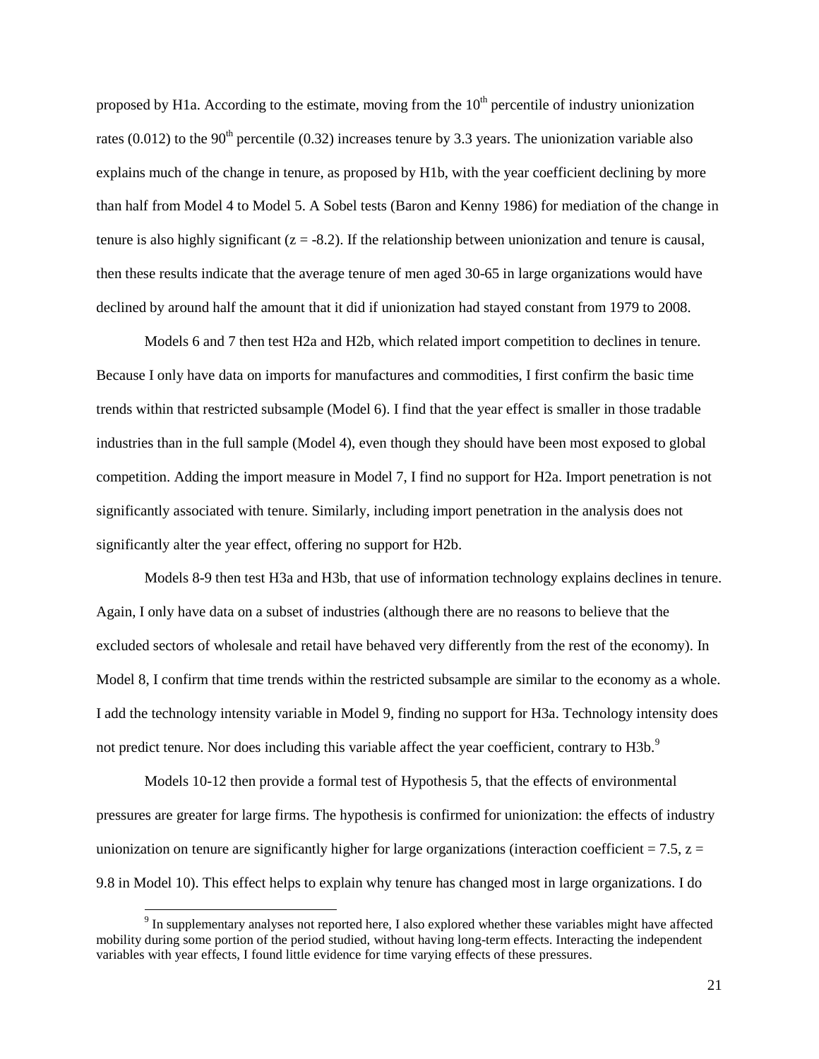proposed by H1a. According to the estimate, moving from the $10^{th}$ percentile of industry unionization rates (0.012) to the $90^{th}$ percentile (0.32) increases tenure by 3.3 years. The unionization variable also explains much of the change in tenure, as proposed by H1b, with the year coefficient declining by more than half from Model 4 to Model 5. A Sobel tests (Baron and Kenny 1986) for mediation of the change in tenure is also highly significant ($z = -8.2$). If the relationship between unionization and tenure is causal, then these results indicate that the average tenure of men aged 30-65 in large organizations would have declined by around half the amount that it did if unionization had stayed constant from 1979 to 2008.

Models 6 and 7 then test H2a and H2b, which related import competition to declines in tenure. Because I only have data on imports for manufactures and commodities, I first confirm the basic time trends within that restricted subsample (Model 6). I find that the year effect is smaller in those tradable industries than in the full sample (Model 4), even though they should have been most exposed to global competition. Adding the import measure in Model 7, I find no support for H2a. Import penetration is not significantly associated with tenure. Similarly, including import penetration in the analysis does not significantly alter the year effect, offering no support for H2b.

Models 8-9 then test H3a and H3b, that use of information technology explains declines in tenure. Again, I only have data on a subset of industries (although there are no reasons to believe that the excluded sectors of wholesale and retail have behaved very differently from the rest of the economy). In Model 8, I confirm that time trends within the restricted subsample are similar to the economy as a whole. I add the technology intensity variable in Model 9, finding no support for H3a. Technology intensity does not predict tenure. Nor does including this variable affect the year coefficient, contrary to H3b.[9]

Models 10-12 then provide a formal test of Hypothesis 5, that the effects of environmental pressures are greater for large firms. The hypothesis is confirmed for unionization: the effects of industry unionization on tenure are significantly higher for large organizations (interaction coefficient = 7.5, $z = 9.8$ in Model 10). This effect helps to explain why tenure has changed most in large organizations. I do

[9] In supplementary analyses not reported here, I also explored whether these variables might have affected mobility during some portion of the period studied, without having long-term effects. Interacting the independent variables with year effects, I found little evidence for time varying effects of these pressures.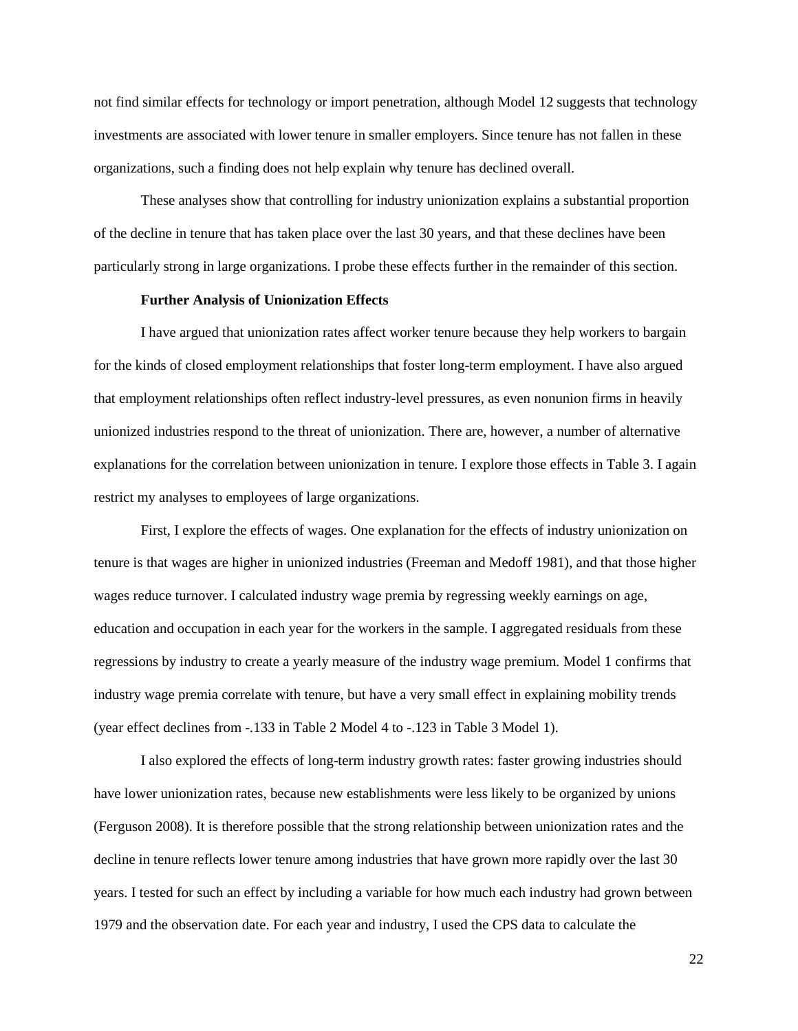not find similar effects for technology or import penetration, although Model 12 suggests that technology investments are associated with lower tenure in smaller employers. Since tenure has not fallen in these organizations, such a finding does not help explain why tenure has declined overall.

These analyses show that controlling for industry unionization explains a substantial proportion of the decline in tenure that has taken place over the last 30 years, and that these declines have been particularly strong in large organizations. I probe these effects further in the remainder of this section.

**Further Analysis of Unionization Effects**

I have argued that unionization rates affect worker tenure because they help workers to bargain for the kinds of closed employment relationships that foster long-term employment. I have also argued that employment relationships often reflect industry-level pressures, as even nonunion firms in heavily unionized industries respond to the threat of unionization. There are, however, a number of alternative explanations for the correlation between unionization in tenure. I explore those effects in Table 3. I again restrict my analyses to employees of large organizations.

First, I explore the effects of wages. One explanation for the effects of industry unionization on tenure is that wages are higher in unionized industries (Freeman and Medoff 1981), and that those higher wages reduce turnover. I calculated industry wage premia by regressing weekly earnings on age, education and occupation in each year for the workers in the sample. I aggregated residuals from these regressions by industry to create a yearly measure of the industry wage premium. Model 1 confirms that industry wage premia correlate with tenure, but have a very small effect in explaining mobility trends (year effect declines from -.133 in Table 2 Model 4 to -.123 in Table 3 Model 1).

I also explored the effects of long-term industry growth rates: faster growing industries should have lower unionization rates, because new establishments were less likely to be organized by unions (Ferguson 2008). It is therefore possible that the strong relationship between unionization rates and the decline in tenure reflects lower tenure among industries that have grown more rapidly over the last 30 years. I tested for such an effect by including a variable for how much each industry had grown between 1979 and the observation date. For each year and industry, I used the CPS data to calculate the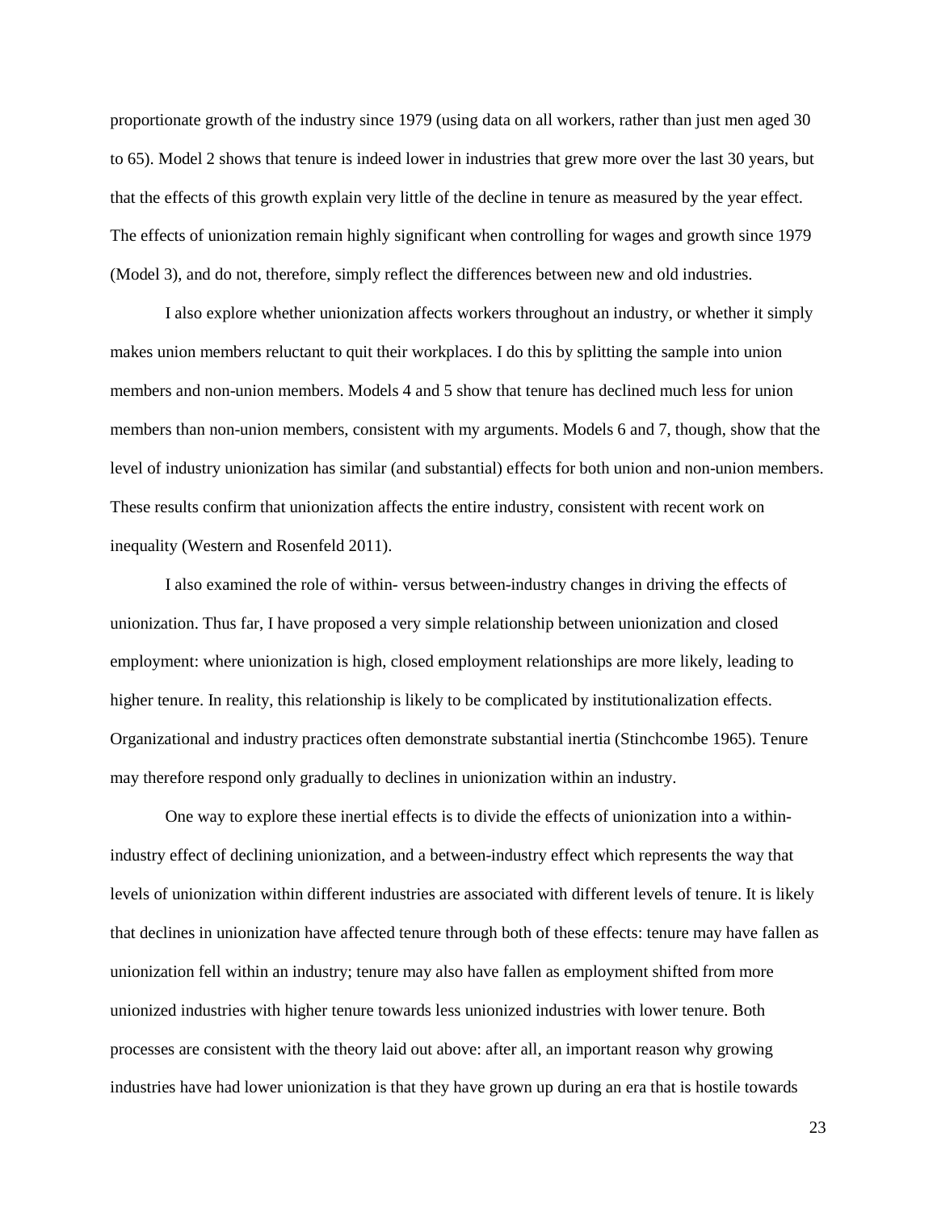proportionate growth of the industry since 1979 (using data on all workers, rather than just men aged 30 to 65). Model 2 shows that tenure is indeed lower in industries that grew more over the last 30 years, but that the effects of this growth explain very little of the decline in tenure as measured by the year effect. The effects of unionization remain highly significant when controlling for wages and growth since 1979 (Model 3), and do not, therefore, simply reflect the differences between new and old industries.

I also explore whether unionization affects workers throughout an industry, or whether it simply makes union members reluctant to quit their workplaces. I do this by splitting the sample into union members and non-union members. Models 4 and 5 show that tenure has declined much less for union members than non-union members, consistent with my arguments. Models 6 and 7, though, show that the level of industry unionization has similar (and substantial) effects for both union and non-union members. These results confirm that unionization affects the entire industry, consistent with recent work on inequality (Western and Rosenfeld 2011).

I also examined the role of within- versus between-industry changes in driving the effects of unionization. Thus far, I have proposed a very simple relationship between unionization and closed employment: where unionization is high, closed employment relationships are more likely, leading to higher tenure. In reality, this relationship is likely to be complicated by institutionalization effects. Organizational and industry practices often demonstrate substantial inertia (Stinchcombe 1965). Tenure may therefore respond only gradually to declines in unionization within an industry.

One way to explore these inertial effects is to divide the effects of unionization into a within-industry effect of declining unionization, and a between-industry effect which represents the way that levels of unionization within different industries are associated with different levels of tenure. It is likely that declines in unionization have affected tenure through both of these effects: tenure may have fallen as unionization fell within an industry; tenure may also have fallen as employment shifted from more unionized industries with higher tenure towards less unionized industries with lower tenure. Both processes are consistent with the theory laid out above: after all, an important reason why growing industries have had lower unionization is that they have grown up during an era that is hostile towards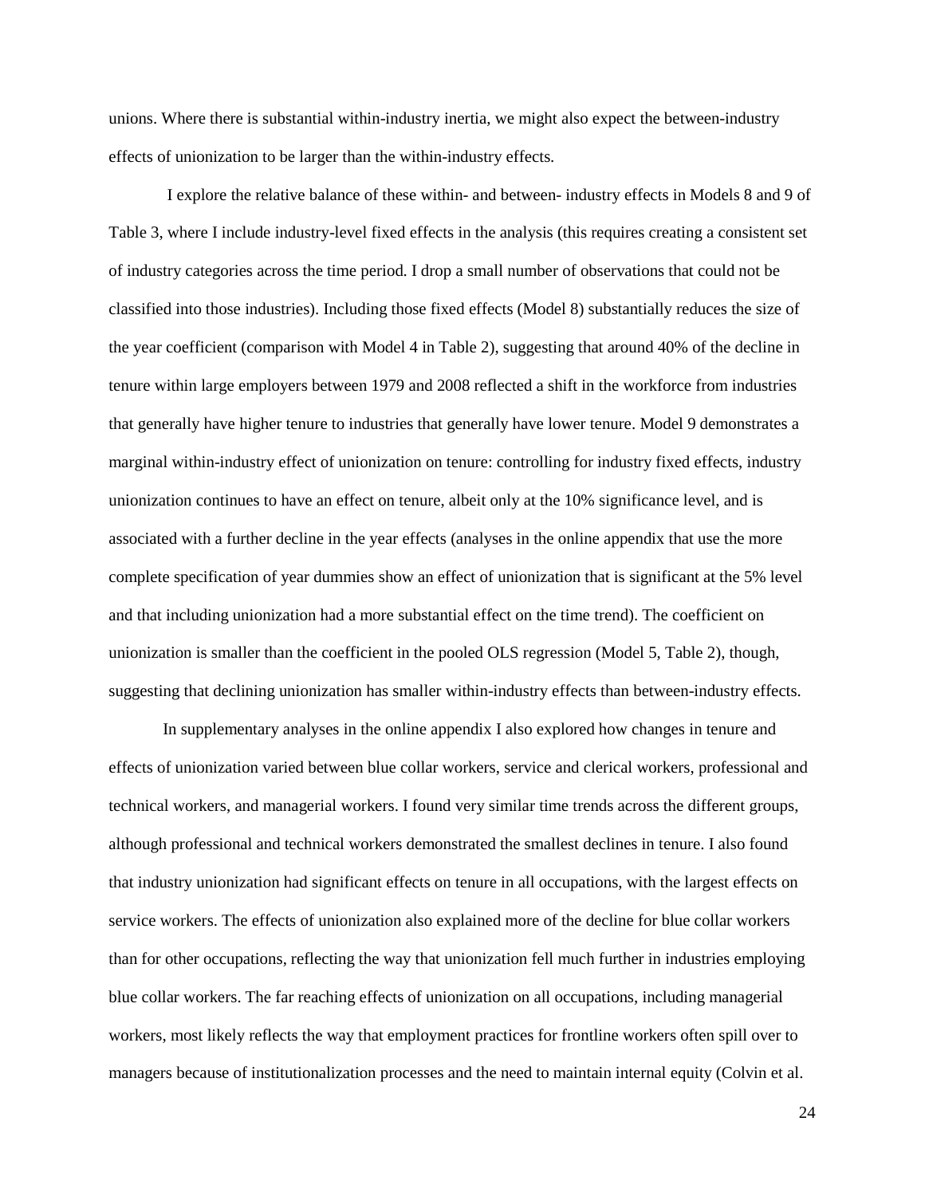unions. Where there is substantial within-industry inertia, we might also expect the between-industry effects of unionization to be larger than the within-industry effects.

I explore the relative balance of these within- and between- industry effects in Models 8 and 9 of Table 3, where I include industry-level fixed effects in the analysis (this requires creating a consistent set of industry categories across the time period. I drop a small number of observations that could not be classified into those industries). Including those fixed effects (Model 8) substantially reduces the size of the year coefficient (comparison with Model 4 in Table 2), suggesting that around 40% of the decline in tenure within large employers between 1979 and 2008 reflected a shift in the workforce from industries that generally have higher tenure to industries that generally have lower tenure. Model 9 demonstrates a marginal within-industry effect of unionization on tenure: controlling for industry fixed effects, industry unionization continues to have an effect on tenure, albeit only at the 10% significance level, and is associated with a further decline in the year effects (analyses in the online appendix that use the more complete specification of year dummies show an effect of unionization that is significant at the 5% level and that including unionization had a more substantial effect on the time trend). The coefficient on unionization is smaller than the coefficient in the pooled OLS regression (Model 5, Table 2), though, suggesting that declining unionization has smaller within-industry effects than between-industry effects.

In supplementary analyses in the online appendix I also explored how changes in tenure and effects of unionization varied between blue collar workers, service and clerical workers, professional and technical workers, and managerial workers. I found very similar time trends across the different groups, although professional and technical workers demonstrated the smallest declines in tenure. I also found that industry unionization had significant effects on tenure in all occupations, with the largest effects on service workers. The effects of unionization also explained more of the decline for blue collar workers than for other occupations, reflecting the way that unionization fell much further in industries employing blue collar workers. The far reaching effects of unionization on all occupations, including managerial workers, most likely reflects the way that employment practices for frontline workers often spill over to managers because of institutionalization processes and the need to maintain internal equity (Colvin et al.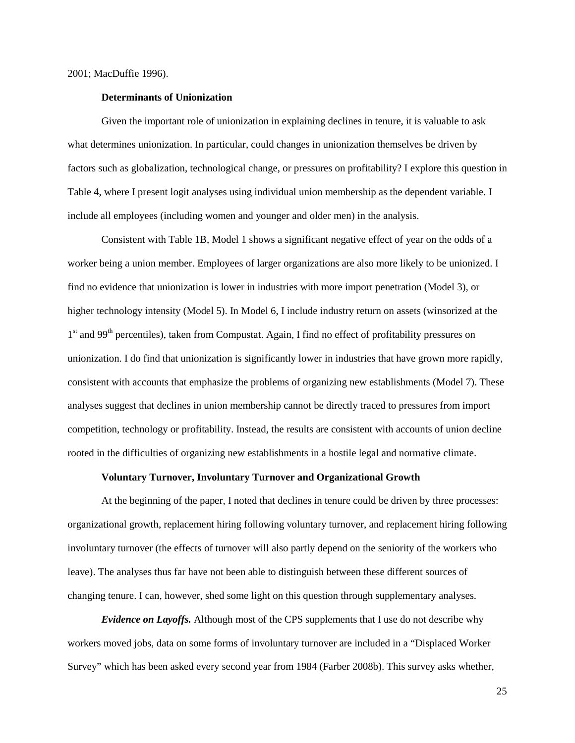2001; MacDuffie 1996).

### Determinants of Unionization

Given the important role of unionization in explaining declines in tenure, it is valuable to ask what determines unionization. In particular, could changes in unionization themselves be driven by factors such as globalization, technological change, or pressures on profitability? I explore this question in Table 4, where I present logit analyses using individual union membership as the dependent variable. I include all employees (including women and younger and older men) in the analysis.

Consistent with Table 1B, Model 1 shows a significant negative effect of year on the odds of a worker being a union member. Employees of larger organizations are also more likely to be unionized. I find no evidence that unionization is lower in industries with more import penetration (Model 3), or higher technology intensity (Model 5). In Model 6, I include industry return on assets (winsorized at the 1st and 99th percentiles), taken from Compustat. Again, I find no effect of profitability pressures on unionization. I do find that unionization is significantly lower in industries that have grown more rapidly, consistent with accounts that emphasize the problems of organizing new establishments (Model 7). These analyses suggest that declines in union membership cannot be directly traced to pressures from import competition, technology or profitability. Instead, the results are consistent with accounts of union decline rooted in the difficulties of organizing new establishments in a hostile legal and normative climate.

### Voluntary Turnover, Involuntary Turnover and Organizational Growth

At the beginning of the paper, I noted that declines in tenure could be driven by three processes: organizational growth, replacement hiring following voluntary turnover, and replacement hiring following involuntary turnover (the effects of turnover will also partly depend on the seniority of the workers who leave). The analyses thus far have not been able to distinguish between these different sources of changing tenure. I can, however, shed some light on this question through supplementary analyses.

***Evidence on Layoffs.*** Although most of the CPS supplements that I use do not describe why workers moved jobs, data on some forms of involuntary turnover are included in a "Displaced Worker Survey" which has been asked every second year from 1984 (Farber 2008b). This survey asks whether,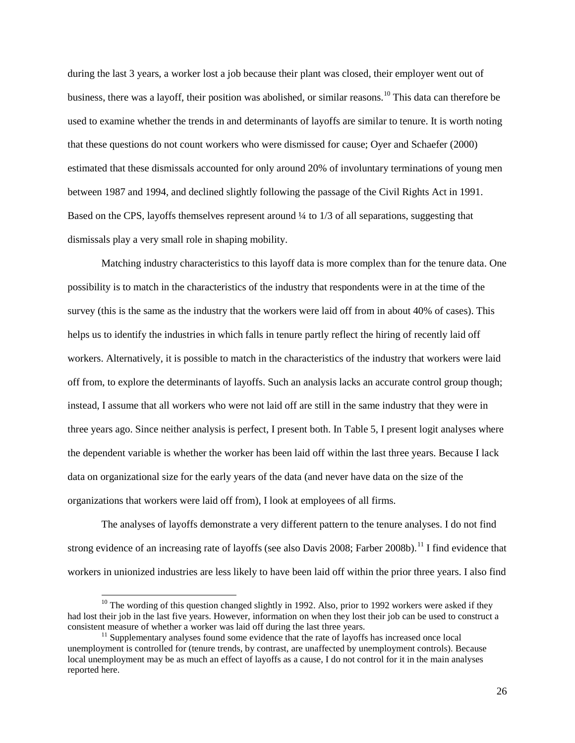during the last 3 years, a worker lost a job because their plant was closed, their employer went out of business, there was a layoff, their position was abolished, or similar reasons.[10] This data can therefore be used to examine whether the trends in and determinants of layoffs are similar to tenure. It is worth noting that these questions do not count workers who were dismissed for cause; Oyer and Schaefer (2000) estimated that these dismissals accounted for only around 20% of involuntary terminations of young men between 1987 and 1994, and declined slightly following the passage of the Civil Rights Act in 1991. Based on the CPS, layoffs themselves represent around ¼ to 1/3 of all separations, suggesting that dismissals play a very small role in shaping mobility.

Matching industry characteristics to this layoff data is more complex than for the tenure data. One possibility is to match in the characteristics of the industry that respondents were in at the time of the survey (this is the same as the industry that the workers were laid off from in about 40% of cases). This helps us to identify the industries in which falls in tenure partly reflect the hiring of recently laid off workers. Alternatively, it is possible to match in the characteristics of the industry that workers were laid off from, to explore the determinants of layoffs. Such an analysis lacks an accurate control group though; instead, I assume that all workers who were not laid off are still in the same industry that they were in three years ago. Since neither analysis is perfect, I present both. In Table 5, I present logit analyses where the dependent variable is whether the worker has been laid off within the last three years. Because I lack data on organizational size for the early years of the data (and never have data on the size of the organizations that workers were laid off from), I look at employees of all firms.

The analyses of layoffs demonstrate a very different pattern to the tenure analyses. I do not find strong evidence of an increasing rate of layoffs (see also Davis 2008; Farber 2008b).[11] I find evidence that workers in unionized industries are less likely to have been laid off within the prior three years. I also find

[10] The wording of this question changed slightly in 1992. Also, prior to 1992 workers were asked if they had lost their job in the last five years. However, information on when they lost their job can be used to construct a consistent measure of whether a worker was laid off during the last three years.

[11] Supplementary analyses found some evidence that the rate of layoffs has increased once local unemployment is controlled for (tenure trends, by contrast, are unaffected by unemployment controls). Because local unemployment may be as much an effect of layoffs as a cause, I do not control for it in the main analyses reported here.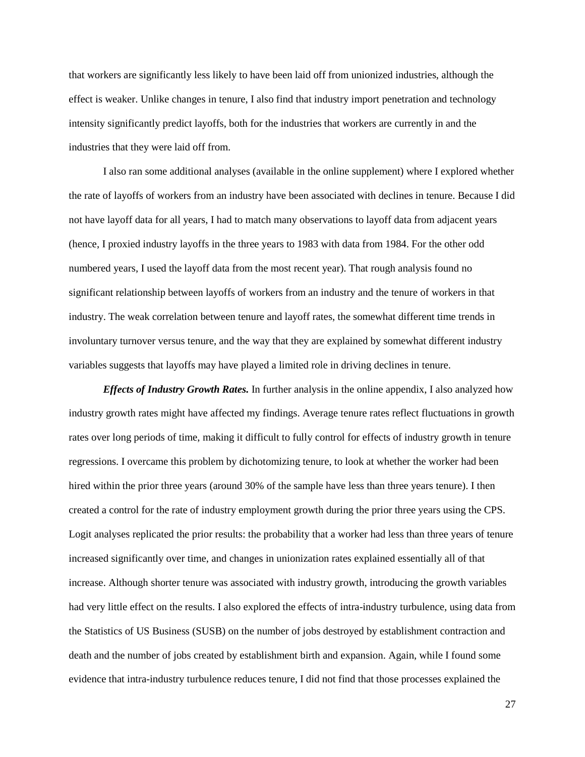that workers are significantly less likely to have been laid off from unionized industries, although the effect is weaker. Unlike changes in tenure, I also find that industry import penetration and technology intensity significantly predict layoffs, both for the industries that workers are currently in and the industries that they were laid off from.

I also ran some additional analyses (available in the online supplement) where I explored whether the rate of layoffs of workers from an industry have been associated with declines in tenure. Because I did not have layoff data for all years, I had to match many observations to layoff data from adjacent years (hence, I proxied industry layoffs in the three years to 1983 with data from 1984. For the other odd numbered years, I used the layoff data from the most recent year). That rough analysis found no significant relationship between layoffs of workers from an industry and the tenure of workers in that industry. The weak correlation between tenure and layoff rates, the somewhat different time trends in involuntary turnover versus tenure, and the way that they are explained by somewhat different industry variables suggests that layoffs may have played a limited role in driving declines in tenure.

***Effects of Industry Growth Rates.*** In further analysis in the online appendix, I also analyzed how industry growth rates might have affected my findings. Average tenure rates reflect fluctuations in growth rates over long periods of time, making it difficult to fully control for effects of industry growth in tenure regressions. I overcame this problem by dichotomizing tenure, to look at whether the worker had been hired within the prior three years (around 30% of the sample have less than three years tenure). I then created a control for the rate of industry employment growth during the prior three years using the CPS. Logit analyses replicated the prior results: the probability that a worker had less than three years of tenure increased significantly over time, and changes in unionization rates explained essentially all of that increase. Although shorter tenure was associated with industry growth, introducing the growth variables had very little effect on the results. I also explored the effects of intra-industry turbulence, using data from the Statistics of US Business (SUSB) on the number of jobs destroyed by establishment contraction and death and the number of jobs created by establishment birth and expansion. Again, while I found some evidence that intra-industry turbulence reduces tenure, I did not find that those processes explained the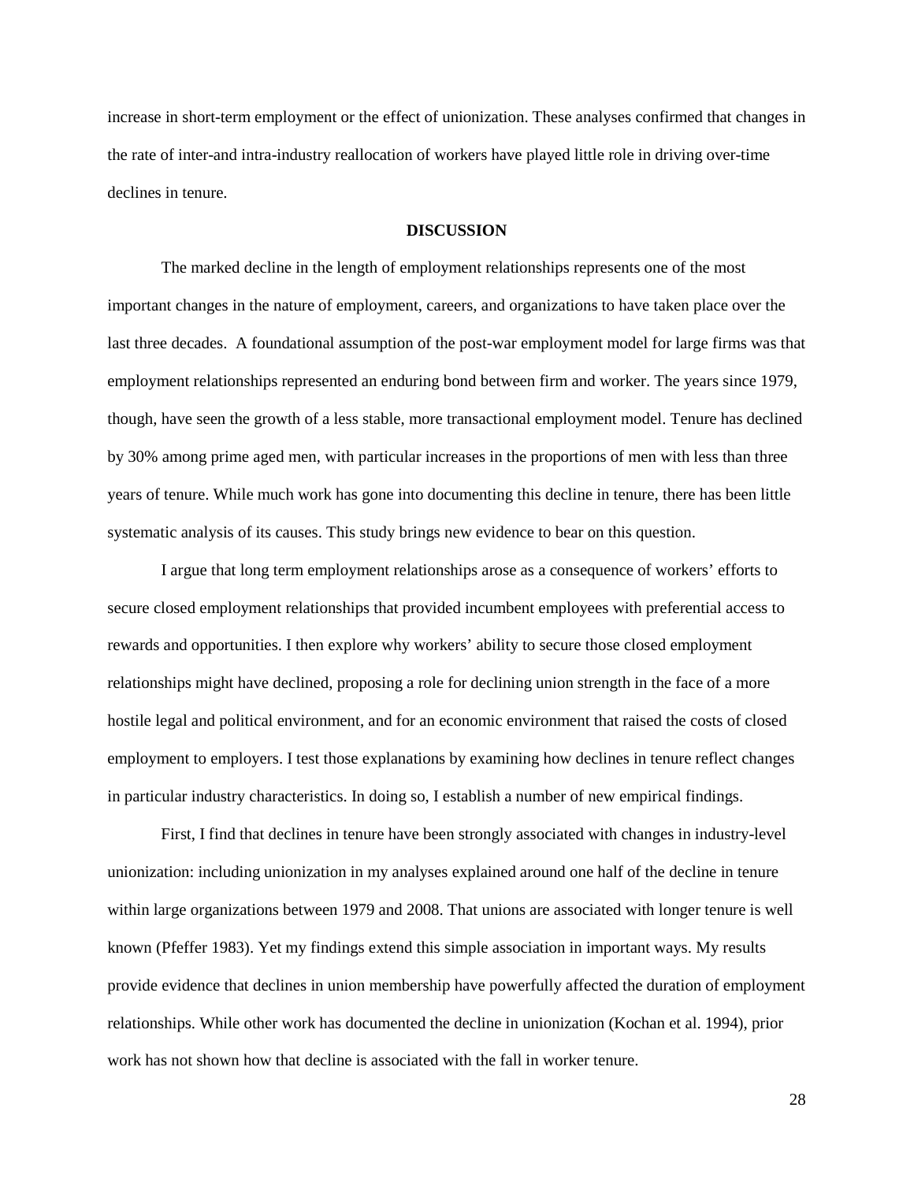increase in short-term employment or the effect of unionization. These analyses confirmed that changes in the rate of inter-and intra-industry reallocation of workers have played little role in driving over-time declines in tenure.

## DISCUSSION

The marked decline in the length of employment relationships represents one of the most important changes in the nature of employment, careers, and organizations to have taken place over the last three decades. A foundational assumption of the post-war employment model for large firms was that employment relationships represented an enduring bond between firm and worker. The years since 1979, though, have seen the growth of a less stable, more transactional employment model. Tenure has declined by 30% among prime aged men, with particular increases in the proportions of men with less than three years of tenure. While much work has gone into documenting this decline in tenure, there has been little systematic analysis of its causes. This study brings new evidence to bear on this question.

I argue that long term employment relationships arose as a consequence of workers' efforts to secure closed employment relationships that provided incumbent employees with preferential access to rewards and opportunities. I then explore why workers' ability to secure those closed employment relationships might have declined, proposing a role for declining union strength in the face of a more hostile legal and political environment, and for an economic environment that raised the costs of closed employment to employers. I test those explanations by examining how declines in tenure reflect changes in particular industry characteristics. In doing so, I establish a number of new empirical findings.

First, I find that declines in tenure have been strongly associated with changes in industry-level unionization: including unionization in my analyses explained around one half of the decline in tenure within large organizations between 1979 and 2008. That unions are associated with longer tenure is well known (Pfeffer 1983). Yet my findings extend this simple association in important ways. My results provide evidence that declines in union membership have powerfully affected the duration of employment relationships. While other work has documented the decline in unionization (Kochan et al. 1994), prior work has not shown how that decline is associated with the fall in worker tenure.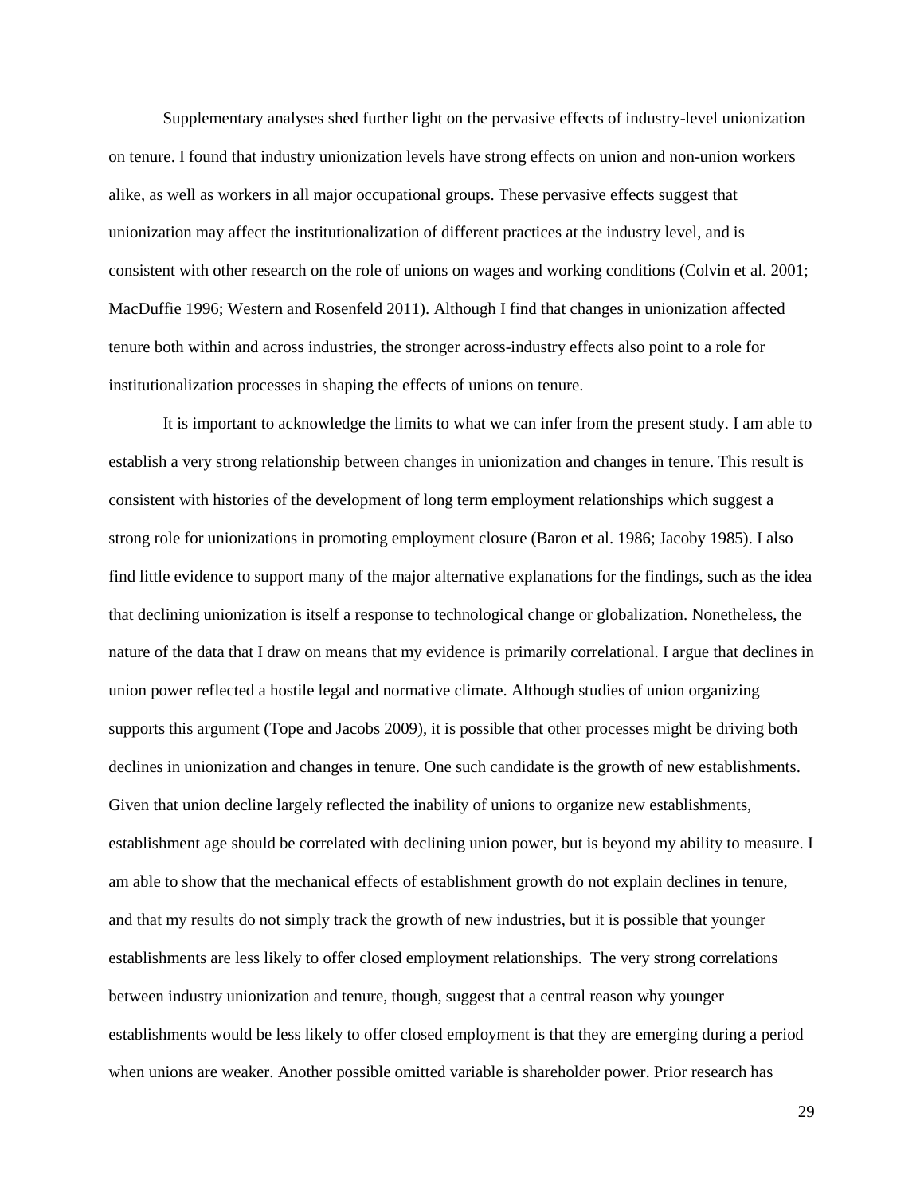Supplementary analyses shed further light on the pervasive effects of industry-level unionization on tenure. I found that industry unionization levels have strong effects on union and non-union workers alike, as well as workers in all major occupational groups. These pervasive effects suggest that unionization may affect the institutionalization of different practices at the industry level, and is consistent with other research on the role of unions on wages and working conditions (Colvin et al. 2001; MacDuffie 1996; Western and Rosenfeld 2011). Although I find that changes in unionization affected tenure both within and across industries, the stronger across-industry effects also point to a role for institutionalization processes in shaping the effects of unions on tenure.

It is important to acknowledge the limits to what we can infer from the present study. I am able to establish a very strong relationship between changes in unionization and changes in tenure. This result is consistent with histories of the development of long term employment relationships which suggest a strong role for unionizations in promoting employment closure (Baron et al. 1986; Jacoby 1985). I also find little evidence to support many of the major alternative explanations for the findings, such as the idea that declining unionization is itself a response to technological change or globalization. Nonetheless, the nature of the data that I draw on means that my evidence is primarily correlational. I argue that declines in union power reflected a hostile legal and normative climate. Although studies of union organizing supports this argument (Tope and Jacobs 2009), it is possible that other processes might be driving both declines in unionization and changes in tenure. One such candidate is the growth of new establishments. Given that union decline largely reflected the inability of unions to organize new establishments, establishment age should be correlated with declining union power, but is beyond my ability to measure. I am able to show that the mechanical effects of establishment growth do not explain declines in tenure, and that my results do not simply track the growth of new industries, but it is possible that younger establishments are less likely to offer closed employment relationships. The very strong correlations between industry unionization and tenure, though, suggest that a central reason why younger establishments would be less likely to offer closed employment is that they are emerging during a period when unions are weaker. Another possible omitted variable is shareholder power. Prior research has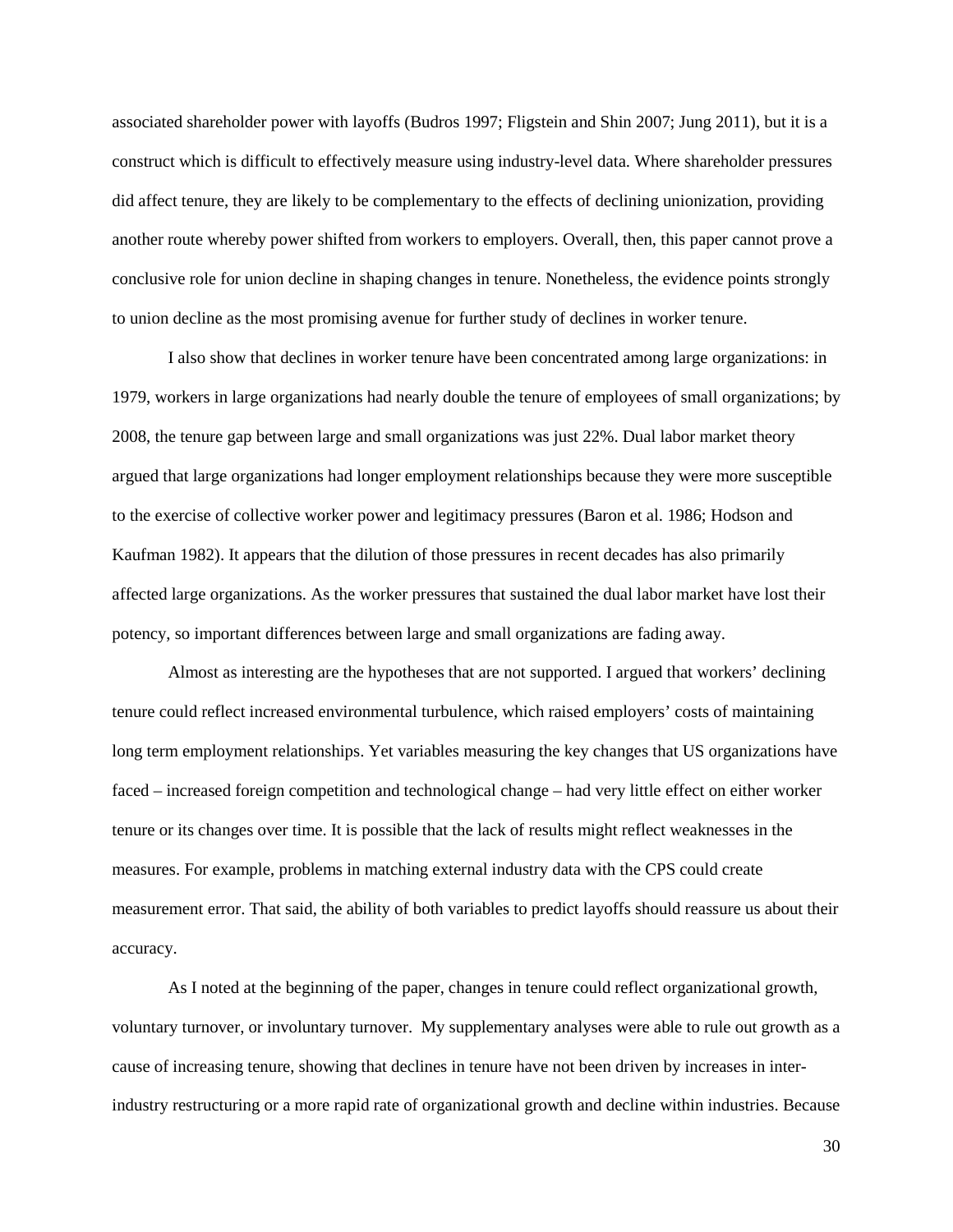associated shareholder power with layoffs (Budros 1997; Fligstein and Shin 2007; Jung 2011), but it is a construct which is difficult to effectively measure using industry-level data. Where shareholder pressures did affect tenure, they are likely to be complementary to the effects of declining unionization, providing another route whereby power shifted from workers to employers. Overall, then, this paper cannot prove a conclusive role for union decline in shaping changes in tenure. Nonetheless, the evidence points strongly to union decline as the most promising avenue for further study of declines in worker tenure.

I also show that declines in worker tenure have been concentrated among large organizations: in 1979, workers in large organizations had nearly double the tenure of employees of small organizations; by 2008, the tenure gap between large and small organizations was just 22%. Dual labor market theory argued that large organizations had longer employment relationships because they were more susceptible to the exercise of collective worker power and legitimacy pressures (Baron et al. 1986; Hodson and Kaufman 1982). It appears that the dilution of those pressures in recent decades has also primarily affected large organizations. As the worker pressures that sustained the dual labor market have lost their potency, so important differences between large and small organizations are fading away.

Almost as interesting are the hypotheses that are not supported. I argued that workers' declining tenure could reflect increased environmental turbulence, which raised employers' costs of maintaining long term employment relationships. Yet variables measuring the key changes that US organizations have faced – increased foreign competition and technological change – had very little effect on either worker tenure or its changes over time. It is possible that the lack of results might reflect weaknesses in the measures. For example, problems in matching external industry data with the CPS could create measurement error. That said, the ability of both variables to predict layoffs should reassure us about their accuracy.

As I noted at the beginning of the paper, changes in tenure could reflect organizational growth, voluntary turnover, or involuntary turnover. My supplementary analyses were able to rule out growth as a cause of increasing tenure, showing that declines in tenure have not been driven by increases in inter-industry restructuring or a more rapid rate of organizational growth and decline within industries. Because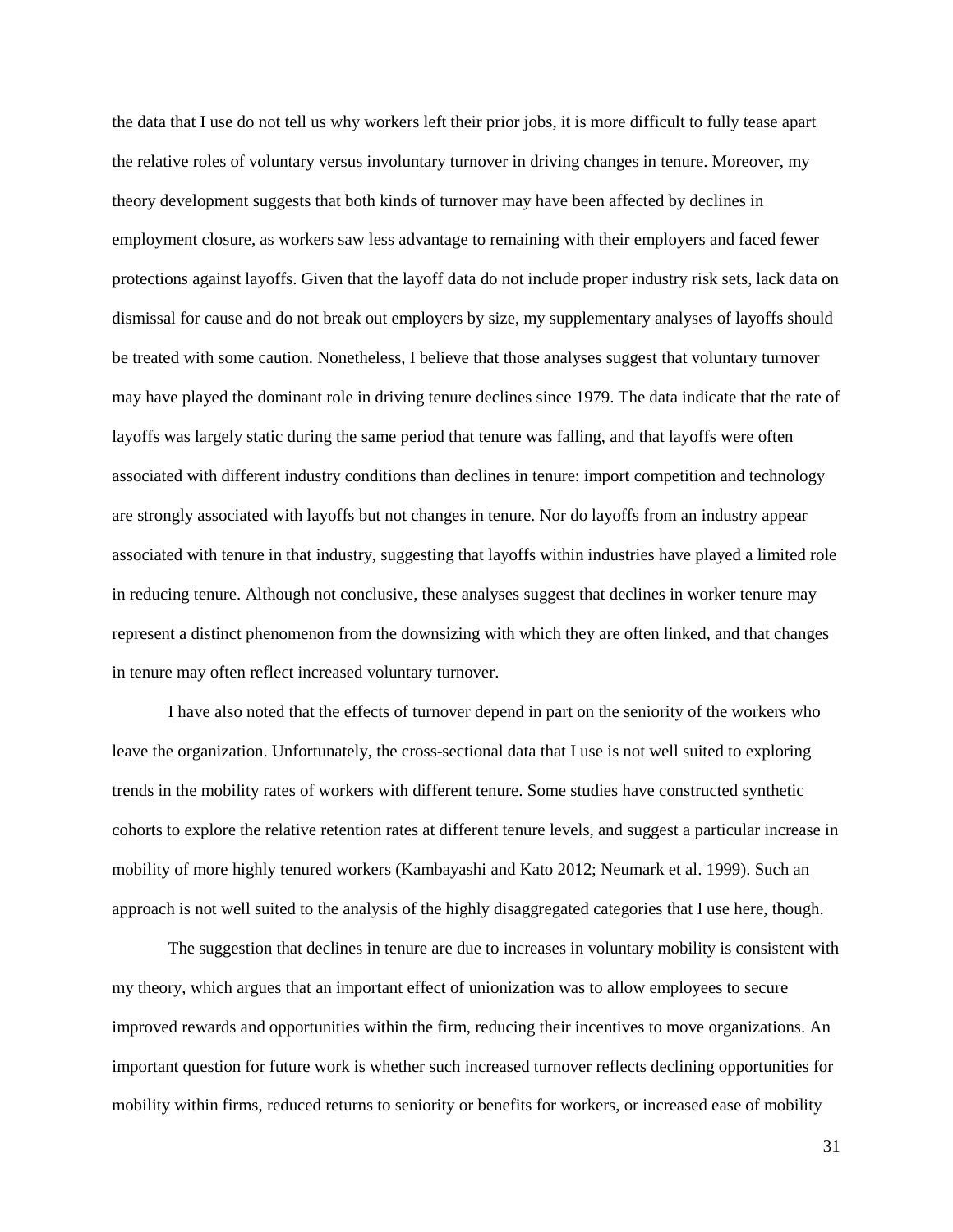the data that I use do not tell us why workers left their prior jobs, it is more difficult to fully tease apart the relative roles of voluntary versus involuntary turnover in driving changes in tenure. Moreover, my theory development suggests that both kinds of turnover may have been affected by declines in employment closure, as workers saw less advantage to remaining with their employers and faced fewer protections against layoffs. Given that the layoff data do not include proper industry risk sets, lack data on dismissal for cause and do not break out employers by size, my supplementary analyses of layoffs should be treated with some caution. Nonetheless, I believe that those analyses suggest that voluntary turnover may have played the dominant role in driving tenure declines since 1979. The data indicate that the rate of layoffs was largely static during the same period that tenure was falling, and that layoffs were often associated with different industry conditions than declines in tenure: import competition and technology are strongly associated with layoffs but not changes in tenure. Nor do layoffs from an industry appear associated with tenure in that industry, suggesting that layoffs within industries have played a limited role in reducing tenure. Although not conclusive, these analyses suggest that declines in worker tenure may represent a distinct phenomenon from the downsizing with which they are often linked, and that changes in tenure may often reflect increased voluntary turnover.

I have also noted that the effects of turnover depend in part on the seniority of the workers who leave the organization. Unfortunately, the cross-sectional data that I use is not well suited to exploring trends in the mobility rates of workers with different tenure. Some studies have constructed synthetic cohorts to explore the relative retention rates at different tenure levels, and suggest a particular increase in mobility of more highly tenured workers (Kambayashi and Kato 2012; Neumark et al. 1999). Such an approach is not well suited to the analysis of the highly disaggregated categories that I use here, though.

The suggestion that declines in tenure are due to increases in voluntary mobility is consistent with my theory, which argues that an important effect of unionization was to allow employees to secure improved rewards and opportunities within the firm, reducing their incentives to move organizations. An important question for future work is whether such increased turnover reflects declining opportunities for mobility within firms, reduced returns to seniority or benefits for workers, or increased ease of mobility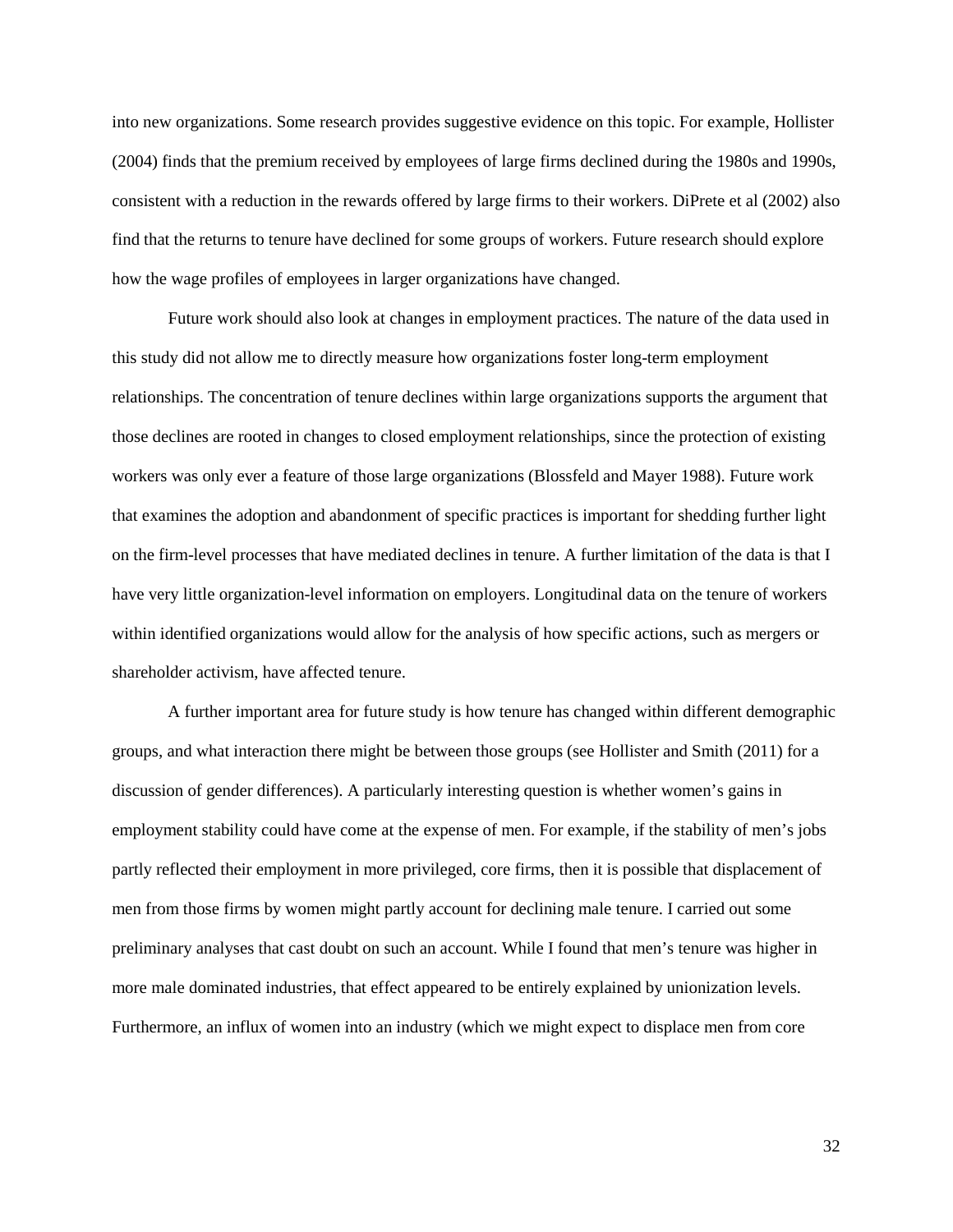into new organizations. Some research provides suggestive evidence on this topic. For example, Hollister (2004) finds that the premium received by employees of large firms declined during the 1980s and 1990s, consistent with a reduction in the rewards offered by large firms to their workers. DiPrete et al (2002) also find that the returns to tenure have declined for some groups of workers. Future research should explore how the wage profiles of employees in larger organizations have changed.

Future work should also look at changes in employment practices. The nature of the data used in this study did not allow me to directly measure how organizations foster long-term employment relationships. The concentration of tenure declines within large organizations supports the argument that those declines are rooted in changes to closed employment relationships, since the protection of existing workers was only ever a feature of those large organizations (Blossfeld and Mayer 1988). Future work that examines the adoption and abandonment of specific practices is important for shedding further light on the firm-level processes that have mediated declines in tenure. A further limitation of the data is that I have very little organization-level information on employers. Longitudinal data on the tenure of workers within identified organizations would allow for the analysis of how specific actions, such as mergers or shareholder activism, have affected tenure.

A further important area for future study is how tenure has changed within different demographic groups, and what interaction there might be between those groups (see Hollister and Smith (2011) for a discussion of gender differences). A particularly interesting question is whether women's gains in employment stability could have come at the expense of men. For example, if the stability of men's jobs partly reflected their employment in more privileged, core firms, then it is possible that displacement of men from those firms by women might partly account for declining male tenure. I carried out some preliminary analyses that cast doubt on such an account. While I found that men's tenure was higher in more male dominated industries, that effect appeared to be entirely explained by unionization levels. Furthermore, an influx of women into an industry (which we might expect to displace men from core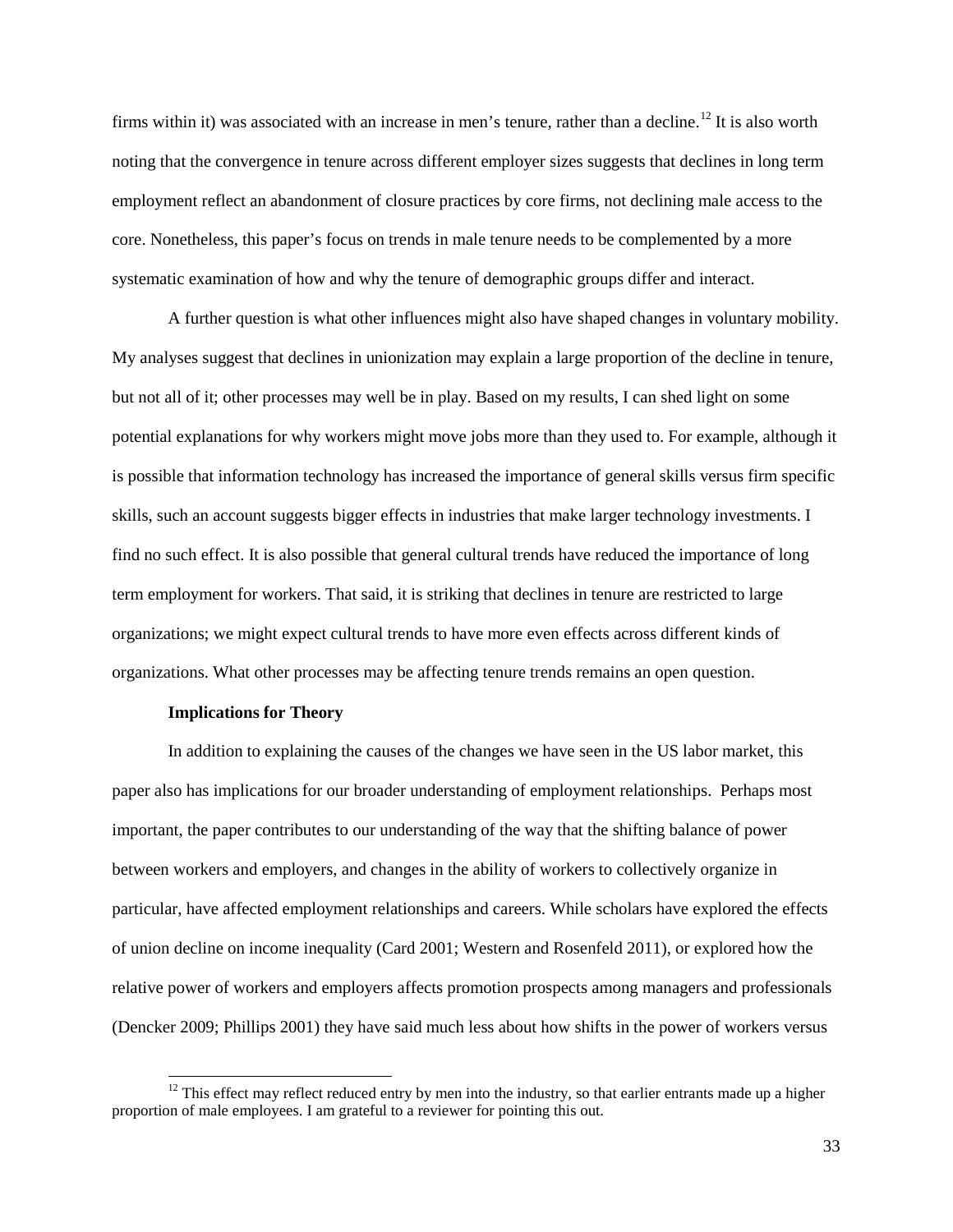firms within it) was associated with an increase in men's tenure, rather than a decline.[12] It is also worth noting that the convergence in tenure across different employer sizes suggests that declines in long term employment reflect an abandonment of closure practices by core firms, not declining male access to the core. Nonetheless, this paper's focus on trends in male tenure needs to be complemented by a more systematic examination of how and why the tenure of demographic groups differ and interact.

A further question is what other influences might also have shaped changes in voluntary mobility. My analyses suggest that declines in unionization may explain a large proportion of the decline in tenure, but not all of it; other processes may well be in play. Based on my results, I can shed light on some potential explanations for why workers might move jobs more than they used to. For example, although it is possible that information technology has increased the importance of general skills versus firm specific skills, such an account suggests bigger effects in industries that make larger technology investments. I find no such effect. It is also possible that general cultural trends have reduced the importance of long term employment for workers. That said, it is striking that declines in tenure are restricted to large organizations; we might expect cultural trends to have more even effects across different kinds of organizations. What other processes may be affecting tenure trends remains an open question.

**Implications for Theory**

In addition to explaining the causes of the changes we have seen in the US labor market, this paper also has implications for our broader understanding of employment relationships. Perhaps most important, the paper contributes to our understanding of the way that the shifting balance of power between workers and employers, and changes in the ability of workers to collectively organize in particular, have affected employment relationships and careers. While scholars have explored the effects of union decline on income inequality (Card 2001; Western and Rosenfeld 2011), or explored how the relative power of workers and employers affects promotion prospects among managers and professionals (Dencker 2009; Phillips 2001) they have said much less about how shifts in the power of workers versus

[12] This effect may reflect reduced entry by men into the industry, so that earlier entrants made up a higher proportion of male employees. I am grateful to a reviewer for pointing this out.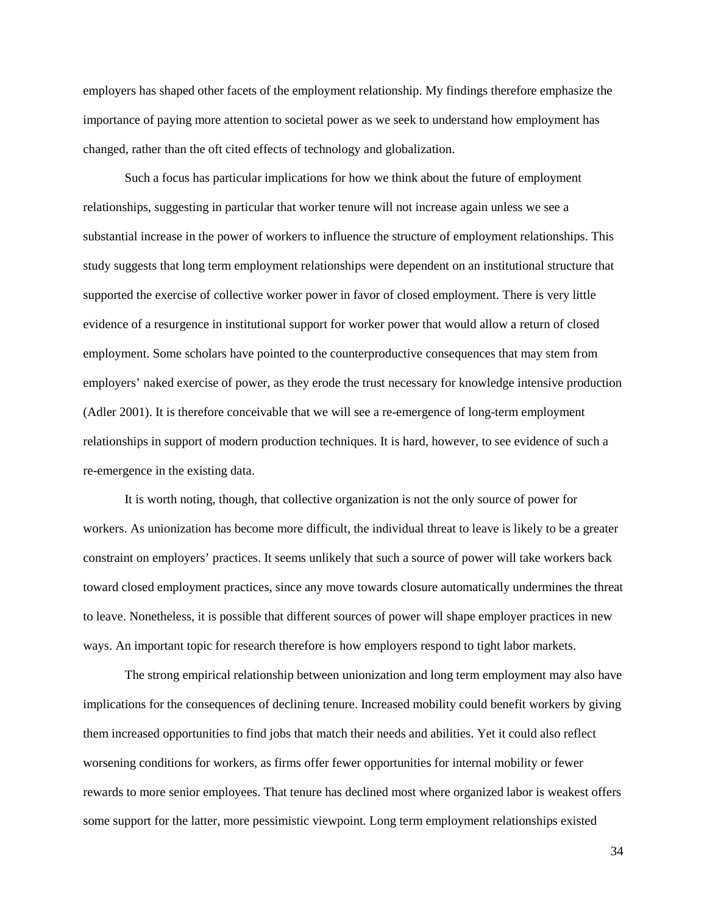employers has shaped other facets of the employment relationship. My findings therefore emphasize the importance of paying more attention to societal power as we seek to understand how employment has changed, rather than the oft cited effects of technology and globalization.

Such a focus has particular implications for how we think about the future of employment relationships, suggesting in particular that worker tenure will not increase again unless we see a substantial increase in the power of workers to influence the structure of employment relationships. This study suggests that long term employment relationships were dependent on an institutional structure that supported the exercise of collective worker power in favor of closed employment. There is very little evidence of a resurgence in institutional support for worker power that would allow a return of closed employment. Some scholars have pointed to the counterproductive consequences that may stem from employers' naked exercise of power, as they erode the trust necessary for knowledge intensive production (Adler 2001). It is therefore conceivable that we will see a re-emergence of long-term employment relationships in support of modern production techniques. It is hard, however, to see evidence of such a re-emergence in the existing data.

It is worth noting, though, that collective organization is not the only source of power for workers. As unionization has become more difficult, the individual threat to leave is likely to be a greater constraint on employers' practices. It seems unlikely that such a source of power will take workers back toward closed employment practices, since any move towards closure automatically undermines the threat to leave. Nonetheless, it is possible that different sources of power will shape employer practices in new ways. An important topic for research therefore is how employers respond to tight labor markets.

The strong empirical relationship between unionization and long term employment may also have implications for the consequences of declining tenure. Increased mobility could benefit workers by giving them increased opportunities to find jobs that match their needs and abilities. Yet it could also reflect worsening conditions for workers, as firms offer fewer opportunities for internal mobility or fewer rewards to more senior employees. That tenure has declined most where organized labor is weakest offers some support for the latter, more pessimistic viewpoint. Long term employment relationships existed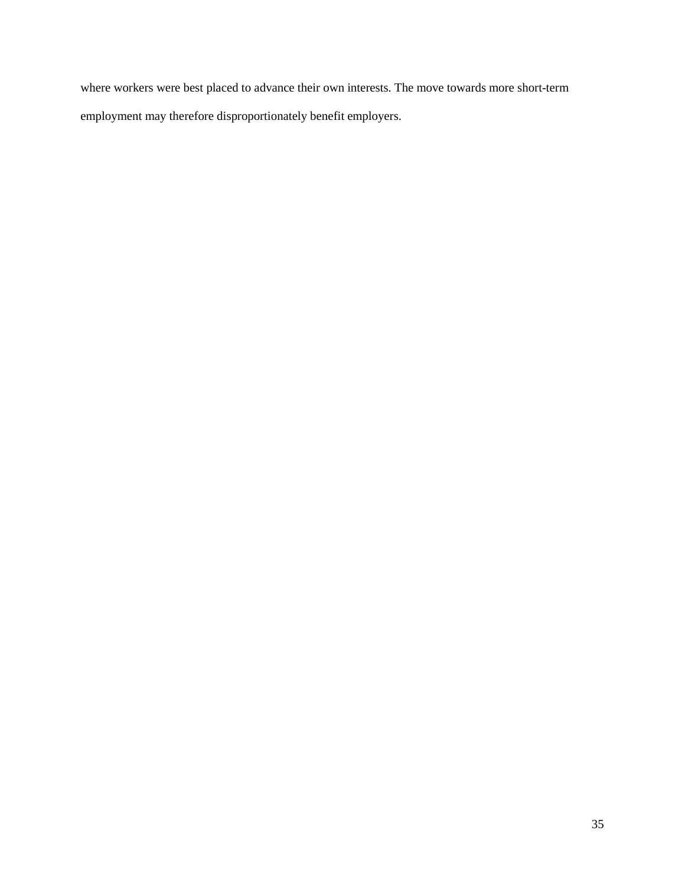where workers were best placed to advance their own interests. The move towards more short-term employment may therefore disproportionately benefit employers.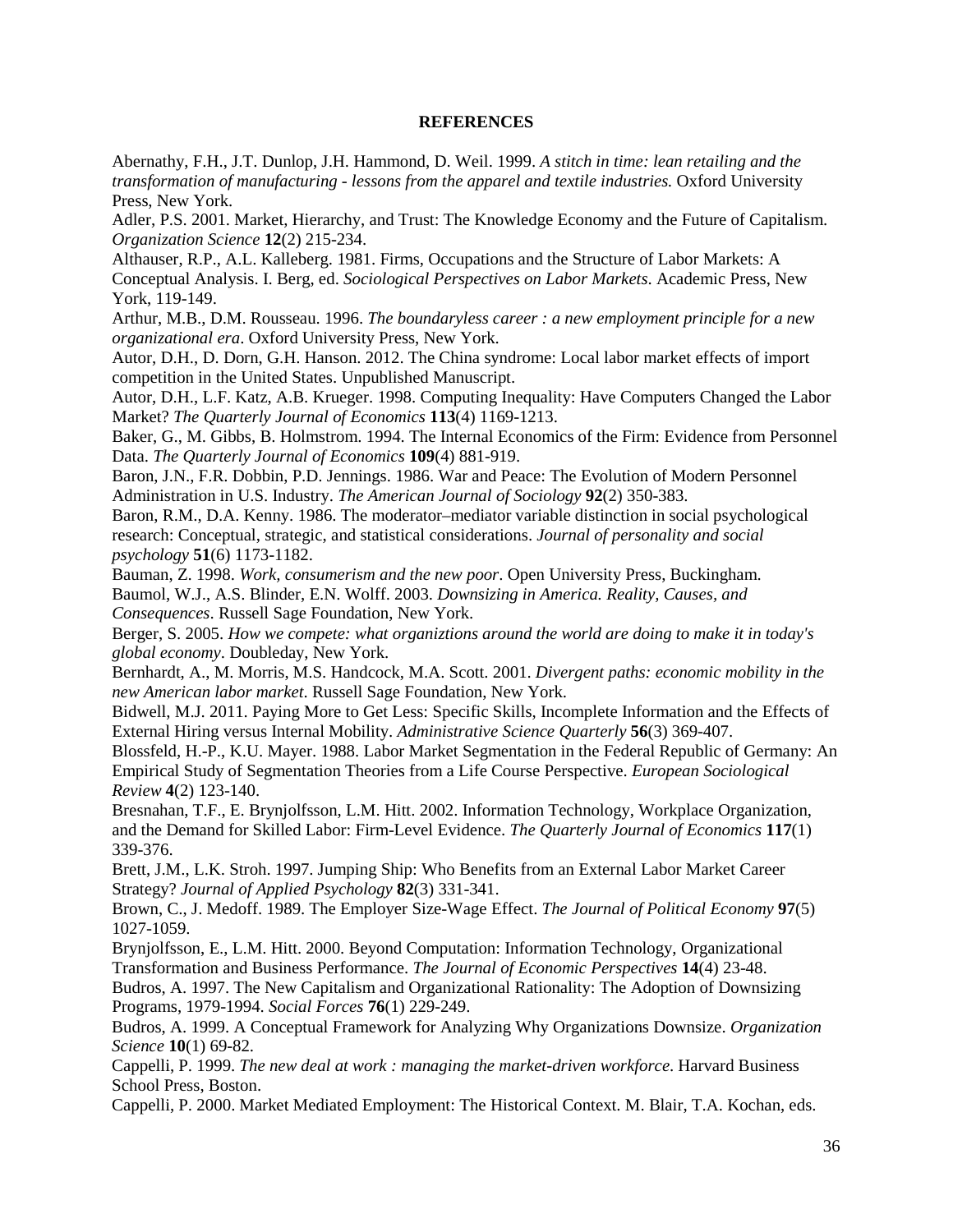**REFERENCES**

Abernathy, F.H., J.T. Dunlop, J.H. Hammond, D. Weil. 1999. *A stitch in time: lean retailing and the transformation of manufacturing - lessons from the apparel and textile industries.* Oxford University Press, New York.

Adler, P.S. 2001. Market, Hierarchy, and Trust: The Knowledge Economy and the Future of Capitalism. *Organization Science* **12**(2) 215-234.

Althauser, R.P., A.L. Kalleberg. 1981. Firms, Occupations and the Structure of Labor Markets: A Conceptual Analysis. I. Berg, ed. *Sociological Perspectives on Labor Markets*. Academic Press, New York, 119-149.

Arthur, M.B., D.M. Rousseau. 1996. *The boundaryless career : a new employment principle for a new organizational era*. Oxford University Press, New York.

Autor, D.H., D. Dorn, G.H. Hanson. 2012. The China syndrome: Local labor market effects of import competition in the United States. Unpublished Manuscript.

Autor, D.H., L.F. Katz, A.B. Krueger. 1998. Computing Inequality: Have Computers Changed the Labor Market? *The Quarterly Journal of Economics* **113**(4) 1169-1213.

Baker, G., M. Gibbs, B. Holmstrom. 1994. The Internal Economics of the Firm: Evidence from Personnel Data. *The Quarterly Journal of Economics* **109**(4) 881-919.

Baron, J.N., F.R. Dobbin, P.D. Jennings. 1986. War and Peace: The Evolution of Modern Personnel Administration in U.S. Industry. *The American Journal of Sociology* **92**(2) 350-383.

Baron, R.M., D.A. Kenny. 1986. The moderator–mediator variable distinction in social psychological research: Conceptual, strategic, and statistical considerations. *Journal of personality and social psychology* **51**(6) 1173-1182.

Bauman, Z. 1998. *Work, consumerism and the new poor*. Open University Press, Buckingham.

Baumol, W.J., A.S. Blinder, E.N. Wolff. 2003. *Downsizing in America. Reality, Causes, and Consequences*. Russell Sage Foundation, New York.

Berger, S. 2005. *How we compete: what organiztions around the world are doing to make it in today's global economy*. Doubleday, New York.

Bernhardt, A., M. Morris, M.S. Handcock, M.A. Scott. 2001. *Divergent paths: economic mobility in the new American labor market*. Russell Sage Foundation, New York.

Bidwell, M.J. 2011. Paying More to Get Less: Specific Skills, Incomplete Information and the Effects of External Hiring versus Internal Mobility. *Administrative Science Quarterly* **56**(3) 369-407.

Blossfeld, H.-P., K.U. Mayer. 1988. Labor Market Segmentation in the Federal Republic of Germany: An Empirical Study of Segmentation Theories from a Life Course Perspective. *European Sociological Review* **4**(2) 123-140.

Bresnahan, T.F., E. Brynjolfsson, L.M. Hitt. 2002. Information Technology, Workplace Organization, and the Demand for Skilled Labor: Firm-Level Evidence. *The Quarterly Journal of Economics* **117**(1) 339-376.

Brett, J.M., L.K. Stroh. 1997. Jumping Ship: Who Benefits from an External Labor Market Career Strategy? *Journal of Applied Psychology* **82**(3) 331-341.

Brown, C., J. Medoff. 1989. The Employer Size-Wage Effect. *The Journal of Political Economy* **97**(5) 1027-1059.

Brynjolfsson, E., L.M. Hitt. 2000. Beyond Computation: Information Technology, Organizational Transformation and Business Performance. *The Journal of Economic Perspectives* **14**(4) 23-48.

Budros, A. 1997. The New Capitalism and Organizational Rationality: The Adoption of Downsizing Programs, 1979-1994. *Social Forces* **76**(1) 229-249.

Budros, A. 1999. A Conceptual Framework for Analyzing Why Organizations Downsize. *Organization Science* **10**(1) 69-82.

Cappelli, P. 1999. *The new deal at work : managing the market-driven workforce*. Harvard Business School Press, Boston.

Cappelli, P. 2000. Market Mediated Employment: The Historical Context. M. Blair, T.A. Kochan, eds.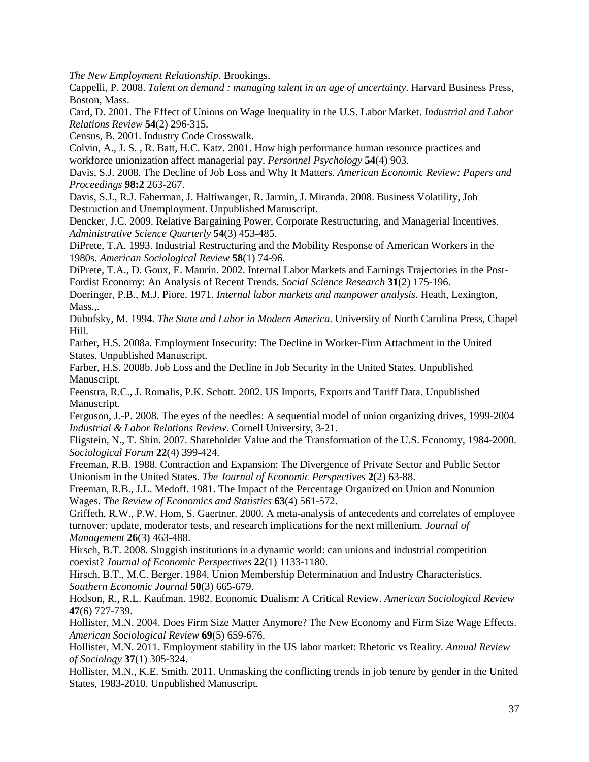*The New Employment Relationship*. Brookings.

Cappelli, P. 2008. *Talent on demand : managing talent in an age of uncertainty*. Harvard Business Press, Boston, Mass.

Card, D. 2001. The Effect of Unions on Wage Inequality in the U.S. Labor Market. *Industrial and Labor Relations Review* **54**(2) 296-315.

Census, B. 2001. Industry Code Crosswalk.

Colvin, A., J. S. , R. Batt, H.C. Katz. 2001. How high performance human resource practices and workforce unionization affect managerial pay. *Personnel Psychology* **54**(4) 903.

Davis, S.J. 2008. The Decline of Job Loss and Why It Matters. *American Economic Review: Papers and Proceedings* **98:2** 263-267.

Davis, S.J., R.J. Faberman, J. Haltiwanger, R. Jarmin, J. Miranda. 2008. Business Volatility, Job Destruction and Unemployment. Unpublished Manuscript.

Dencker, J.C. 2009. Relative Bargaining Power, Corporate Restructuring, and Managerial Incentives. *Administrative Science Quarterly* **54**(3) 453-485.

DiPrete, T.A. 1993. Industrial Restructuring and the Mobility Response of American Workers in the 1980s. *American Sociological Review* **58**(1) 74-96.

DiPrete, T.A., D. Goux, E. Maurin. 2002. Internal Labor Markets and Earnings Trajectories in the Post-Fordist Economy: An Analysis of Recent Trends. *Social Science Research* **31**(2) 175-196.

Doeringer, P.B., M.J. Piore. 1971. *Internal labor markets and manpower analysis*. Heath, Lexington, Mass.,.

Dubofsky, M. 1994. *The State and Labor in Modern America*. University of North Carolina Press, Chapel Hill.

Farber, H.S. 2008a. Employment Insecurity: The Decline in Worker-Firm Attachment in the United States. Unpublished Manuscript.

Farber, H.S. 2008b. Job Loss and the Decline in Job Security in the United States. Unpublished Manuscript.

Feenstra, R.C., J. Romalis, P.K. Schott. 2002. US Imports, Exports and Tariff Data. Unpublished Manuscript.

Ferguson, J.-P. 2008. The eyes of the needles: A sequential model of union organizing drives, 1999-2004 *Industrial & Labor Relations Review*. Cornell University, 3-21.

Fligstein, N., T. Shin. 2007. Shareholder Value and the Transformation of the U.S. Economy, 1984-2000. *Sociological Forum* **22**(4) 399-424.

Freeman, R.B. 1988. Contraction and Expansion: The Divergence of Private Sector and Public Sector Unionism in the United States. *The Journal of Economic Perspectives* **2**(2) 63-88.

Freeman, R.B., J.L. Medoff. 1981. The Impact of the Percentage Organized on Union and Nonunion Wages. *The Review of Economics and Statistics* **63**(4) 561-572.

Griffeth, R.W., P.W. Hom, S. Gaertner. 2000. A meta-analysis of antecedents and correlates of employee turnover: update, moderator tests, and research implications for the next millenium. *Journal of Management* **26**(3) 463-488.

Hirsch, B.T. 2008. Sluggish institutions in a dynamic world: can unions and industrial competition coexist? *Journal of Economic Perspectives* **22**(1) 1133-1180.

Hirsch, B.T., M.C. Berger. 1984. Union Membership Determination and Industry Characteristics. *Southern Economic Journal* **50**(3) 665-679.

Hodson, R., R.L. Kaufman. 1982. Economic Dualism: A Critical Review. *American Sociological Review* **47**(6) 727-739.

Hollister, M.N. 2004. Does Firm Size Matter Anymore? The New Economy and Firm Size Wage Effects. *American Sociological Review* **69**(5) 659-676.

Hollister, M.N. 2011. Employment stability in the US labor market: Rhetoric vs Reality. *Annual Review of Sociology* **37**(1) 305-324.

Hollister, M.N., K.E. Smith. 2011. Unmasking the conflicting trends in job tenure by gender in the United States, 1983-2010. Unpublished Manuscript.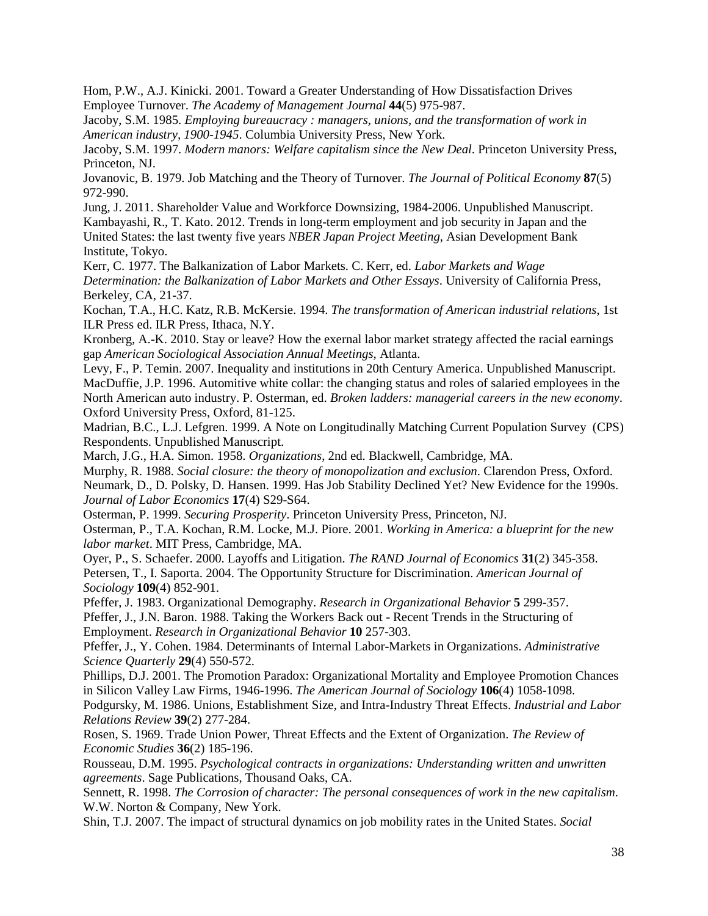Hom, P.W., A.J. Kinicki. 2001. Toward a Greater Understanding of How Dissatisfaction Drives Employee Turnover. *The Academy of Management Journal* **44**(5) 975-987.

Jacoby, S.M. 1985. *Employing bureaucracy : managers, unions, and the transformation of work in American industry, 1900-1945*. Columbia University Press, New York.

Jacoby, S.M. 1997. *Modern manors: Welfare capitalism since the New Deal*. Princeton University Press, Princeton, NJ.

Jovanovic, B. 1979. Job Matching and the Theory of Turnover. *The Journal of Political Economy* **87**(5) 972-990.

Jung, J. 2011. Shareholder Value and Workforce Downsizing, 1984-2006. Unpublished Manuscript.

Kambayashi, R., T. Kato. 2012. Trends in long-term employment and job security in Japan and the United States: the last twenty five years *NBER Japan Project Meeting*, Asian Development Bank Institute, Tokyo.

Kerr, C. 1977. The Balkanization of Labor Markets. C. Kerr, ed. *Labor Markets and Wage Determination: the Balkanization of Labor Markets and Other Essays*. University of California Press, Berkeley, CA, 21-37.

Kochan, T.A., H.C. Katz, R.B. McKersie. 1994. *The transformation of American industrial relations*, 1st ILR Press ed. ILR Press, Ithaca, N.Y.

Kronberg, A.-K. 2010. Stay or leave? How the exernal labor market strategy affected the racial earnings gap *American Sociological Association Annual Meetings*, Atlanta.

Levy, F., P. Temin. 2007. Inequality and institutions in 20th Century America. Unpublished Manuscript.

MacDuffie, J.P. 1996. Automitive white collar: the changing status and roles of salaried employees in the North American auto industry. P. Osterman, ed. *Broken ladders: managerial careers in the new economy*. Oxford University Press, Oxford, 81-125.

Madrian, B.C., L.J. Lefgren. 1999. A Note on Longitudinally Matching Current Population Survey (CPS) Respondents. Unpublished Manuscript.

March, J.G., H.A. Simon. 1958. *Organizations*, 2nd ed. Blackwell, Cambridge, MA.

Murphy, R. 1988. *Social closure: the theory of monopolization and exclusion*. Clarendon Press, Oxford.

Neumark, D., D. Polsky, D. Hansen. 1999. Has Job Stability Declined Yet? New Evidence for the 1990s. *Journal of Labor Economics* **17**(4) S29-S64.

Osterman, P. 1999. *Securing Prosperity*. Princeton University Press, Princeton, NJ.

Osterman, P., T.A. Kochan, R.M. Locke, M.J. Piore. 2001. *Working in America: a blueprint for the new labor market*. MIT Press, Cambridge, MA.

Oyer, P., S. Schaefer. 2000. Layoffs and Litigation. *The RAND Journal of Economics* **31**(2) 345-358.

Petersen, T., I. Saporta. 2004. The Opportunity Structure for Discrimination. *American Journal of Sociology* **109**(4) 852-901.

Pfeffer, J. 1983. Organizational Demography. *Research in Organizational Behavior* **5** 299-357.

Pfeffer, J., J.N. Baron. 1988. Taking the Workers Back out - Recent Trends in the Structuring of Employment. *Research in Organizational Behavior* **10** 257-303.

Pfeffer, J., Y. Cohen. 1984. Determinants of Internal Labor-Markets in Organizations. *Administrative Science Quarterly* **29**(4) 550-572.

Phillips, D.J. 2001. The Promotion Paradox: Organizational Mortality and Employee Promotion Chances in Silicon Valley Law Firms, 1946-1996. *The American Journal of Sociology* **106**(4) 1058-1098.

Podgursky, M. 1986. Unions, Establishment Size, and Intra-Industry Threat Effects. *Industrial and Labor Relations Review* **39**(2) 277-284.

Rosen, S. 1969. Trade Union Power, Threat Effects and the Extent of Organization. *The Review of Economic Studies* **36**(2) 185-196.

Rousseau, D.M. 1995. *Psychological contracts in organizations: Understanding written and unwritten agreements*. Sage Publications, Thousand Oaks, CA.

Sennett, R. 1998. *The Corrosion of character: The personal consequences of work in the new capitalism*. W.W. Norton & Company, New York.

Shin, T.J. 2007. The impact of structural dynamics on job mobility rates in the United States. *Social*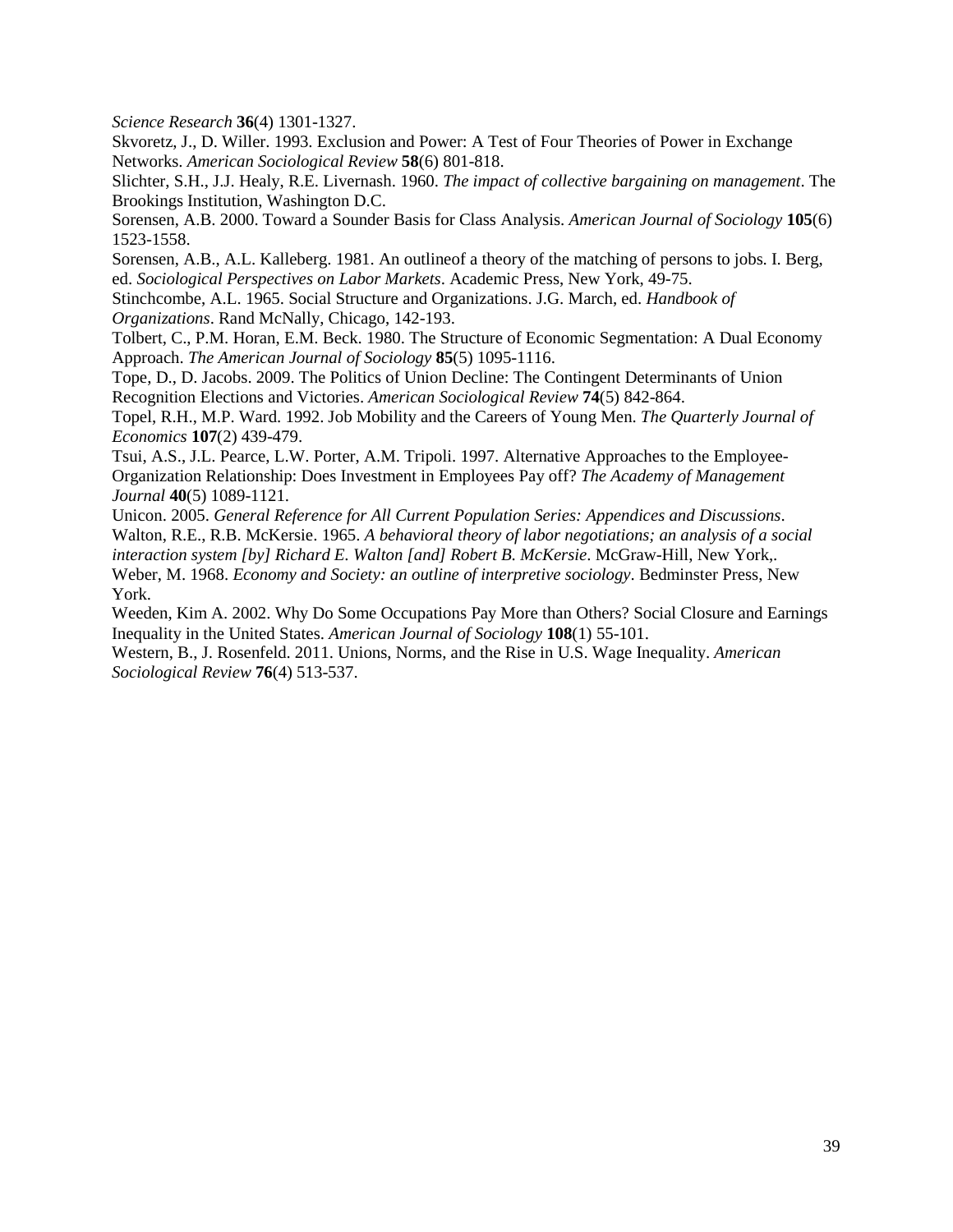*Science Research* **36**(4) 1301-1327.

Skvoretz, J., D. Willer. 1993. Exclusion and Power: A Test of Four Theories of Power in Exchange Networks. *American Sociological Review* **58**(6) 801-818.

Slichter, S.H., J.J. Healy, R.E. Livernash. 1960. *The impact of collective bargaining on management*. The Brookings Institution, Washington D.C.

Sorensen, A.B. 2000. Toward a Sounder Basis for Class Analysis. *American Journal of Sociology* **105**(6) 1523-1558.

Sorensen, A.B., A.L. Kalleberg. 1981. An outlineof a theory of the matching of persons to jobs. I. Berg, ed. *Sociological Perspectives on Labor Markets*. Academic Press, New York, 49-75.

Stinchcombe, A.L. 1965. Social Structure and Organizations. J.G. March, ed. *Handbook of Organizations*. Rand McNally, Chicago, 142-193.

Tolbert, C., P.M. Horan, E.M. Beck. 1980. The Structure of Economic Segmentation: A Dual Economy Approach. *The American Journal of Sociology* **85**(5) 1095-1116.

Tope, D., D. Jacobs. 2009. The Politics of Union Decline: The Contingent Determinants of Union Recognition Elections and Victories. *American Sociological Review* **74**(5) 842-864.

Topel, R.H., M.P. Ward. 1992. Job Mobility and the Careers of Young Men. *The Quarterly Journal of Economics* **107**(2) 439-479.

Tsui, A.S., J.L. Pearce, L.W. Porter, A.M. Tripoli. 1997. Alternative Approaches to the Employee-Organization Relationship: Does Investment in Employees Pay off? *The Academy of Management Journal* **40**(5) 1089-1121.

Unicon. 2005. *General Reference for All Current Population Series: Appendices and Discussions*.

Walton, R.E., R.B. McKersie. 1965. *A behavioral theory of labor negotiations; an analysis of a social interaction system [by] Richard E. Walton [and] Robert B. McKersie*. McGraw-Hill, New York,.

Weber, M. 1968. *Economy and Society: an outline of interpretive sociology*. Bedminster Press, New York.

Weeden, Kim A. 2002. Why Do Some Occupations Pay More than Others? Social Closure and Earnings Inequality in the United States. *American Journal of Sociology* **108**(1) 55-101.

Western, B., J. Rosenfeld. 2011. Unions, Norms, and the Rise in U.S. Wage Inequality. *American Sociological Review* **76**(4) 513-537.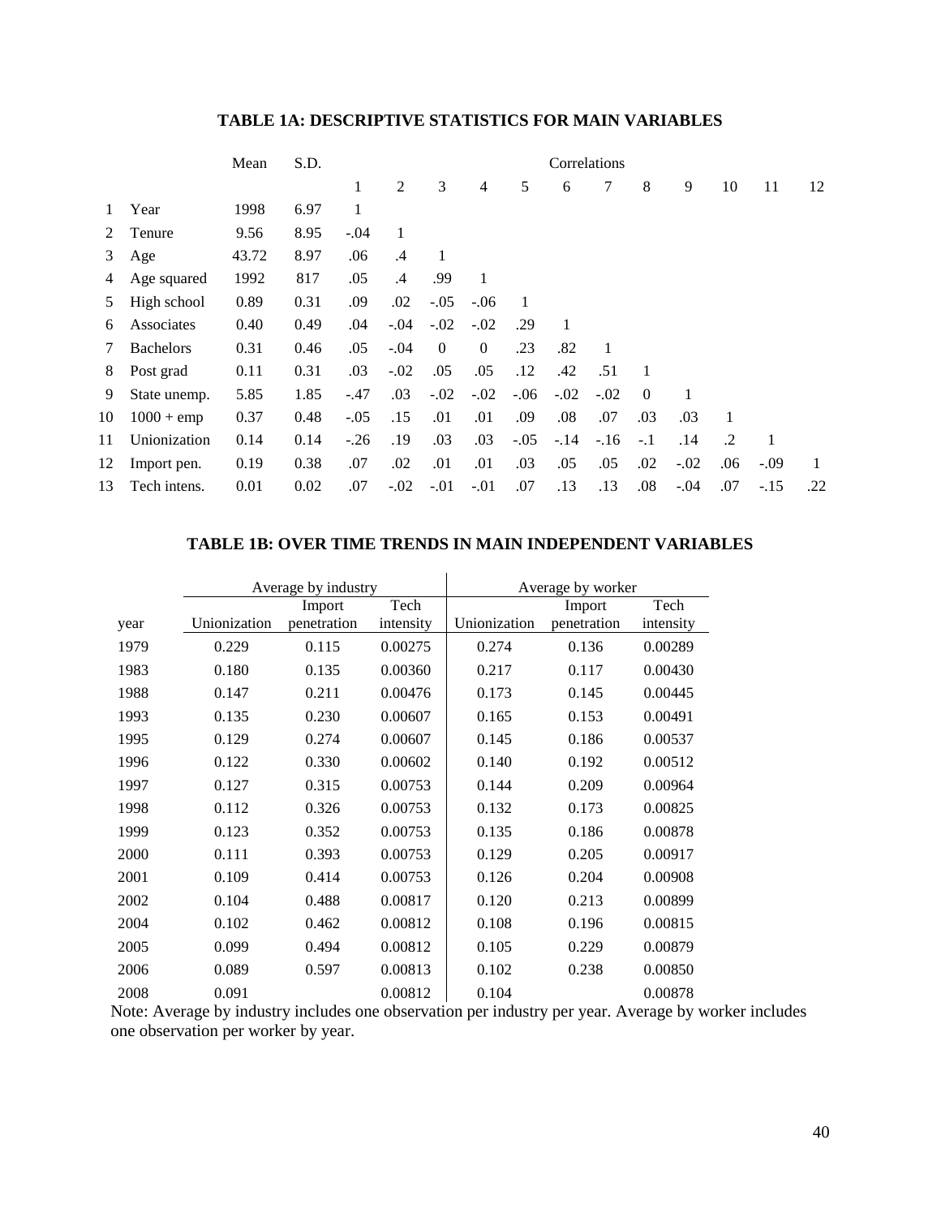**TABLE 1A: DESCRIPTIVE STATISTICS FOR MAIN VARIABLES**

| | | Mean | S.D. | Correlations | | | | | | | | | | | |
|---|---|---|---|---|---|---|---|---|---|---|---|---|---|---|---|
| | | | | 1 | 2 | 3 | 4 | 5 | 6 | 7 | 8 | 9 | 10 | 11 | 12 |
| 1 | Year | 1998 | 6.97 | 1 | | | | | | | | | | | |
| 2 | Tenure | 9.56 | 8.95 | -.04 | 1 | | | | | | | | | | |
| 3 | Age | 43.72 | 8.97 | .06 | .4 | 1 | | | | | | | | | |
| 4 | Age squared | 1992 | 817 | .05 | .4 | .99 | 1 | | | | | | | | |
| 5 | High school | 0.89 | 0.31 | .09 | .02 | -.05 | -.06 | 1 | | | | | | | |
| 6 | Associates | 0.40 | 0.49 | .04 | -.04 | -.02 | -.02 | .29 | 1 | | | | | | |
| 7 | Bachelors | 0.31 | 0.46 | .05 | -.04 | 0 | 0 | .23 | .82 | 1 | | | | | |
| 8 | Post grad | 0.11 | 0.31 | .03 | -.02 | .05 | .05 | .12 | .42 | .51 | 1 | | | | |
| 9 | State unemp. | 5.85 | 1.85 | -.47 | .03 | -.02 | -.02 | -.06 | -.02 | -.02 | 0 | 1 | | | |
| 10 | 1000 + emp | 0.37 | 0.48 | -.05 | .15 | .01 | .01 | .09 | .08 | .07 | .03 | .03 | 1 | | |
| 11 | Unionization | 0.14 | 0.14 | -.26 | .19 | .03 | .03 | -.05 | -.14 | -.16 | -.1 | .14 | .2 | 1 | |
| 12 | Import pen. | 0.19 | 0.38 | .07 | .02 | .01 | .01 | .03 | .05 | .05 | .02 | -.02 | .06 | -.09 | 1 |
| 13 | Tech intens. | 0.01 | 0.02 | .07 | -.02 | -.01 | -.01 | .07 | .13 | .13 | .08 | -.04 | .07 | -.15 | .22 |

**TABLE 1B: OVER TIME TRENDS IN MAIN INDEPENDENT VARIABLES**

| | Average by industry | | | Average by worker | | |
|---|---|---|---|---|---|---|
| year | Unionization | Import penetration | Tech intensity | Unionization | Import penetration | Tech intensity |
| 1979 | 0.229 | 0.115 | 0.00275 | 0.274 | 0.136 | 0.00289 |
| 1983 | 0.180 | 0.135 | 0.00360 | 0.217 | 0.117 | 0.00430 |
| 1988 | 0.147 | 0.211 | 0.00476 | 0.173 | 0.145 | 0.00445 |
| 1993 | 0.135 | 0.230 | 0.00607 | 0.165 | 0.153 | 0.00491 |
| 1995 | 0.129 | 0.274 | 0.00607 | 0.145 | 0.186 | 0.00537 |
| 1996 | 0.122 | 0.330 | 0.00602 | 0.140 | 0.192 | 0.00512 |
| 1997 | 0.127 | 0.315 | 0.00753 | 0.144 | 0.209 | 0.00964 |
| 1998 | 0.112 | 0.326 | 0.00753 | 0.132 | 0.173 | 0.00825 |
| 1999 | 0.123 | 0.352 | 0.00753 | 0.135 | 0.186 | 0.00878 |
| 2000 | 0.111 | 0.393 | 0.00753 | 0.129 | 0.205 | 0.00917 |
| 2001 | 0.109 | 0.414 | 0.00753 | 0.126 | 0.204 | 0.00908 |
| 2002 | 0.104 | 0.488 | 0.00817 | 0.120 | 0.213 | 0.00899 |
| 2004 | 0.102 | 0.462 | 0.00812 | 0.108 | 0.196 | 0.00815 |
| 2005 | 0.099 | 0.494 | 0.00812 | 0.105 | 0.229 | 0.00879 |
| 2006 | 0.089 | 0.597 | 0.00813 | 0.102 | 0.238 | 0.00850 |
| 2008 | 0.091 | | 0.00812 | 0.104 | | 0.00878 |

Note: Average by industry includes one observation per industry per year. Average by worker includes one observation per worker by year.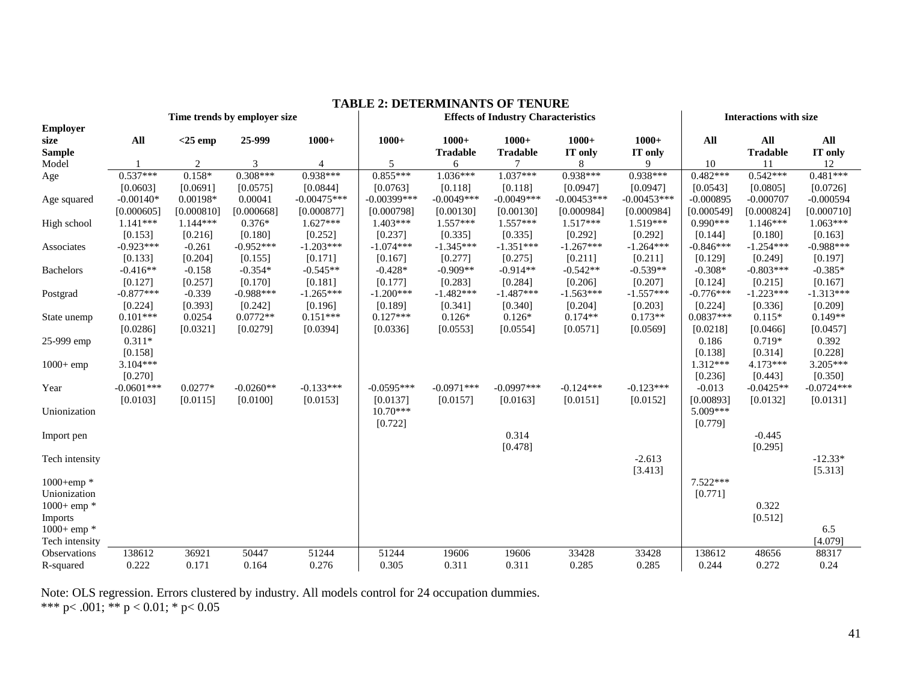## TABLE 2: DETERMINANTS OF TENURE

| | Time trends by employer size | | | | Effects of Industry Characteristics | | | | | Interactions with size | | |
|---|---|---|---|---|---|---|---|---|---|---|---|---|
| **Employer size** | **All** | **<25 emp** | **25-999** | **1000+** | **1000+** | **1000+** | **1000+** | **1000+** | **1000+** | **All** | **All** | **All** |
| **Sample** | | | | | | **Tradable** | **Tradable** | **IT only** | **IT only** | | **Tradable** | **IT only** |
| Model | 1 | 2 | 3 | 4 | 5 | 6 | 7 | 8 | 9 | 10 | 11 | 12 |
| Age | 0.537*** | 0.158* | 0.308*** | 0.938*** | 0.855*** | 1.036*** | 1.037*** | 0.938*** | 0.938*** | 0.482*** | 0.542*** | 0.481*** |
| | [0.0603] | [0.0691] | [0.0575] | [0.0844] | [0.0763] | [0.118] | [0.118] | [0.0947] | [0.0947] | [0.0543] | [0.0805] | [0.0726] |
| Age squared | -0.00140* | 0.00198* | 0.00041 | -0.00475*** | -0.00399*** | -0.0049*** | -0.0049*** | -0.00453*** | -0.00453*** | -0.000895 | -0.000707 | -0.000594 |
| | [0.000605] | [0.000810] | [0.000668] | [0.000877] | [0.000798] | [0.00130] | [0.00130] | [0.000984] | [0.000984] | [0.000549] | [0.000824] | [0.000710] |
| High school | 1.141*** | 1.144*** | 0.376* | 1.627*** | 1.403*** | 1.557*** | 1.557*** | 1.517*** | 1.519*** | 0.990*** | 1.146*** | 1.063*** |
| | [0.153] | [0.216] | [0.180] | [0.252] | [0.237] | [0.335] | [0.335] | [0.292] | [0.292] | [0.144] | [0.180] | [0.163] |
| Associates | -0.923*** | -0.261 | -0.952*** | -1.203*** | -1.074*** | -1.345*** | -1.351*** | -1.267*** | -1.264*** | -0.846*** | -1.254*** | -0.988*** |
| | [0.133] | [0.204] | [0.155] | [0.171] | [0.167] | [0.277] | [0.275] | [0.211] | [0.211] | [0.129] | [0.249] | [0.197] |
| Bachelors | -0.416** | -0.158 | -0.354* | -0.545** | -0.428* | -0.909** | -0.914** | -0.542** | -0.539** | -0.308* | -0.803*** | -0.385* |
| | [0.127] | [0.257] | [0.170] | [0.181] | [0.177] | [0.283] | [0.284] | [0.206] | [0.207] | [0.124] | [0.215] | [0.167] |
| Postgrad | -0.877*** | -0.339 | -0.988*** | -1.265*** | -1.200*** | -1.482*** | -1.487*** | -1.563*** | -1.557*** | -0.776*** | -1.223*** | -1.313*** |
| | [0.224] | [0.393] | [0.242] | [0.196] | [0.189] | [0.341] | [0.340] | [0.204] | [0.203] | [0.224] | [0.336] | [0.209] |
| State unemp | 0.101*** | 0.0254 | 0.0772** | 0.151*** | 0.127*** | 0.126* | 0.126* | 0.174** | 0.173** | 0.0837*** | 0.115* | 0.149** |
| | [0.0286] | [0.0321] | [0.0279] | [0.0394] | [0.0336] | [0.0553] | [0.0554] | [0.0571] | [0.0569] | [0.0218] | [0.0466] | [0.0457] |
| 25-999 emp | 0.311* | | | | | | | | | 0.186 | 0.719* | 0.392 |
| | [0.158] | | | | | | | | | [0.138] | [0.314] | [0.228] |
| 1000+ emp | 3.104*** | | | | | | | | | 1.312*** | 4.173*** | 3.205*** |
| | [0.270] | | | | | | | | | [0.236] | [0.443] | [0.350] |
| Year | -0.0601*** | 0.0277* | -0.0260** | -0.133*** | -0.0595*** | -0.0971*** | -0.0997*** | -0.124*** | -0.123*** | -0.013 | -0.0425** | -0.0724*** |
| | [0.0103] | [0.0115] | [0.0100] | [0.0153] | [0.0137] | [0.0157] | [0.0163] | [0.0151] | [0.0152] | [0.00893] | [0.0132] | [0.0131] |
| Unionization | | | | | 10.70*** | | | | | 5.009*** | | |
| | | | | | [0.722] | | | | | [0.779] | | |
| Import pen | | | | | | | 0.314 | | | | -0.445 | |
| | | | | | | | [0.478] | | | | [0.295] | |
| Tech intensity | | | | | | | | | -2.613 | | | -12.33* |
| | | | | | | | | | [3.413] | | | [5.313] |
| 1000+emp * Unionization | | | | | | | | | | 7.522*** | | |
| | | | | | | | | | | [0.771] | | |
| 1000+ emp * Imports | | | | | | | | | | | 0.322 | |
| | | | | | | | | | | | [0.512] | |
| 1000+ emp * Tech intensity | | | | | | | | | | | | 6.5 |
| | | | | | | | | | | | | [4.079] |
| Observations | 138612 | 36921 | 50447 | 51244 | 51244 | 19606 | 19606 | 33428 | 33428 | 138612 | 48656 | 88317 |
| R-squared | 0.222 | 0.171 | 0.164 | 0.276 | 0.305 | 0.311 | 0.311 | 0.285 | 0.285 | 0.244 | 0.272 | 0.24 |

Note: OLS regression. Errors clustered by industry. All models control for 24 occupation dummies.
*** p< .001; ** p < 0.01; * p< 0.05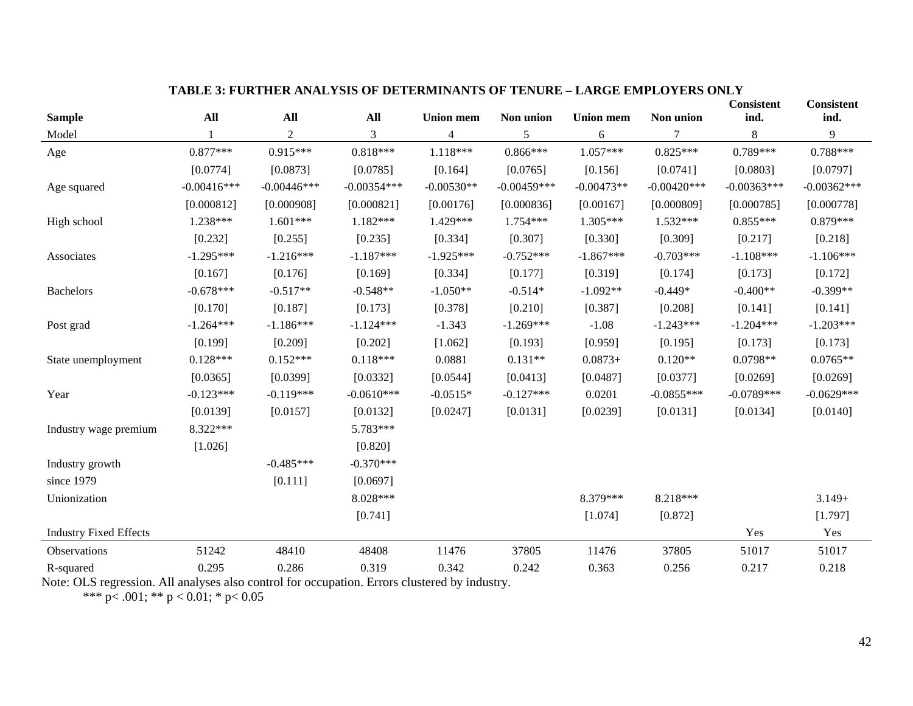**TABLE 3: FURTHER ANALYSIS OF DETERMINANTS OF TENURE – LARGE EMPLOYERS ONLY**

| Sample | All | All | All | Union mem | Non union | Union mem | Non union | Consistent ind. | Consistent ind. |
|---|---|---|---|---|---|---|---|---|---|
| Model | 1 | 2 | 3 | 4 | 5 | 6 | 7 | 8 | 9 |
| Age | 0.877*** | 0.915*** | 0.818*** | 1.118*** | 0.866*** | 1.057*** | 0.825*** | 0.789*** | 0.788*** |
| | [0.0774] | [0.0873] | [0.0785] | [0.164] | [0.0765] | [0.156] | [0.0741] | [0.0803] | [0.0797] |
| Age squared | -0.00416*** | -0.00446*** | -0.00354*** | -0.00530** | -0.00459*** | -0.00473** | -0.00420*** | -0.00363*** | -0.00362*** |
| | [0.000812] | [0.000908] | [0.000821] | [0.00176] | [0.000836] | [0.00167] | [0.000809] | [0.000785] | [0.000778] |
| High school | 1.238*** | 1.601*** | 1.182*** | 1.429*** | 1.754*** | 1.305*** | 1.532*** | 0.855*** | 0.879*** |
| | [0.232] | [0.255] | [0.235] | [0.334] | [0.307] | [0.330] | [0.309] | [0.217] | [0.218] |
| Associates | -1.295*** | -1.216*** | -1.187*** | -1.925*** | -0.752*** | -1.867*** | -0.703*** | -1.108*** | -1.106*** |
| | [0.167] | [0.176] | [0.169] | [0.334] | [0.177] | [0.319] | [0.174] | [0.173] | [0.172] |
| Bachelors | -0.678*** | -0.517** | -0.548** | -1.050** | -0.514* | -1.092** | -0.449* | -0.400** | -0.399** |
| | [0.170] | [0.187] | [0.173] | [0.378] | [0.210] | [0.387] | [0.208] | [0.141] | [0.141] |
| Post grad | -1.264*** | -1.186*** | -1.124*** | -1.343 | -1.269*** | -1.08 | -1.243*** | -1.204*** | -1.203*** |
| | [0.199] | [0.209] | [0.202] | [1.062] | [0.193] | [0.959] | [0.195] | [0.173] | [0.173] |
| State unemployment | 0.128*** | 0.152*** | 0.118*** | 0.0881 | 0.131** | 0.0873+ | 0.120** | 0.0798** | 0.0765** |
| | [0.0365] | [0.0399] | [0.0332] | [0.0544] | [0.0413] | [0.0487] | [0.0377] | [0.0269] | [0.0269] |
| Year | -0.123*** | -0.119*** | -0.0610*** | -0.0515* | -0.127*** | 0.0201 | -0.0855*** | -0.0789*** | -0.0629*** |
| | [0.0139] | [0.0157] | [0.0132] | [0.0247] | [0.0131] | [0.0239] | [0.0131] | [0.0134] | [0.0140] |
| Industry wage premium | 8.322*** | | 5.783*** | | | | | | |
| | [1.026] | | [0.820] | | | | | | |
| Industry growth since 1979 | | -0.485*** | -0.370*** | | | | | | |
| | | [0.111] | [0.0697] | | | | | | |
| Unionization | | | 8.028*** | | | 8.379*** | 8.218*** | | 3.149+ |
| | | | [0.741] | | | [1.074] | [0.872] | | [1.797] |
| Industry Fixed Effects | | | | | | | | Yes | Yes |
| Observations | 51242 | 48410 | 48408 | 11476 | 37805 | 11476 | 37805 | 51017 | 51017 |
| R-squared | 0.295 | 0.286 | 0.319 | 0.342 | 0.242 | 0.363 | 0.256 | 0.217 | 0.218 |

Note: OLS regression. All analyses also control for occupation. Errors clustered by industry.

*** p< .001; ** p < 0.01; * p< 0.05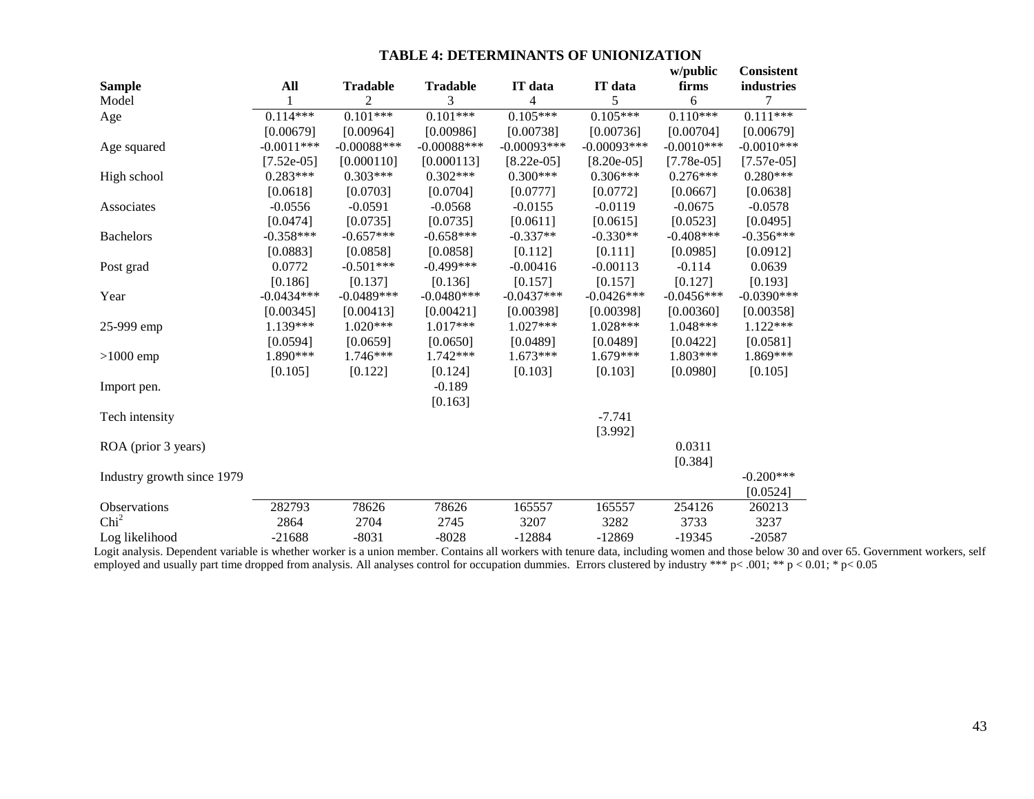### TABLE 4: DETERMINANTS OF UNIONIZATION

| Sample | All | Tradable | Tradable | IT data | IT data | w/public firms | Consistent industries |
|---|---|---|---|---|---|---|---|
| Model | 1 | 2 | 3 | 4 | 5 | 6 | 7 |
| Age | 0.114*** | 0.101*** | 0.101*** | 0.105*** | 0.105*** | 0.110*** | 0.111*** |
| | [0.00679] | [0.00964] | [0.00986] | [0.00738] | [0.00736] | [0.00704] | [0.00679] |
| Age squared | -0.0011*** | -0.00088*** | -0.00088*** | -0.00093*** | -0.00093*** | -0.0010*** | -0.0010*** |
| | [7.52e-05] | [0.000110] | [0.000113] | [8.22e-05] | [8.20e-05] | [7.78e-05] | [7.57e-05] |
| High school | 0.283*** | 0.303*** | 0.302*** | 0.300*** | 0.306*** | 0.276*** | 0.280*** |
| | [0.0618] | [0.0703] | [0.0704] | [0.0777] | [0.0772] | [0.0667] | [0.0638] |
| Associates | -0.0556 | -0.0591 | -0.0568 | -0.0155 | -0.0119 | -0.0675 | -0.0578 |
| | [0.0474] | [0.0735] | [0.0735] | [0.0611] | [0.0615] | [0.0523] | [0.0495] |
| Bachelors | -0.358*** | -0.657*** | -0.658*** | -0.337** | -0.330** | -0.408*** | -0.356*** |
| | [0.0883] | [0.0858] | [0.0858] | [0.112] | [0.111] | [0.0985] | [0.0912] |
| Post grad | 0.0772 | -0.501*** | -0.499*** | -0.00416 | -0.00113 | -0.114 | 0.0639 |
| | [0.186] | [0.137] | [0.136] | [0.157] | [0.157] | [0.127] | [0.193] |
| Year | -0.0434*** | -0.0489*** | -0.0480*** | -0.0437*** | -0.0426*** | -0.0456*** | -0.0390*** |
| | [0.00345] | [0.00413] | [0.00421] | [0.00398] | [0.00398] | [0.00360] | [0.00358] |
| 25-999 emp | 1.139*** | 1.020*** | 1.017*** | 1.027*** | 1.028*** | 1.048*** | 1.122*** |
| | [0.0594] | [0.0659] | [0.0650] | [0.0489] | [0.0489] | [0.0422] | [0.0581] |
| >1000 emp | 1.890*** | 1.746*** | 1.742*** | 1.673*** | 1.679*** | 1.803*** | 1.869*** |
| | [0.105] | [0.122] | [0.124] | [0.103] | [0.103] | [0.0980] | [0.105] |
| Import pen. | | | -0.189 | | | | |
| | | | [0.163] | | | | |
| Tech intensity | | | | | -7.741 | | |
| | | | | | [3.992] | | |
| ROA (prior 3 years) | | | | | | 0.0311 | |
| | | | | | | [0.384] | |
| Industry growth since 1979 | | | | | | | -0.200*** |
| | | | | | | | [0.0524] |
| Observations | 282793 | 78626 | 78626 | 165557 | 165557 | 254126 | 260213 |
| $Chi^2$ | 2864 | 2704 | 2745 | 3207 | 3282 | 3733 | 3237 |
| Log likelihood | -21688 | -8031 | -8028 | -12884 | -12869 | -19345 | -20587 |

Logit analysis. Dependent variable is whether worker is a union member. Contains all workers with tenure data, including women and those below 30 and over 65. Government workers, self employed and usually part time dropped from analysis. All analyses control for occupation dummies. Errors clustered by industry *** $p < .001$; ** $p < 0.01$; * $p < 0.05$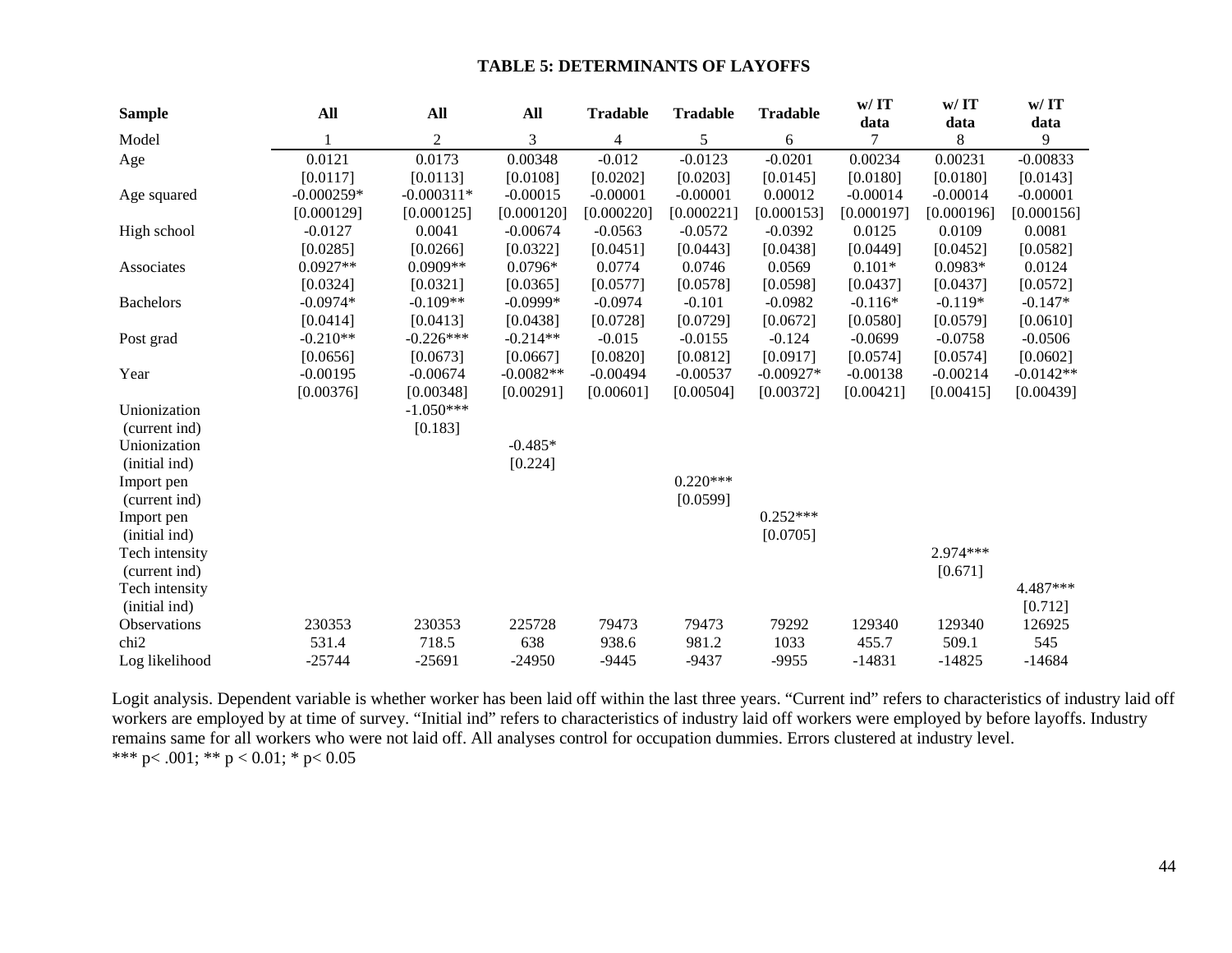**TABLE 5: DETERMINANTS OF LAYOFFS**

| **Sample** | **All** | **All** | **All** | **Tradable** | **Tradable** | **Tradable** | **w/ IT data** | **w/ IT data** | **w/ IT data** |
|---|---|---|---|---|---|---|---|---|---|
| Model | 1 | 2 | 3 | 4 | 5 | 6 | 7 | 8 | 9 |
| Age | 0.0121 | 0.0173 | 0.00348 | -0.012 | -0.0123 | -0.0201 | 0.00234 | 0.00231 | -0.00833 |
| | [0.0117] | [0.0113] | [0.0108] | [0.0202] | [0.0203] | [0.0145] | [0.0180] | [0.0180] | [0.0143] |
| Age squared | -0.000259* | -0.000311* | -0.00015 | -0.00001 | -0.00001 | 0.00012 | -0.00014 | -0.00014 | -0.00001 |
| | [0.000129] | [0.000125] | [0.000120] | [0.000220] | [0.000221] | [0.000153] | [0.000197] | [0.000196] | [0.000156] |
| High school | -0.0127 | 0.0041 | -0.00674 | -0.0563 | -0.0572 | -0.0392 | 0.0125 | 0.0109 | 0.0081 |
| | [0.0285] | [0.0266] | [0.0322] | [0.0451] | [0.0443] | [0.0438] | [0.0449] | [0.0452] | [0.0582] |
| Associates | 0.0927** | 0.0909** | 0.0796* | 0.0774 | 0.0746 | 0.0569 | 0.101* | 0.0983* | 0.0124 |
| | [0.0324] | [0.0321] | [0.0365] | [0.0577] | [0.0578] | [0.0598] | [0.0437] | [0.0437] | [0.0572] |
| Bachelors | -0.0974* | -0.109** | -0.0999* | -0.0974 | -0.101 | -0.0982 | -0.116* | -0.119* | -0.147* |
| | [0.0414] | [0.0413] | [0.0438] | [0.0728] | [0.0729] | [0.0672] | [0.0580] | [0.0579] | [0.0610] |
| Post grad | -0.210** | -0.226*** | -0.214** | -0.015 | -0.0155 | -0.124 | -0.0699 | -0.0758 | -0.0506 |
| | [0.0656] | [0.0673] | [0.0667] | [0.0820] | [0.0812] | [0.0917] | [0.0574] | [0.0574] | [0.0602] |
| Year | -0.00195 | -0.00674 | -0.0082** | -0.00494 | -0.00537 | -0.00927* | -0.00138 | -0.00214 | -0.0142** |
| | [0.00376] | [0.00348] | [0.00291] | [0.00601] | [0.00504] | [0.00372] | [0.00421] | [0.00415] | [0.00439] |
| Unionization | | -1.050*** | | | | | | | |
| (current ind) | | [0.183] | | | | | | | |
| Unionization | | | -0.485* | | | | | | |
| (initial ind) | | | [0.224] | | | | | | |
| Import pen | | | | | 0.220*** | | | | |
| (current ind) | | | | | [0.0599] | | | | |
| Import pen | | | | | | 0.252*** | | | |
| (initial ind) | | | | | | [0.0705] | | | |
| Tech intensity | | | | | | | | 2.974*** | |
| (current ind) | | | | | | | | [0.671] | |
| Tech intensity | | | | | | | | | 4.487*** |
| (initial ind) | | | | | | | | | [0.712] |
| Observations | 230353 | 230353 | 225728 | 79473 | 79473 | 79292 | 129340 | 129340 | 126925 |
| chi2 | 531.4 | 718.5 | 638 | 938.6 | 981.2 | 1033 | 455.7 | 509.1 | 545 |
| Log likelihood | -25744 | -25691 | -24950 | -9445 | -9437 | -9955 | -14831 | -14825 | -14684 |

Logit analysis. Dependent variable is whether worker has been laid off within the last three years. "Current ind" refers to characteristics of industry laid off workers are employed by at time of survey. "Initial ind" refers to characteristics of industry laid off workers were employed by before layoffs. Industry remains same for all workers who were not laid off. All analyses control for occupation dummies. Errors clustered at industry level.
*** $p < .001$; ** $p < 0.01$; * $p < 0.05$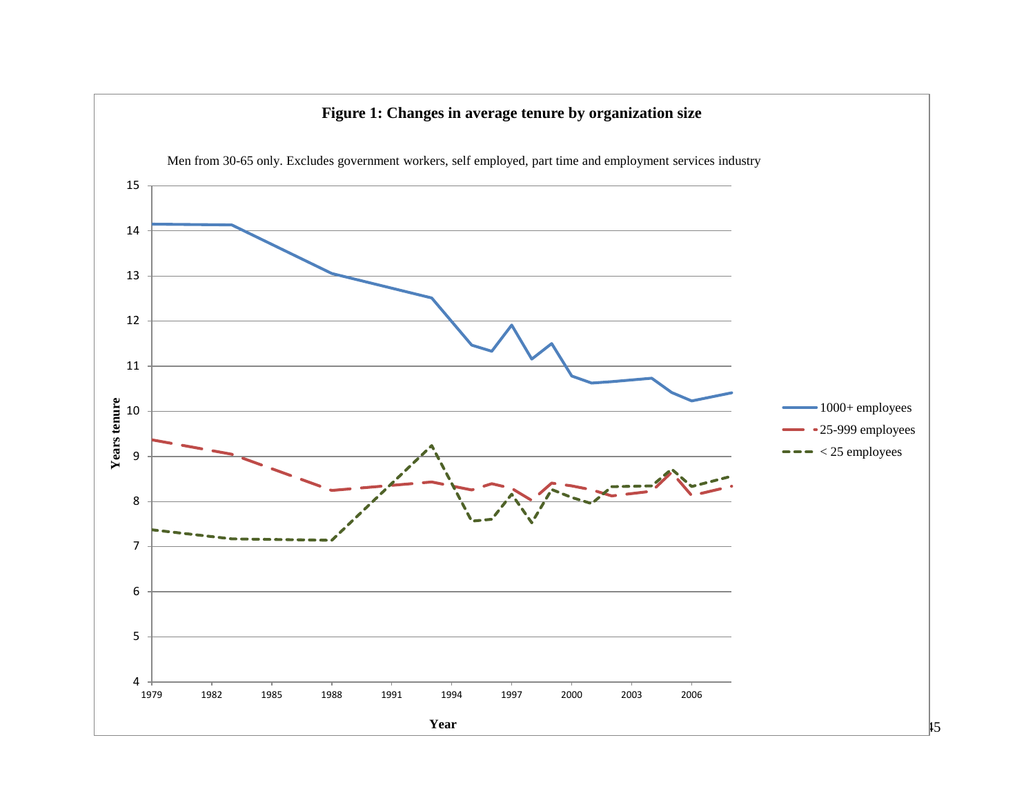**Figure 1: Changes in average tenure by organization size**

Men from 30-65 only. Excludes government workers, self employed, part time and employment services industry

Years tenure

15
14
13
12
11
10
9
8
7
6
5
4

1979 1982 1985 1988 1991 1994 1997 2000 2003 2006

Year

1000+ employees
25-999 employees
< 25 employees